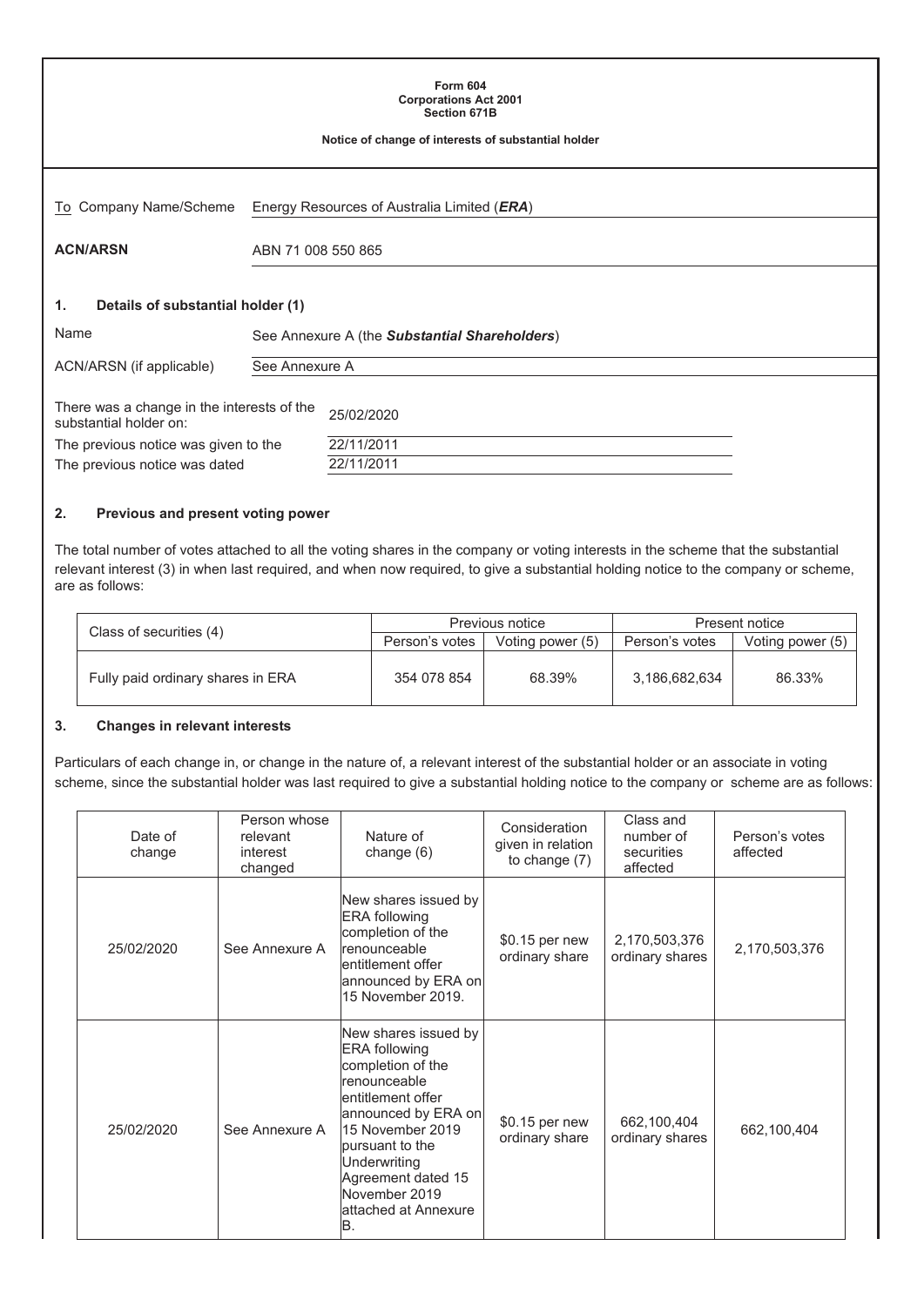**Form 604**
**Corporations Act 2001**
**Section 671B**

**Notice of change of interests of substantial holder**

To Company Name/Scheme: Energy Resources of Australia Limited (***ERA***)

**ACN/ARSN**: ABN 71 008 550 865

## 1. Details of substantial holder (1)

Name: See Annexure A (the ***Substantial Shareholders***)

ACN/ARSN (if applicable): See Annexure A

There was a change in the interests of the substantial holder on: 25/02/2020

The previous notice was given to the: 22/11/2011

The previous notice was dated: 22/11/2011

## 2. Previous and present voting power

The total number of votes attached to all the voting shares in the company or voting interests in the scheme that the substantial relevant interest (3) in when last required, and when now required, to give a substantial holding notice to the company or scheme, are as follows:

| Class of securities (4) | Previous notice | | Present notice | |
|---|---|---|---|---|
| | Person's votes | Voting power (5) | Person's votes | Voting power (5) |
| Fully paid ordinary shares in ERA | 354 078 854 | 68.39% | 3,186,682,634 | 86.33% |

## 3. Changes in relevant interests

Particulars of each change in, or change in the nature of, a relevant interest of the substantial holder or an associate in voting scheme, since the substantial holder was last required to give a substantial holding notice to the company or scheme are as follows:

| Date of change | Person whose relevant interest changed | Nature of change (6) | Consideration given in relation to change (7) | Class and number of securities affected | Person's votes affected |
|---|---|---|---|---|---|
| 25/02/2020 | See Annexure A | New shares issued by ERA following completion of the renounceable entitlement offer announced by ERA on 15 November 2019. | $0.15 per new ordinary share | 2,170,503,376 ordinary shares | 2,170,503,376 |
| 25/02/2020 | See Annexure A | New shares issued by ERA following completion of the renounceable entitlement offer announced by ERA on 15 November 2019 pursuant to the Underwriting Agreement dated 15 November 2019 attached at Annexure B. | $0.15 per new ordinary share | 662,100,404 ordinary shares | 662,100,404 |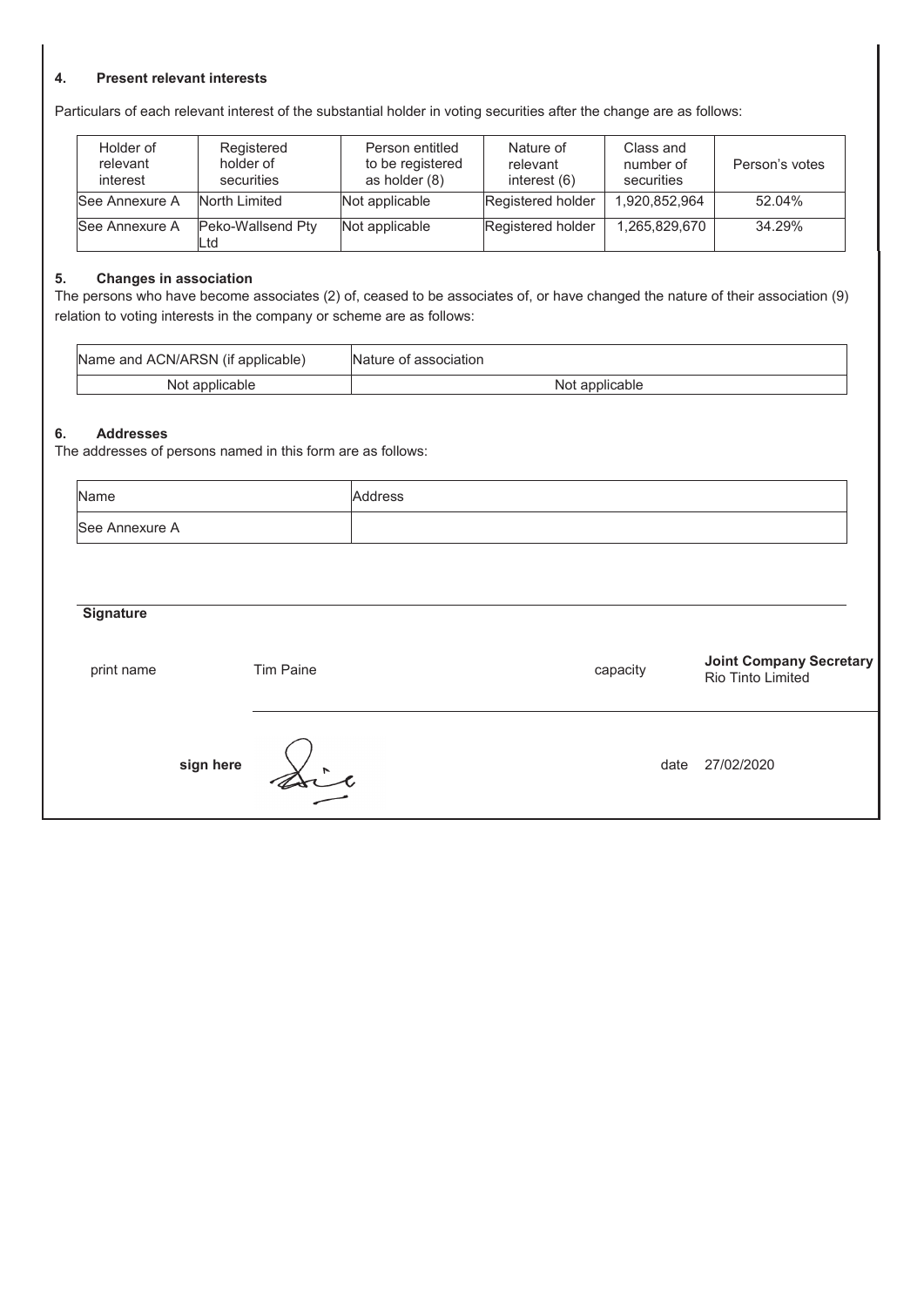## 4. Present relevant interests

Particulars of each relevant interest of the substantial holder in voting securities after the change are as follows:

| Holder of relevant interest | Registered holder of securities | Person entitled to be registered as holder (8) | Nature of relevant interest (6) | Class and number of securities | Person's votes |
|---|---|---|---|---|---|
| See Annexure A | North Limited | Not applicable | Registered holder | 1,920,852,964 | 52.04% |
| See Annexure A | Peko-Wallsend Pty Ltd | Not applicable | Registered holder | 1,265,829,670 | 34.29% |

## 5. Changes in association

The persons who have become associates (2) of, ceased to be associates of, or have changed the nature of their association (9) relation to voting interests in the company or scheme are as follows:

| Name and ACN/ARSN (if applicable) | Nature of association |
|---|---|
| Not applicable | Not applicable |

## 6. Addresses

The addresses of persons named in this form are as follows:

| Name | Address |
|---|---|
| See Annexure A | |

**Signature**

| | | | |
|---|---|---|---|
| print name | Tim Paine | capacity | **Joint Company Secretary** Rio Tinto Limited |
| **sign here** | | date | 27/02/2020 |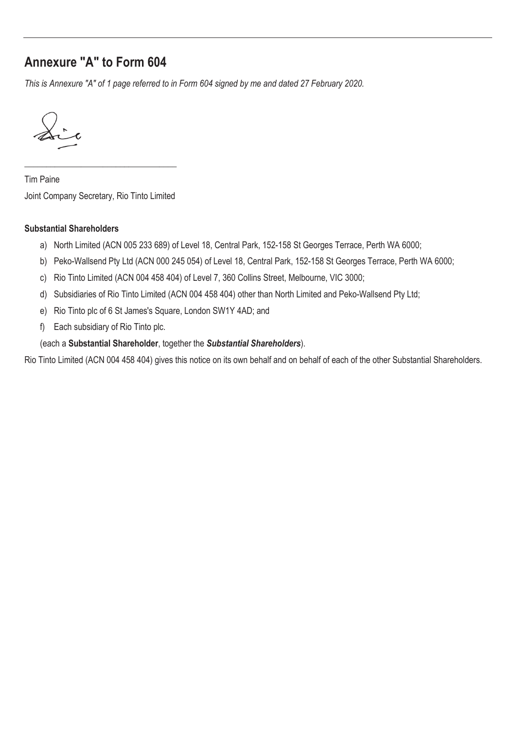## Annexure "A" to Form 604

*This is Annexure "A" of 1 page referred to in Form 604 signed by me and dated 27 February 2020.*

\_\_\_\_\_\_\_\_\_\_\_\_\_\_\_\_\_\_\_\_\_\_\_\_\_\_\_\_\_\_\_\_\_\_\_\_

Tim Paine

Joint Company Secretary, Rio Tinto Limited

**Substantial Shareholders**

a) North Limited (ACN 005 233 689) of Level 18, Central Park, 152-158 St Georges Terrace, Perth WA 6000;

b) Peko-Wallsend Pty Ltd (ACN 000 245 054) of Level 18, Central Park, 152-158 St Georges Terrace, Perth WA 6000;

c) Rio Tinto Limited (ACN 004 458 404) of Level 7, 360 Collins Street, Melbourne, VIC 3000;

d) Subsidiaries of Rio Tinto Limited (ACN 004 458 404) other than North Limited and Peko-Wallsend Pty Ltd;

e) Rio Tinto plc of 6 St James's Square, London SW1Y 4AD; and

f) Each subsidiary of Rio Tinto plc.

(each a **Substantial Shareholder**, together the ***Substantial Shareholders***).

Rio Tinto Limited (ACN 004 458 404) gives this notice on its own behalf and on behalf of each of the other Substantial Shareholders.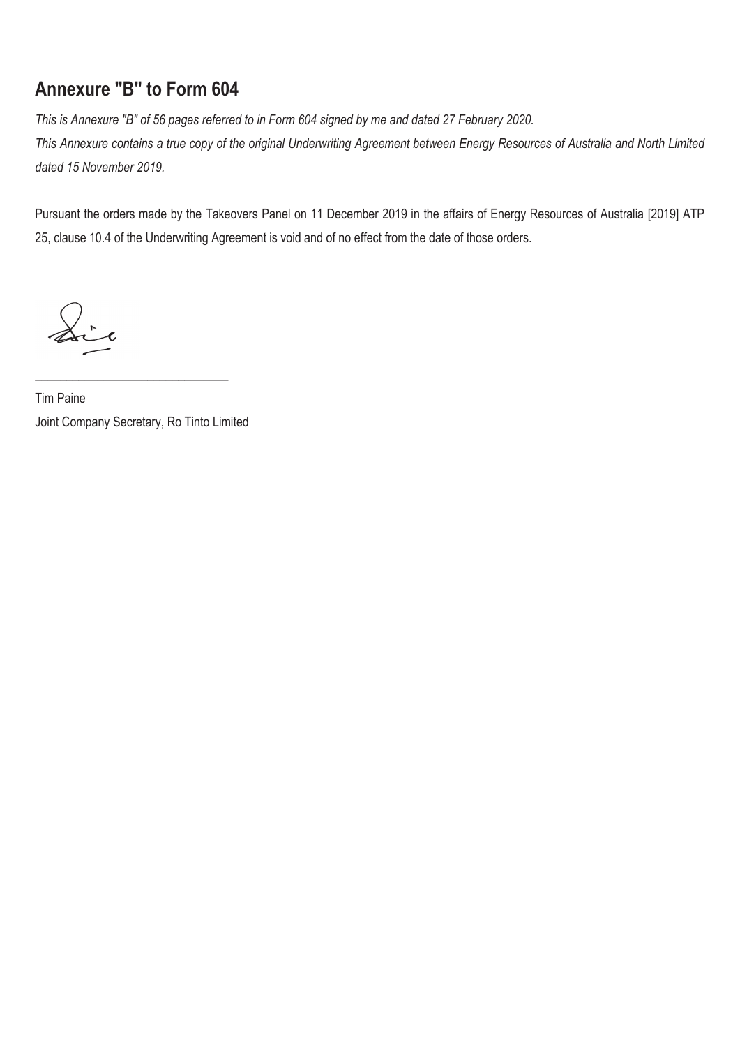## Annexure "B" to Form 604

*This is Annexure "B" of 56 pages referred to in Form 604 signed by me and dated 27 February 2020.*

*This Annexure contains a true copy of the original Underwriting Agreement between Energy Resources of Australia and North Limited dated 15 November 2019.*

Pursuant the orders made by the Takeovers Panel on 11 December 2019 in the affairs of Energy Resources of Australia [2019] ATP 25, clause 10.4 of the Underwriting Agreement is void and of no effect from the date of those orders.

\_\_\_\_\_\_\_\_\_\_\_\_\_\_\_\_\_\_\_\_\_\_\_\_\_\_\_\_\_\_

Tim Paine

Joint Company Secretary, Ro Tinto Limited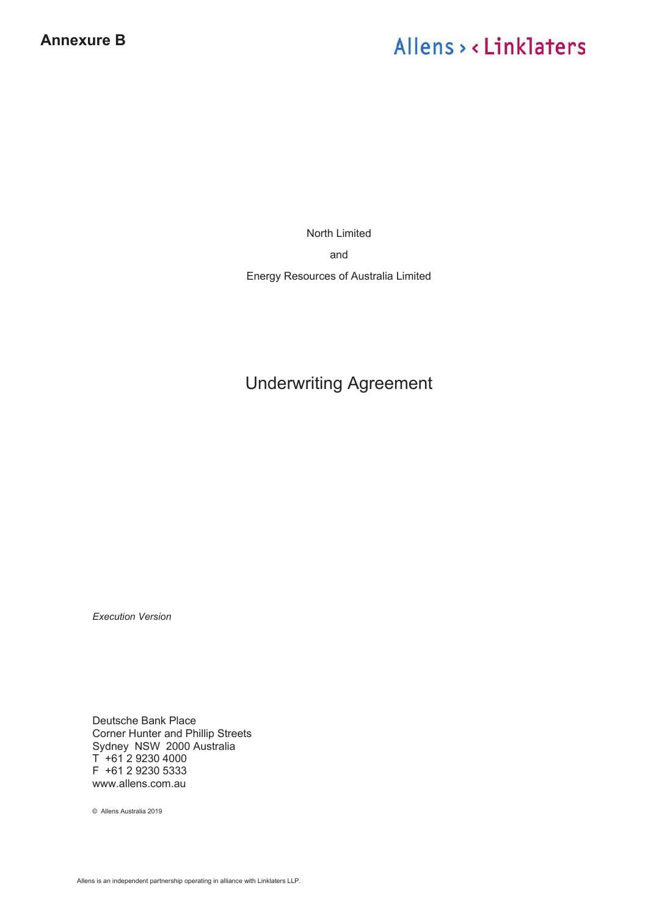**Annexure B**

Allens > < Linklaters

North Limited

and

Energy Resources of Australia Limited

# Underwriting Agreement

*Execution Version*

Deutsche Bank Place
Corner Hunter and Phillip Streets
Sydney NSW 2000 Australia
T +61 2 9230 4000
F +61 2 9230 5333
www.allens.com.au

© Allens Australia 2019

Allens is an independent partnership operating in alliance with Linklaters LLP.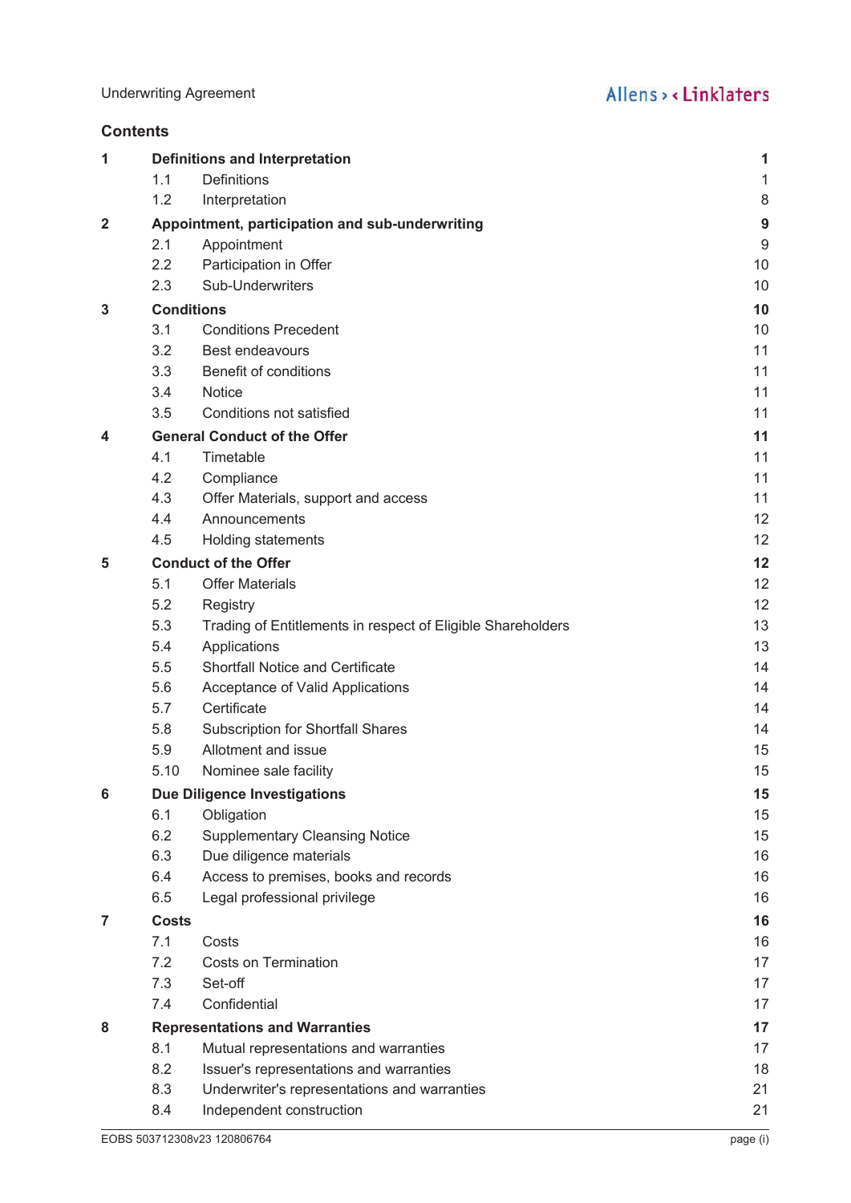## Contents

| | | |
|---|---|---|
| **1** | **Definitions and Interpretation** | **1** |
| | 1.1 Definitions | 1 |
| | 1.2 Interpretation | 8 |
| **2** | **Appointment, participation and sub-underwriting** | **9** |
| | 2.1 Appointment | 9 |
| | 2.2 Participation in Offer | 10 |
| | 2.3 Sub-Underwriters | 10 |
| **3** | **Conditions** | **10** |
| | 3.1 Conditions Precedent | 10 |
| | 3.2 Best endeavours | 11 |
| | 3.3 Benefit of conditions | 11 |
| | 3.4 Notice | 11 |
| | 3.5 Conditions not satisfied | 11 |
| **4** | **General Conduct of the Offer** | **11** |
| | 4.1 Timetable | 11 |
| | 4.2 Compliance | 11 |
| | 4.3 Offer Materials, support and access | 11 |
| | 4.4 Announcements | 12 |
| | 4.5 Holding statements | 12 |
| **5** | **Conduct of the Offer** | **12** |
| | 5.1 Offer Materials | 12 |
| | 5.2 Registry | 12 |
| | 5.3 Trading of Entitlements in respect of Eligible Shareholders | 13 |
| | 5.4 Applications | 13 |
| | 5.5 Shortfall Notice and Certificate | 14 |
| | 5.6 Acceptance of Valid Applications | 14 |
| | 5.7 Certificate | 14 |
| | 5.8 Subscription for Shortfall Shares | 14 |
| | 5.9 Allotment and issue | 15 |
| | 5.10 Nominee sale facility | 15 |
| **6** | **Due Diligence Investigations** | **15** |
| | 6.1 Obligation | 15 |
| | 6.2 Supplementary Cleansing Notice | 15 |
| | 6.3 Due diligence materials | 16 |
| | 6.4 Access to premises, books and records | 16 |
| | 6.5 Legal professional privilege | 16 |
| **7** | **Costs** | **16** |
| | 7.1 Costs | 16 |
| | 7.2 Costs on Termination | 17 |
| | 7.3 Set-off | 17 |
| | 7.4 Confidential | 17 |
| **8** | **Representations and Warranties** | **17** |
| | 8.1 Mutual representations and warranties | 17 |
| | 8.2 Issuer's representations and warranties | 18 |
| | 8.3 Underwriter's representations and warranties | 21 |
| | 8.4 Independent construction | 21 |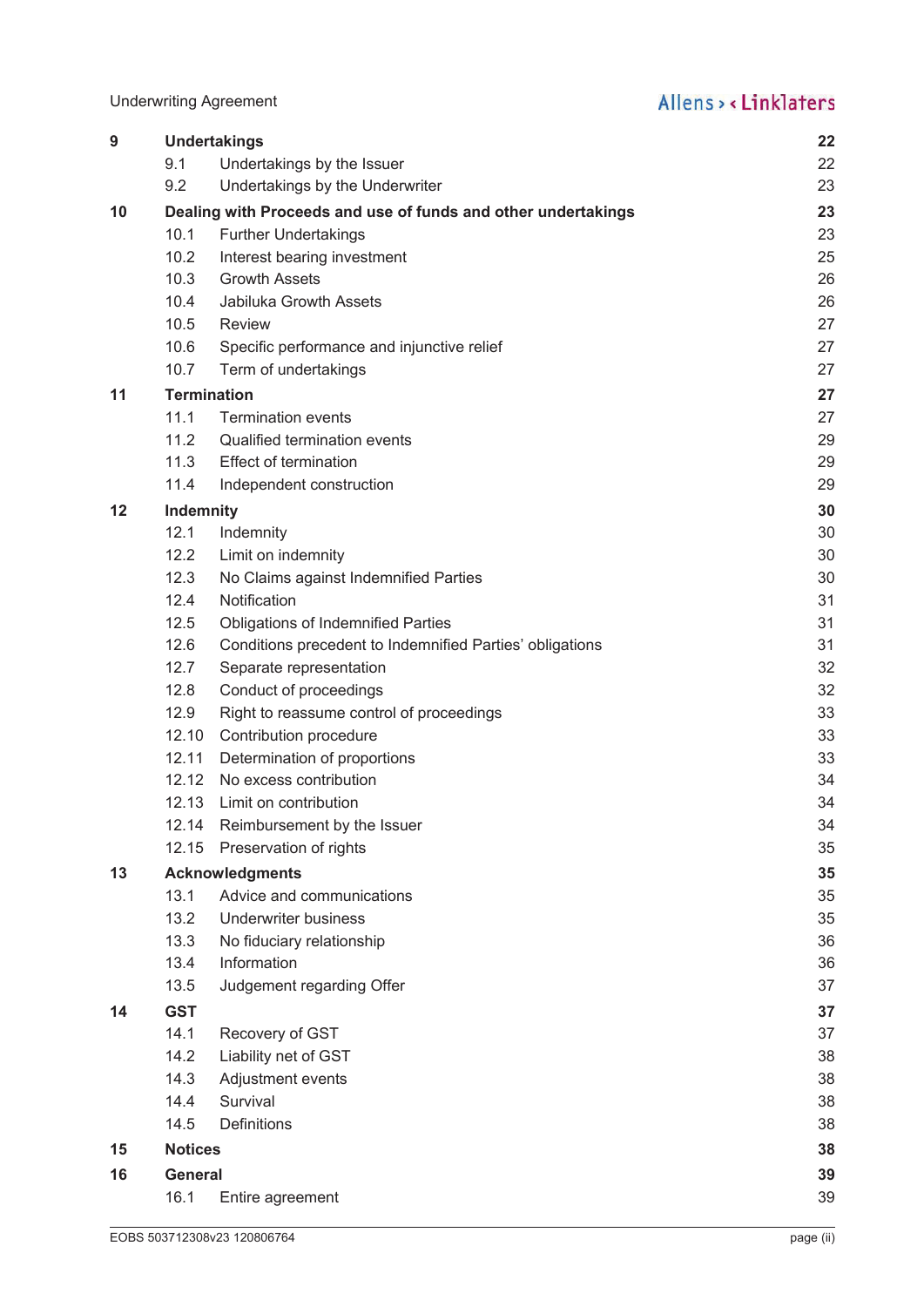| | | | |
|---|---|---|---|
| **9** | **Undertakings** | | **22** |
| | 9.1 | Undertakings by the Issuer | 22 |
| | 9.2 | Undertakings by the Underwriter | 23 |
| **10** | **Dealing with Proceeds and use of funds and other undertakings** | | **23** |
| | 10.1 | Further Undertakings | 23 |
| | 10.2 | Interest bearing investment | 25 |
| | 10.3 | Growth Assets | 26 |
| | 10.4 | Jabiluka Growth Assets | 26 |
| | 10.5 | Review | 27 |
| | 10.6 | Specific performance and injunctive relief | 27 |
| | 10.7 | Term of undertakings | 27 |
| **11** | **Termination** | | **27** |
| | 11.1 | Termination events | 27 |
| | 11.2 | Qualified termination events | 29 |
| | 11.3 | Effect of termination | 29 |
| | 11.4 | Independent construction | 29 |
| **12** | **Indemnity** | | **30** |
| | 12.1 | Indemnity | 30 |
| | 12.2 | Limit on indemnity | 30 |
| | 12.3 | No Claims against Indemnified Parties | 30 |
| | 12.4 | Notification | 31 |
| | 12.5 | Obligations of Indemnified Parties | 31 |
| | 12.6 | Conditions precedent to Indemnified Parties' obligations | 31 |
| | 12.7 | Separate representation | 32 |
| | 12.8 | Conduct of proceedings | 32 |
| | 12.9 | Right to reassume control of proceedings | 33 |
| | 12.10 | Contribution procedure | 33 |
| | 12.11 | Determination of proportions | 33 |
| | 12.12 | No excess contribution | 34 |
| | 12.13 | Limit on contribution | 34 |
| | 12.14 | Reimbursement by the Issuer | 34 |
| | 12.15 | Preservation of rights | 35 |
| **13** | **Acknowledgments** | | **35** |
| | 13.1 | Advice and communications | 35 |
| | 13.2 | Underwriter business | 35 |
| | 13.3 | No fiduciary relationship | 36 |
| | 13.4 | Information | 36 |
| | 13.5 | Judgement regarding Offer | 37 |
| **14** | **GST** | | **37** |
| | 14.1 | Recovery of GST | 37 |
| | 14.2 | Liability net of GST | 38 |
| | 14.3 | Adjustment events | 38 |
| | 14.4 | Survival | 38 |
| | 14.5 | Definitions | 38 |
| **15** | **Notices** | | **38** |
| **16** | **General** | | **39** |
| | 16.1 | Entire agreement | 39 |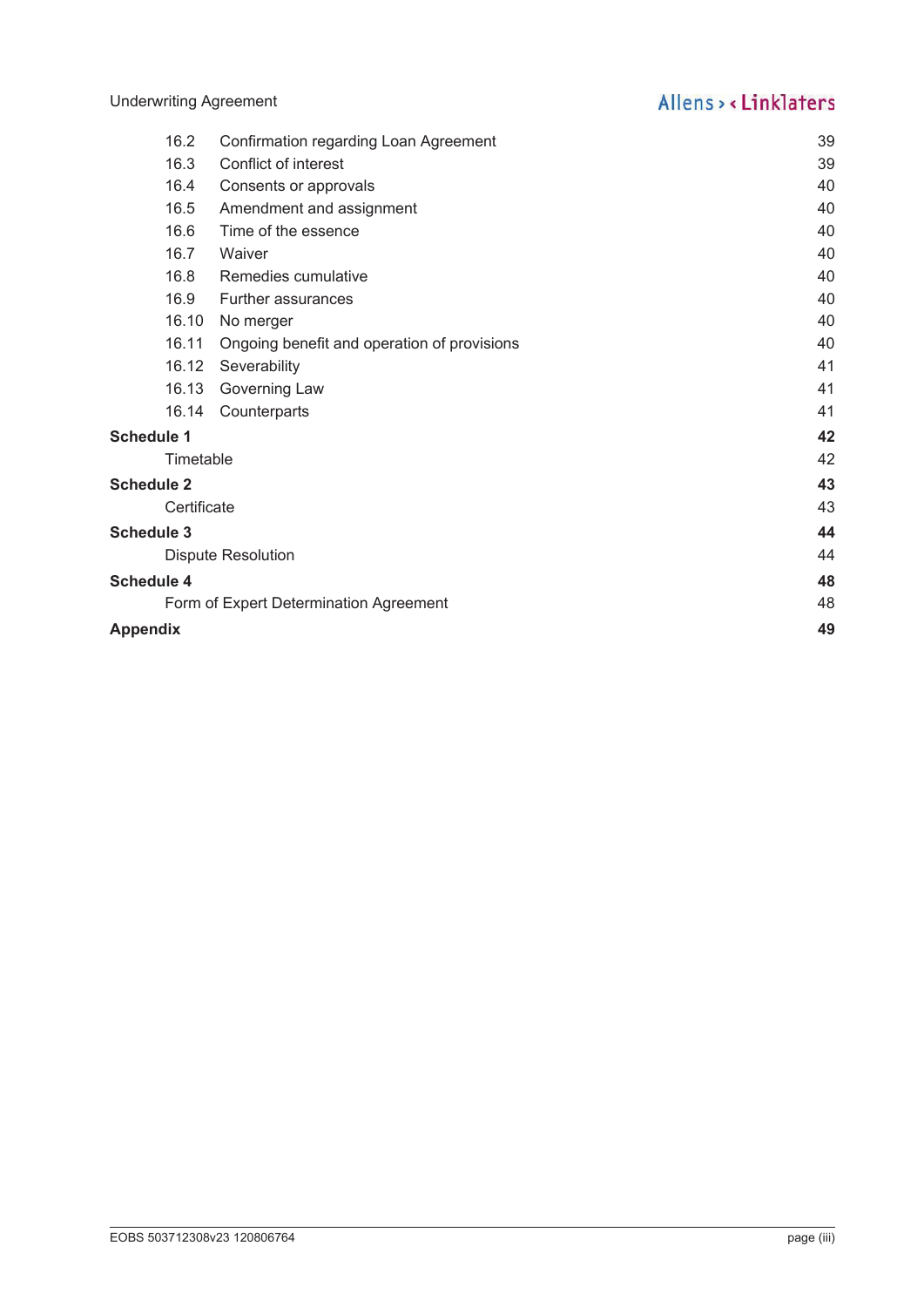| | | |
|---|---|---|
| 16.2 | Confirmation regarding Loan Agreement | 39 |
| 16.3 | Conflict of interest | 39 |
| 16.4 | Consents or approvals | 40 |
| 16.5 | Amendment and assignment | 40 |
| 16.6 | Time of the essence | 40 |
| 16.7 | Waiver | 40 |
| 16.8 | Remedies cumulative | 40 |
| 16.9 | Further assurances | 40 |
| 16.10 | No merger | 40 |
| 16.11 | Ongoing benefit and operation of provisions | 40 |
| 16.12 | Severability | 41 |
| 16.13 | Governing Law | 41 |
| 16.14 | Counterparts | 41 |
| **Schedule 1** | | **42** |
| | Timetable | 42 |
| **Schedule 2** | | **43** |
| | Certificate | 43 |
| **Schedule 3** | | **44** |
| | Dispute Resolution | 44 |
| **Schedule 4** | | **48** |
| | Form of Expert Determination Agreement | 48 |
| **Appendix** | | **49** |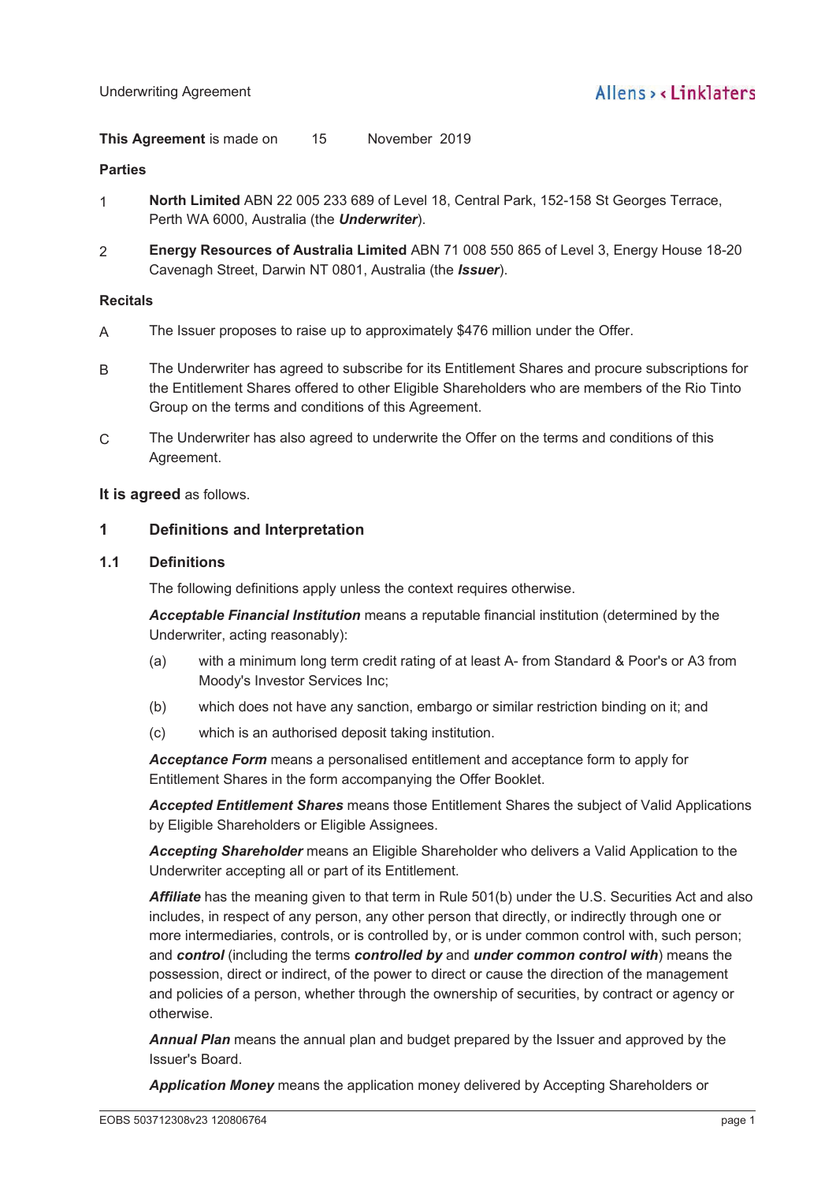**This Agreement** is made on 15 November 2019

**Parties**

1 **North Limited** ABN 22 005 233 689 of Level 18, Central Park, 152-158 St Georges Terrace, Perth WA 6000, Australia (the ***Underwriter***).

2 **Energy Resources of Australia Limited** ABN 71 008 550 865 of Level 3, Energy House 18-20 Cavenagh Street, Darwin NT 0801, Australia (the ***Issuer***).

**Recitals**

A The Issuer proposes to raise up to approximately $476 million under the Offer.

B The Underwriter has agreed to subscribe for its Entitlement Shares and procure subscriptions for the Entitlement Shares offered to other Eligible Shareholders who are members of the Rio Tinto Group on the terms and conditions of this Agreement.

C The Underwriter has also agreed to underwrite the Offer on the terms and conditions of this Agreement.

**It is agreed** as follows.

## 1 Definitions and Interpretation

### 1.1 Definitions

The following definitions apply unless the context requires otherwise.

***Acceptable Financial Institution*** means a reputable financial institution (determined by the Underwriter, acting reasonably):

(a) with a minimum long term credit rating of at least A- from Standard & Poor's or A3 from Moody's Investor Services Inc;

(b) which does not have any sanction, embargo or similar restriction binding on it; and

(c) which is an authorised deposit taking institution.

***Acceptance Form*** means a personalised entitlement and acceptance form to apply for Entitlement Shares in the form accompanying the Offer Booklet.

***Accepted Entitlement Shares*** means those Entitlement Shares the subject of Valid Applications by Eligible Shareholders or Eligible Assignees.

***Accepting Shareholder*** means an Eligible Shareholder who delivers a Valid Application to the Underwriter accepting all or part of its Entitlement.

***Affiliate*** has the meaning given to that term in Rule 501(b) under the U.S. Securities Act and also includes, in respect of any person, any other person that directly, or indirectly through one or more intermediaries, controls, or is controlled by, or is under common control with, such person; and ***control*** (including the terms ***controlled by*** and ***under common control with***) means the possession, direct or indirect, of the power to direct or cause the direction of the management and policies of a person, whether through the ownership of securities, by contract or agency or otherwise.

***Annual Plan*** means the annual plan and budget prepared by the Issuer and approved by the Issuer's Board.

***Application Money*** means the application money delivered by Accepting Shareholders or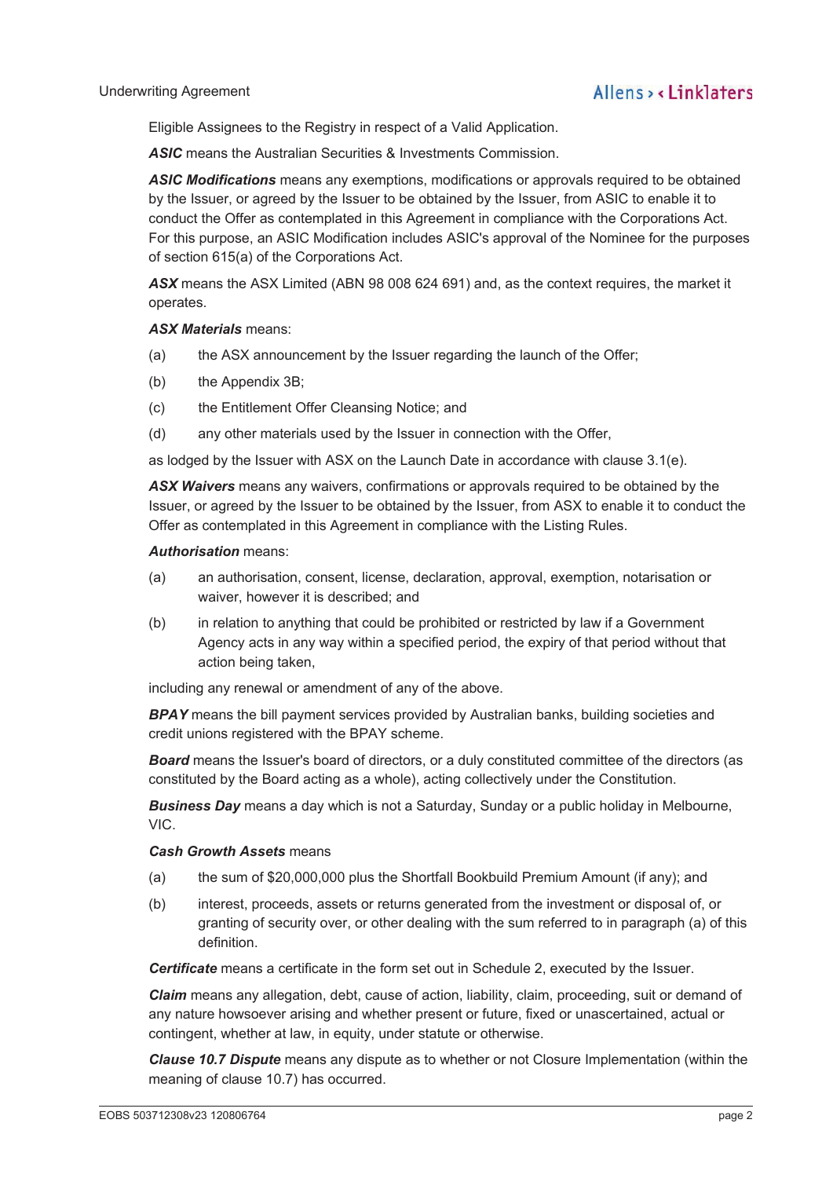Eligible Assignees to the Registry in respect of a Valid Application.

***ASIC*** means the Australian Securities & Investments Commission.

***ASIC Modifications*** means any exemptions, modifications or approvals required to be obtained by the Issuer, or agreed by the Issuer to be obtained by the Issuer, from ASIC to enable it to conduct the Offer as contemplated in this Agreement in compliance with the Corporations Act. For this purpose, an ASIC Modification includes ASIC's approval of the Nominee for the purposes of section 615(a) of the Corporations Act.

***ASX*** means the ASX Limited (ABN 98 008 624 691) and, as the context requires, the market it operates.

***ASX Materials*** means:

(a) the ASX announcement by the Issuer regarding the launch of the Offer;

(b) the Appendix 3B;

(c) the Entitlement Offer Cleansing Notice; and

(d) any other materials used by the Issuer in connection with the Offer,

as lodged by the Issuer with ASX on the Launch Date in accordance with clause 3.1(e).

***ASX Waivers*** means any waivers, confirmations or approvals required to be obtained by the Issuer, or agreed by the Issuer to be obtained by the Issuer, from ASX to enable it to conduct the Offer as contemplated in this Agreement in compliance with the Listing Rules.

***Authorisation*** means:

(a) an authorisation, consent, license, declaration, approval, exemption, notarisation or waiver, however it is described; and

(b) in relation to anything that could be prohibited or restricted by law if a Government Agency acts in any way within a specified period, the expiry of that period without that action being taken,

including any renewal or amendment of any of the above.

***BPAY*** means the bill payment services provided by Australian banks, building societies and credit unions registered with the BPAY scheme.

***Board*** means the Issuer's board of directors, or a duly constituted committee of the directors (as constituted by the Board acting as a whole), acting collectively under the Constitution.

***Business Day*** means a day which is not a Saturday, Sunday or a public holiday in Melbourne, VIC.

***Cash Growth Assets*** means

(a) the sum of $20,000,000 plus the Shortfall Bookbuild Premium Amount (if any); and

(b) interest, proceeds, assets or returns generated from the investment or disposal of, or granting of security over, or other dealing with the sum referred to in paragraph (a) of this definition.

***Certificate*** means a certificate in the form set out in Schedule 2, executed by the Issuer.

***Claim*** means any allegation, debt, cause of action, liability, claim, proceeding, suit or demand of any nature howsoever arising and whether present or future, fixed or unascertained, actual or contingent, whether at law, in equity, under statute or otherwise.

***Clause 10.7 Dispute*** means any dispute as to whether or not Closure Implementation (within the meaning of clause 10.7) has occurred.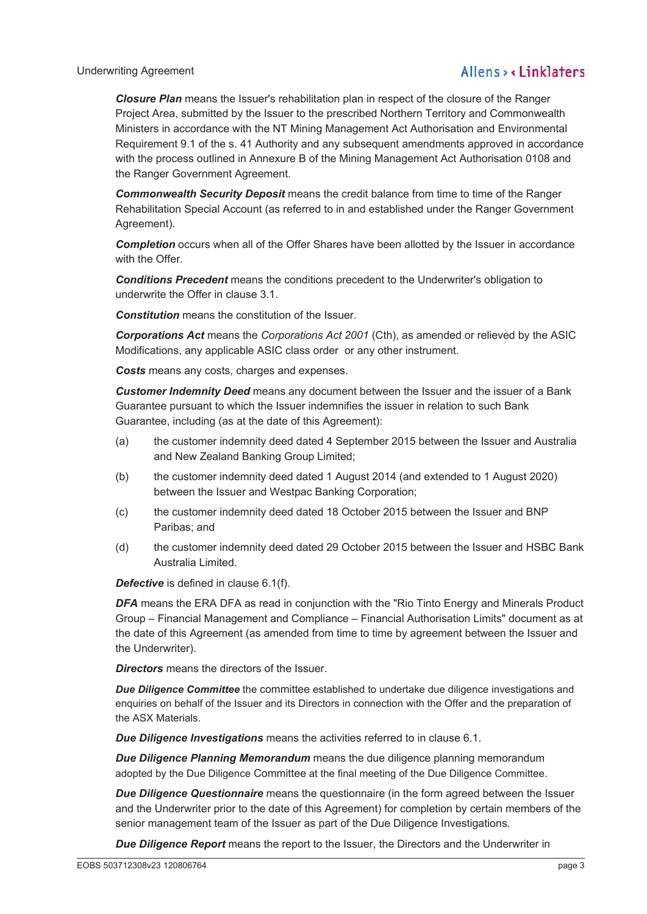***Closure Plan*** means the Issuer's rehabilitation plan in respect of the closure of the Ranger Project Area, submitted by the Issuer to the prescribed Northern Territory and Commonwealth Ministers in accordance with the NT Mining Management Act Authorisation and Environmental Requirement 9.1 of the s. 41 Authority and any subsequent amendments approved in accordance with the process outlined in Annexure B of the Mining Management Act Authorisation 0108 and the Ranger Government Agreement.

***Commonwealth Security Deposit*** means the credit balance from time to time of the Ranger Rehabilitation Special Account (as referred to in and established under the Ranger Government Agreement).

***Completion*** occurs when all of the Offer Shares have been allotted by the Issuer in accordance with the Offer.

***Conditions Precedent*** means the conditions precedent to the Underwriter's obligation to underwrite the Offer in clause 3.1.

***Constitution*** means the constitution of the Issuer.

***Corporations Act*** means the *Corporations Act 2001* (Cth), as amended or relieved by the ASIC Modifications, any applicable ASIC class order or any other instrument.

***Costs*** means any costs, charges and expenses.

***Customer Indemnity Deed*** means any document between the Issuer and the issuer of a Bank Guarantee pursuant to which the Issuer indemnifies the issuer in relation to such Bank Guarantee, including (as at the date of this Agreement):

(a) the customer indemnity deed dated 4 September 2015 between the Issuer and Australia and New Zealand Banking Group Limited;

(b) the customer indemnity deed dated 1 August 2014 (and extended to 1 August 2020) between the Issuer and Westpac Banking Corporation;

(c) the customer indemnity deed dated 18 October 2015 between the Issuer and BNP Paribas; and

(d) the customer indemnity deed dated 29 October 2015 between the Issuer and HSBC Bank Australia Limited.

***Defective*** is defined in clause 6.1(f).

***DFA*** means the ERA DFA as read in conjunction with the "Rio Tinto Energy and Minerals Product Group – Financial Management and Compliance – Financial Authorisation Limits" document as at the date of this Agreement (as amended from time to time by agreement between the Issuer and the Underwriter).

***Directors*** means the directors of the Issuer.

***Due Diligence Committee*** the committee established to undertake due diligence investigations and enquiries on behalf of the Issuer and its Directors in connection with the Offer and the preparation of the ASX Materials.

***Due Diligence Investigations*** means the activities referred to in clause 6.1.

***Due Diligence Planning Memorandum*** means the due diligence planning memorandum adopted by the Due Diligence Committee at the final meeting of the Due Diligence Committee.

***Due Diligence Questionnaire*** means the questionnaire (in the form agreed between the Issuer and the Underwriter prior to the date of this Agreement) for completion by certain members of the senior management team of the Issuer as part of the Due Diligence Investigations.

***Due Diligence Report*** means the report to the Issuer, the Directors and the Underwriter in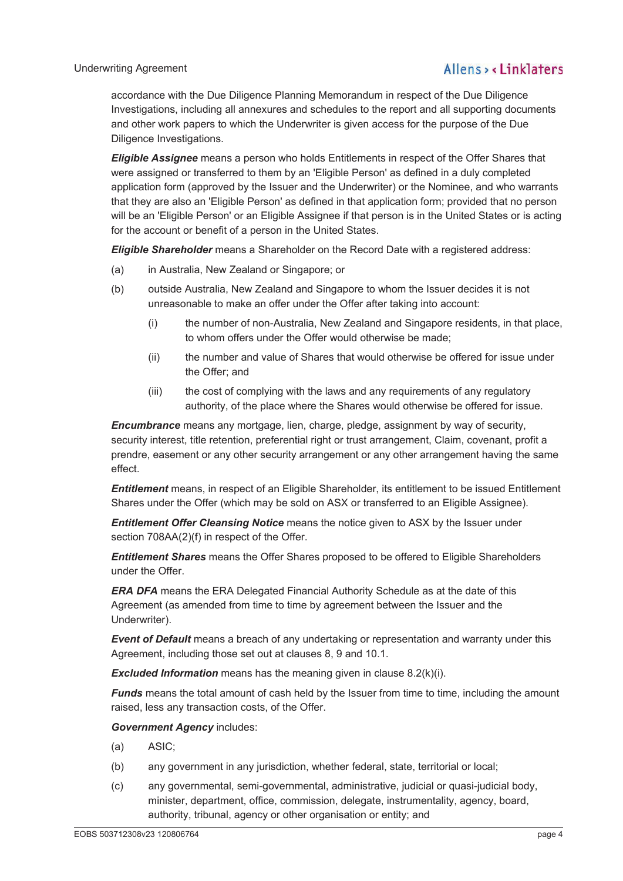accordance with the Due Diligence Planning Memorandum in respect of the Due Diligence Investigations, including all annexures and schedules to the report and all supporting documents and other work papers to which the Underwriter is given access for the purpose of the Due Diligence Investigations.

***Eligible Assignee*** means a person who holds Entitlements in respect of the Offer Shares that were assigned or transferred to them by an 'Eligible Person' as defined in a duly completed application form (approved by the Issuer and the Underwriter) or the Nominee, and who warrants that they are also an 'Eligible Person' as defined in that application form; provided that no person will be an 'Eligible Person' or an Eligible Assignee if that person is in the United States or is acting for the account or benefit of a person in the United States.

***Eligible Shareholder*** means a Shareholder on the Record Date with a registered address:

(a) in Australia, New Zealand or Singapore; or

(b) outside Australia, New Zealand and Singapore to whom the Issuer decides it is not unreasonable to make an offer under the Offer after taking into account:

   (i) the number of non-Australia, New Zealand and Singapore residents, in that place, to whom offers under the Offer would otherwise be made;

   (ii) the number and value of Shares that would otherwise be offered for issue under the Offer; and

   (iii) the cost of complying with the laws and any requirements of any regulatory authority, of the place where the Shares would otherwise be offered for issue.

***Encumbrance*** means any mortgage, lien, charge, pledge, assignment by way of security, security interest, title retention, preferential right or trust arrangement, Claim, covenant, profit a prendre, easement or any other security arrangement or any other arrangement having the same effect.

***Entitlement*** means, in respect of an Eligible Shareholder, its entitlement to be issued Entitlement Shares under the Offer (which may be sold on ASX or transferred to an Eligible Assignee).

***Entitlement Offer Cleansing Notice*** means the notice given to ASX by the Issuer under section 708AA(2)(f) in respect of the Offer.

***Entitlement Shares*** means the Offer Shares proposed to be offered to Eligible Shareholders under the Offer.

***ERA DFA*** means the ERA Delegated Financial Authority Schedule as at the date of this Agreement (as amended from time to time by agreement between the Issuer and the Underwriter).

***Event of Default*** means a breach of any undertaking or representation and warranty under this Agreement, including those set out at clauses 8, 9 and 10.1.

***Excluded Information*** means has the meaning given in clause 8.2(k)(i).

***Funds*** means the total amount of cash held by the Issuer from time to time, including the amount raised, less any transaction costs, of the Offer.

***Government Agency*** includes:

(a) ASIC;

(b) any government in any jurisdiction, whether federal, state, territorial or local;

(c) any governmental, semi-governmental, administrative, judicial or quasi-judicial body, minister, department, office, commission, delegate, instrumentality, agency, board, authority, tribunal, agency or other organisation or entity; and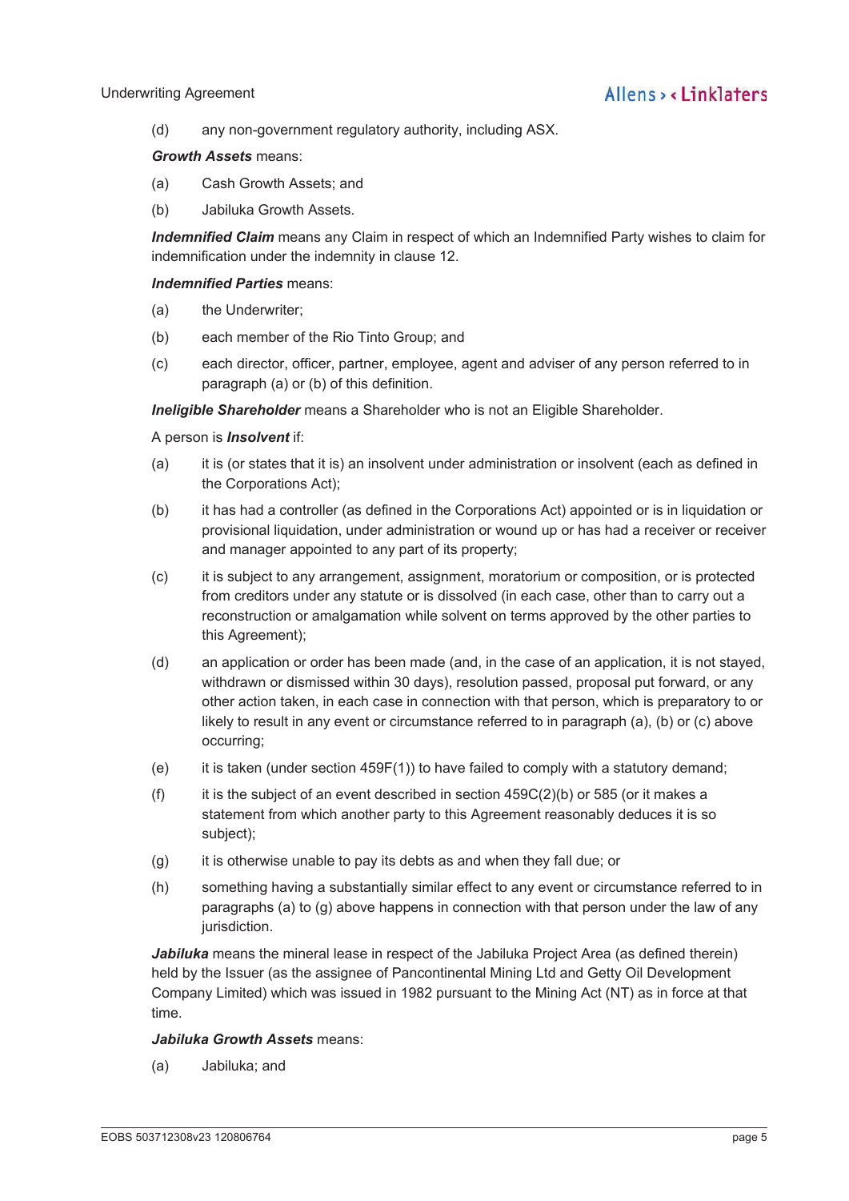(d) any non-government regulatory authority, including ASX.

***Growth Assets*** means:

(a) Cash Growth Assets; and

(b) Jabiluka Growth Assets.

***Indemnified Claim*** means any Claim in respect of which an Indemnified Party wishes to claim for indemnification under the indemnity in clause 12.

***Indemnified Parties*** means:

(a) the Underwriter;

(b) each member of the Rio Tinto Group; and

(c) each director, officer, partner, employee, agent and adviser of any person referred to in paragraph (a) or (b) of this definition.

***Ineligible Shareholder*** means a Shareholder who is not an Eligible Shareholder.

A person is ***Insolvent*** if:

(a) it is (or states that it is) an insolvent under administration or insolvent (each as defined in the Corporations Act);

(b) it has had a controller (as defined in the Corporations Act) appointed or is in liquidation or provisional liquidation, under administration or wound up or has had a receiver or receiver and manager appointed to any part of its property;

(c) it is subject to any arrangement, assignment, moratorium or composition, or is protected from creditors under any statute or is dissolved (in each case, other than to carry out a reconstruction or amalgamation while solvent on terms approved by the other parties to this Agreement);

(d) an application or order has been made (and, in the case of an application, it is not stayed, withdrawn or dismissed within 30 days), resolution passed, proposal put forward, or any other action taken, in each case in connection with that person, which is preparatory to or likely to result in any event or circumstance referred to in paragraph (a), (b) or (c) above occurring;

(e) it is taken (under section 459F(1)) to have failed to comply with a statutory demand;

(f) it is the subject of an event described in section 459C(2)(b) or 585 (or it makes a statement from which another party to this Agreement reasonably deduces it is so subject);

(g) it is otherwise unable to pay its debts as and when they fall due; or

(h) something having a substantially similar effect to any event or circumstance referred to in paragraphs (a) to (g) above happens in connection with that person under the law of any jurisdiction.

***Jabiluka*** means the mineral lease in respect of the Jabiluka Project Area (as defined therein) held by the Issuer (as the assignee of Pancontinental Mining Ltd and Getty Oil Development Company Limited) which was issued in 1982 pursuant to the Mining Act (NT) as in force at that time.

***Jabiluka Growth Assets*** means:

(a) Jabiluka; and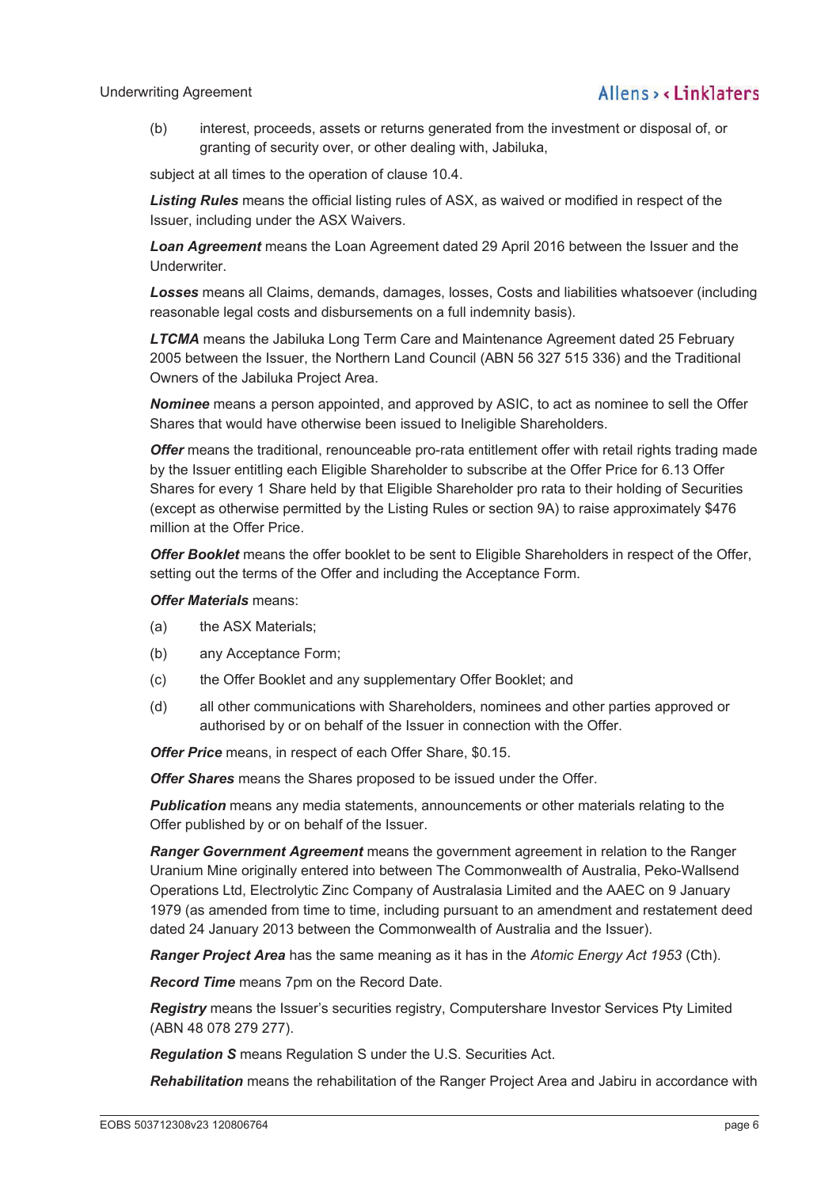(b) interest, proceeds, assets or returns generated from the investment or disposal of, or granting of security over, or other dealing with, Jabiluka,

subject at all times to the operation of clause 10.4.

***Listing Rules*** means the official listing rules of ASX, as waived or modified in respect of the Issuer, including under the ASX Waivers.

***Loan Agreement*** means the Loan Agreement dated 29 April 2016 between the Issuer and the Underwriter.

***Losses*** means all Claims, demands, damages, losses, Costs and liabilities whatsoever (including reasonable legal costs and disbursements on a full indemnity basis).

***LTCMA*** means the Jabiluka Long Term Care and Maintenance Agreement dated 25 February 2005 between the Issuer, the Northern Land Council (ABN 56 327 515 336) and the Traditional Owners of the Jabiluka Project Area.

***Nominee*** means a person appointed, and approved by ASIC, to act as nominee to sell the Offer Shares that would have otherwise been issued to Ineligible Shareholders.

***Offer*** means the traditional, renounceable pro-rata entitlement offer with retail rights trading made by the Issuer entitling each Eligible Shareholder to subscribe at the Offer Price for 6.13 Offer Shares for every 1 Share held by that Eligible Shareholder pro rata to their holding of Securities (except as otherwise permitted by the Listing Rules or section 9A) to raise approximately $476 million at the Offer Price.

***Offer Booklet*** means the offer booklet to be sent to Eligible Shareholders in respect of the Offer, setting out the terms of the Offer and including the Acceptance Form.

***Offer Materials*** means:

(a) the ASX Materials;

(b) any Acceptance Form;

(c) the Offer Booklet and any supplementary Offer Booklet; and

(d) all other communications with Shareholders, nominees and other parties approved or authorised by or on behalf of the Issuer in connection with the Offer.

***Offer Price*** means, in respect of each Offer Share, $0.15.

***Offer Shares*** means the Shares proposed to be issued under the Offer.

***Publication*** means any media statements, announcements or other materials relating to the Offer published by or on behalf of the Issuer.

***Ranger Government Agreement*** means the government agreement in relation to the Ranger Uranium Mine originally entered into between The Commonwealth of Australia, Peko-Wallsend Operations Ltd, Electrolytic Zinc Company of Australasia Limited and the AAEC on 9 January 1979 (as amended from time to time, including pursuant to an amendment and restatement deed dated 24 January 2013 between the Commonwealth of Australia and the Issuer).

***Ranger Project Area*** has the same meaning as it has in the *Atomic Energy Act 1953* (Cth).

***Record Time*** means 7pm on the Record Date.

***Registry*** means the Issuer's securities registry, Computershare Investor Services Pty Limited (ABN 48 078 279 277).

***Regulation S*** means Regulation S under the U.S. Securities Act.

***Rehabilitation*** means the rehabilitation of the Ranger Project Area and Jabiru in accordance with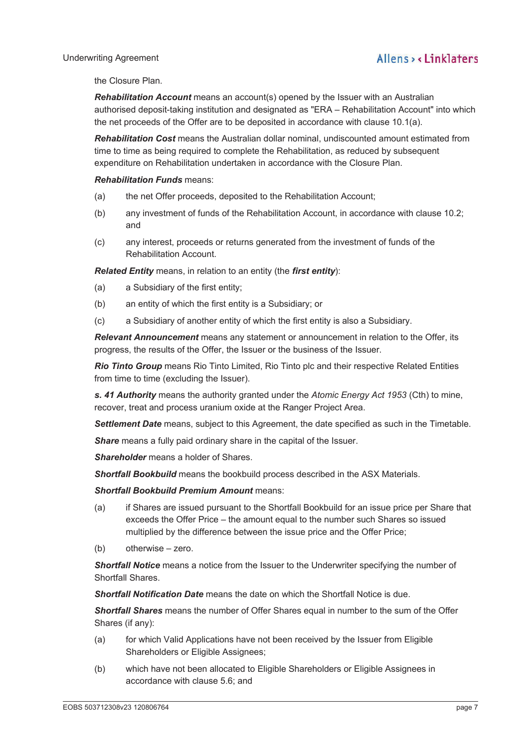the Closure Plan.

***Rehabilitation Account*** means an account(s) opened by the Issuer with an Australian authorised deposit-taking institution and designated as "ERA – Rehabilitation Account" into which the net proceeds of the Offer are to be deposited in accordance with clause 10.1(a).

***Rehabilitation Cost*** means the Australian dollar nominal, undiscounted amount estimated from time to time as being required to complete the Rehabilitation, as reduced by subsequent expenditure on Rehabilitation undertaken in accordance with the Closure Plan.

***Rehabilitation Funds*** means:

(a) the net Offer proceeds, deposited to the Rehabilitation Account;

(b) any investment of funds of the Rehabilitation Account, in accordance with clause 10.2; and

(c) any interest, proceeds or returns generated from the investment of funds of the Rehabilitation Account.

***Related Entity*** means, in relation to an entity (the ***first entity***):

(a) a Subsidiary of the first entity;

(b) an entity of which the first entity is a Subsidiary; or

(c) a Subsidiary of another entity of which the first entity is also a Subsidiary.

***Relevant Announcement*** means any statement or announcement in relation to the Offer, its progress, the results of the Offer, the Issuer or the business of the Issuer.

***Rio Tinto Group*** means Rio Tinto Limited, Rio Tinto plc and their respective Related Entities from time to time (excluding the Issuer).

***s. 41 Authority*** means the authority granted under the *Atomic Energy Act 1953* (Cth) to mine, recover, treat and process uranium oxide at the Ranger Project Area.

***Settlement Date*** means, subject to this Agreement, the date specified as such in the Timetable.

***Share*** means a fully paid ordinary share in the capital of the Issuer.

***Shareholder*** means a holder of Shares.

***Shortfall Bookbuild*** means the bookbuild process described in the ASX Materials.

***Shortfall Bookbuild Premium Amount*** means:

(a) if Shares are issued pursuant to the Shortfall Bookbuild for an issue price per Share that exceeds the Offer Price – the amount equal to the number such Shares so issued multiplied by the difference between the issue price and the Offer Price;

(b) otherwise – zero.

***Shortfall Notice*** means a notice from the Issuer to the Underwriter specifying the number of Shortfall Shares.

***Shortfall Notification Date*** means the date on which the Shortfall Notice is due.

***Shortfall Shares*** means the number of Offer Shares equal in number to the sum of the Offer Shares (if any):

(a) for which Valid Applications have not been received by the Issuer from Eligible Shareholders or Eligible Assignees;

(b) which have not been allocated to Eligible Shareholders or Eligible Assignees in accordance with clause 5.6; and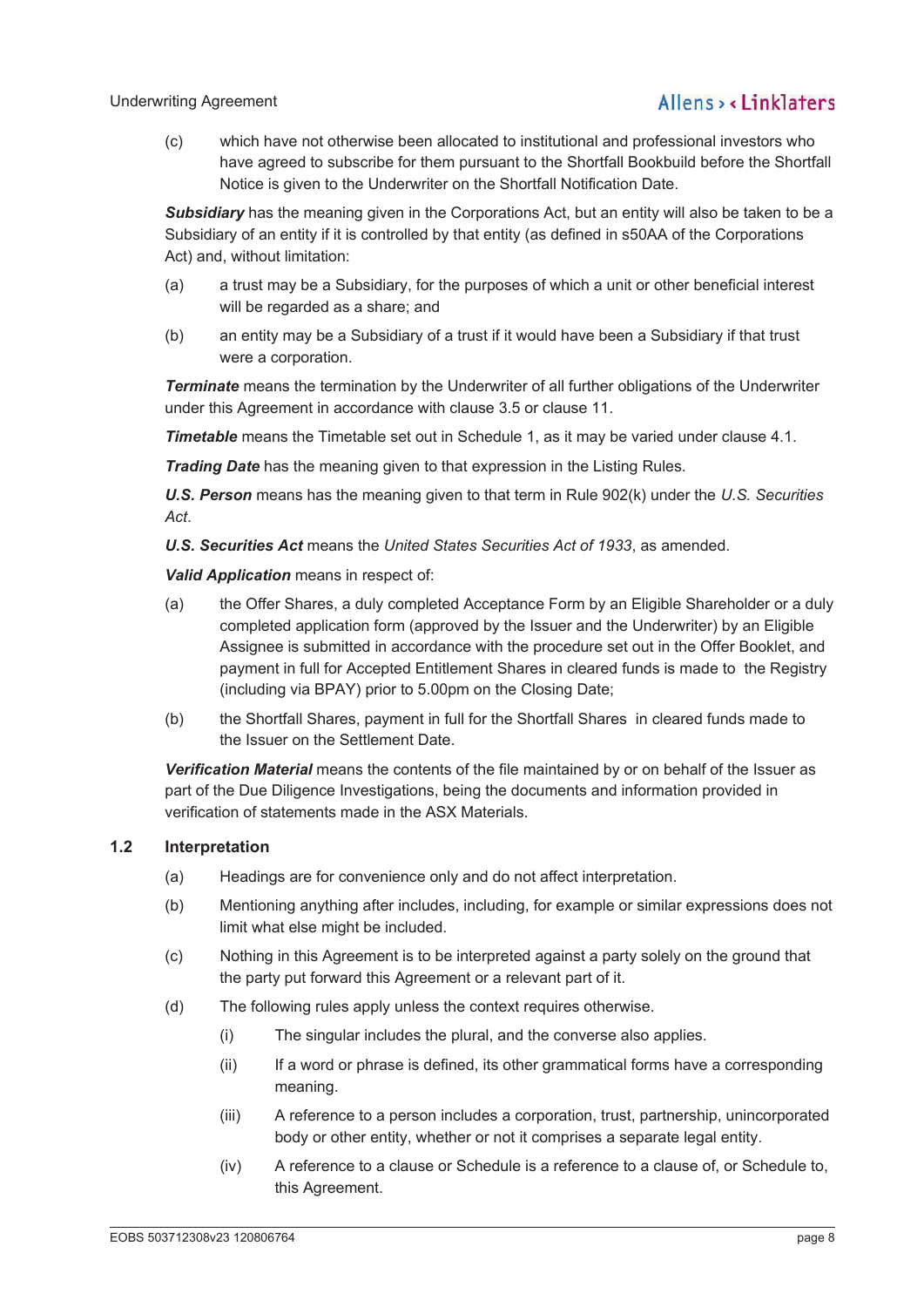(c) which have not otherwise been allocated to institutional and professional investors who have agreed to subscribe for them pursuant to the Shortfall Bookbuild before the Shortfall Notice is given to the Underwriter on the Shortfall Notification Date.

***Subsidiary*** has the meaning given in the Corporations Act, but an entity will also be taken to be a Subsidiary of an entity if it is controlled by that entity (as defined in s50AA of the Corporations Act) and, without limitation:

(a) a trust may be a Subsidiary, for the purposes of which a unit or other beneficial interest will be regarded as a share; and

(b) an entity may be a Subsidiary of a trust if it would have been a Subsidiary if that trust were a corporation.

***Terminate*** means the termination by the Underwriter of all further obligations of the Underwriter under this Agreement in accordance with clause 3.5 or clause 11.

***Timetable*** means the Timetable set out in Schedule 1, as it may be varied under clause 4.1.

***Trading Date*** has the meaning given to that expression in the Listing Rules.

***U.S. Person*** means has the meaning given to that term in Rule 902(k) under the *U.S. Securities Act*.

***U.S. Securities Act*** means the *United States Securities Act of 1933*, as amended.

***Valid Application*** means in respect of:

(a) the Offer Shares, a duly completed Acceptance Form by an Eligible Shareholder or a duly completed application form (approved by the Issuer and the Underwriter) by an Eligible Assignee is submitted in accordance with the procedure set out in the Offer Booklet, and payment in full for Accepted Entitlement Shares in cleared funds is made to the Registry (including via BPAY) prior to 5.00pm on the Closing Date;

(b) the Shortfall Shares, payment in full for the Shortfall Shares in cleared funds made to the Issuer on the Settlement Date.

***Verification Material*** means the contents of the file maintained by or on behalf of the Issuer as part of the Due Diligence Investigations, being the documents and information provided in verification of statements made in the ASX Materials.

### 1.2 Interpretation

(a) Headings are for convenience only and do not affect interpretation.

(b) Mentioning anything after includes, including, for example or similar expressions does not limit what else might be included.

(c) Nothing in this Agreement is to be interpreted against a party solely on the ground that the party put forward this Agreement or a relevant part of it.

(d) The following rules apply unless the context requires otherwise.

  (i) The singular includes the plural, and the converse also applies.

  (ii) If a word or phrase is defined, its other grammatical forms have a corresponding meaning.

  (iii) A reference to a person includes a corporation, trust, partnership, unincorporated body or other entity, whether or not it comprises a separate legal entity.

  (iv) A reference to a clause or Schedule is a reference to a clause of, or Schedule to, this Agreement.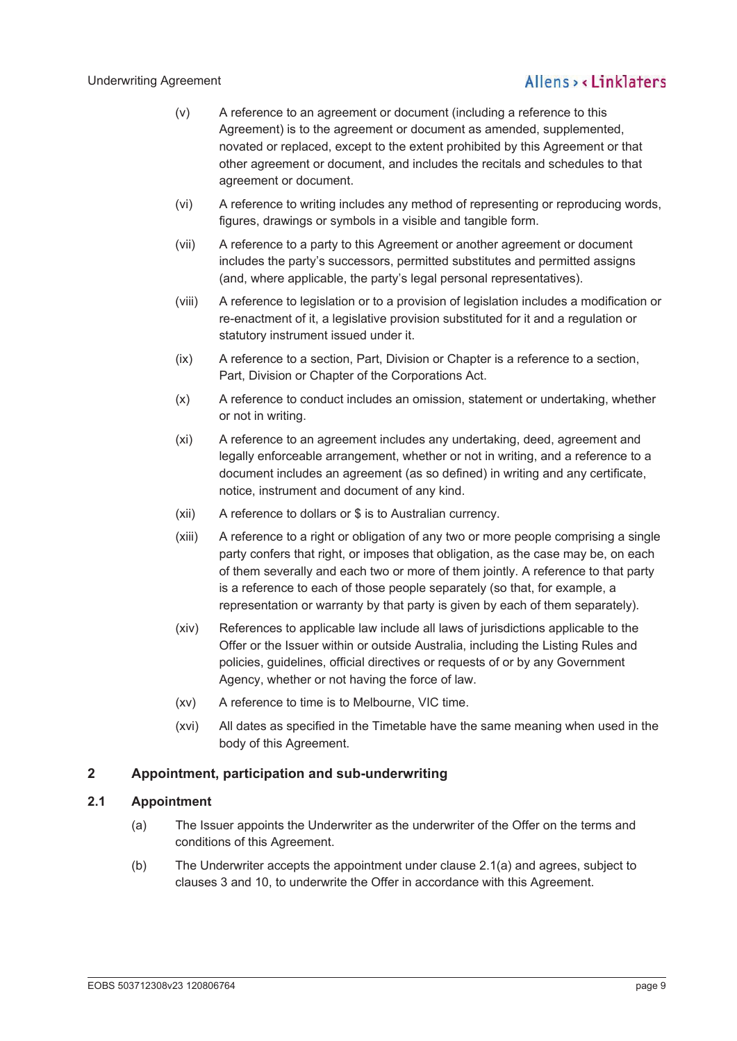(v) A reference to an agreement or document (including a reference to this Agreement) is to the agreement or document as amended, supplemented, novated or replaced, except to the extent prohibited by this Agreement or that other agreement or document, and includes the recitals and schedules to that agreement or document.

(vi) A reference to writing includes any method of representing or reproducing words, figures, drawings or symbols in a visible and tangible form.

(vii) A reference to a party to this Agreement or another agreement or document includes the party's successors, permitted substitutes and permitted assigns (and, where applicable, the party's legal personal representatives).

(viii) A reference to legislation or to a provision of legislation includes a modification or re-enactment of it, a legislative provision substituted for it and a regulation or statutory instrument issued under it.

(ix) A reference to a section, Part, Division or Chapter is a reference to a section, Part, Division or Chapter of the Corporations Act.

(x) A reference to conduct includes an omission, statement or undertaking, whether or not in writing.

(xi) A reference to an agreement includes any undertaking, deed, agreement and legally enforceable arrangement, whether or not in writing, and a reference to a document includes an agreement (as so defined) in writing and any certificate, notice, instrument and document of any kind.

(xii) A reference to dollars or $ is to Australian currency.

(xiii) A reference to a right or obligation of any two or more people comprising a single party confers that right, or imposes that obligation, as the case may be, on each of them severally and each two or more of them jointly. A reference to that party is a reference to each of those people separately (so that, for example, a representation or warranty by that party is given by each of them separately).

(xiv) References to applicable law include all laws of jurisdictions applicable to the Offer or the Issuer within or outside Australia, including the Listing Rules and policies, guidelines, official directives or requests of or by any Government Agency, whether or not having the force of law.

(xv) A reference to time is to Melbourne, VIC time.

(xvi) All dates as specified in the Timetable have the same meaning when used in the body of this Agreement.

## 2 Appointment, participation and sub-underwriting

### 2.1 Appointment

(a) The Issuer appoints the Underwriter as the underwriter of the Offer on the terms and conditions of this Agreement.

(b) The Underwriter accepts the appointment under clause 2.1(a) and agrees, subject to clauses 3 and 10, to underwrite the Offer in accordance with this Agreement.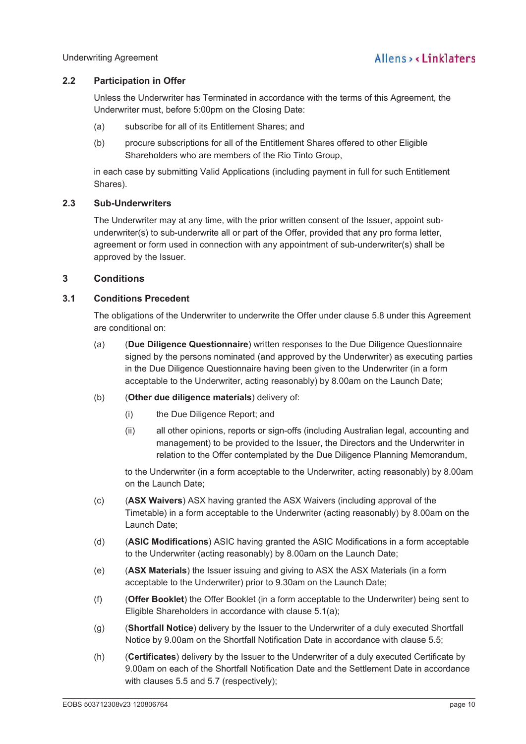### 2.2 Participation in Offer

Unless the Underwriter has Terminated in accordance with the terms of this Agreement, the Underwriter must, before 5:00pm on the Closing Date:

(a) subscribe for all of its Entitlement Shares; and

(b) procure subscriptions for all of the Entitlement Shares offered to other Eligible Shareholders who are members of the Rio Tinto Group,

in each case by submitting Valid Applications (including payment in full for such Entitlement Shares).

### 2.3 Sub-Underwriters

The Underwriter may at any time, with the prior written consent of the Issuer, appoint sub-underwriter(s) to sub-underwrite all or part of the Offer, provided that any pro forma letter, agreement or form used in connection with any appointment of sub-underwriter(s) shall be approved by the Issuer.

## 3 Conditions

### 3.1 Conditions Precedent

The obligations of the Underwriter to underwrite the Offer under clause 5.8 under this Agreement are conditional on:

(a) (**Due Diligence Questionnaire**) written responses to the Due Diligence Questionnaire signed by the persons nominated (and approved by the Underwriter) as executing parties in the Due Diligence Questionnaire having been given to the Underwriter (in a form acceptable to the Underwriter, acting reasonably) by 8.00am on the Launch Date;

(b) (**Other due diligence materials**) delivery of:

  (i) the Due Diligence Report; and

  (ii) all other opinions, reports or sign-offs (including Australian legal, accounting and management) to be provided to the Issuer, the Directors and the Underwriter in relation to the Offer contemplated by the Due Diligence Planning Memorandum,

to the Underwriter (in a form acceptable to the Underwriter, acting reasonably) by 8.00am on the Launch Date;

(c) (**ASX Waivers**) ASX having granted the ASX Waivers (including approval of the Timetable) in a form acceptable to the Underwriter (acting reasonably) by 8.00am on the Launch Date;

(d) (**ASIC Modifications**) ASIC having granted the ASIC Modifications in a form acceptable to the Underwriter (acting reasonably) by 8.00am on the Launch Date;

(e) (**ASX Materials**) the Issuer issuing and giving to ASX the ASX Materials (in a form acceptable to the Underwriter) prior to 9.30am on the Launch Date;

(f) (**Offer Booklet**) the Offer Booklet (in a form acceptable to the Underwriter) being sent to Eligible Shareholders in accordance with clause 5.1(a);

(g) (**Shortfall Notice**) delivery by the Issuer to the Underwriter of a duly executed Shortfall Notice by 9.00am on the Shortfall Notification Date in accordance with clause 5.5;

(h) (**Certificates**) delivery by the Issuer to the Underwriter of a duly executed Certificate by 9.00am on each of the Shortfall Notification Date and the Settlement Date in accordance with clauses 5.5 and 5.7 (respectively);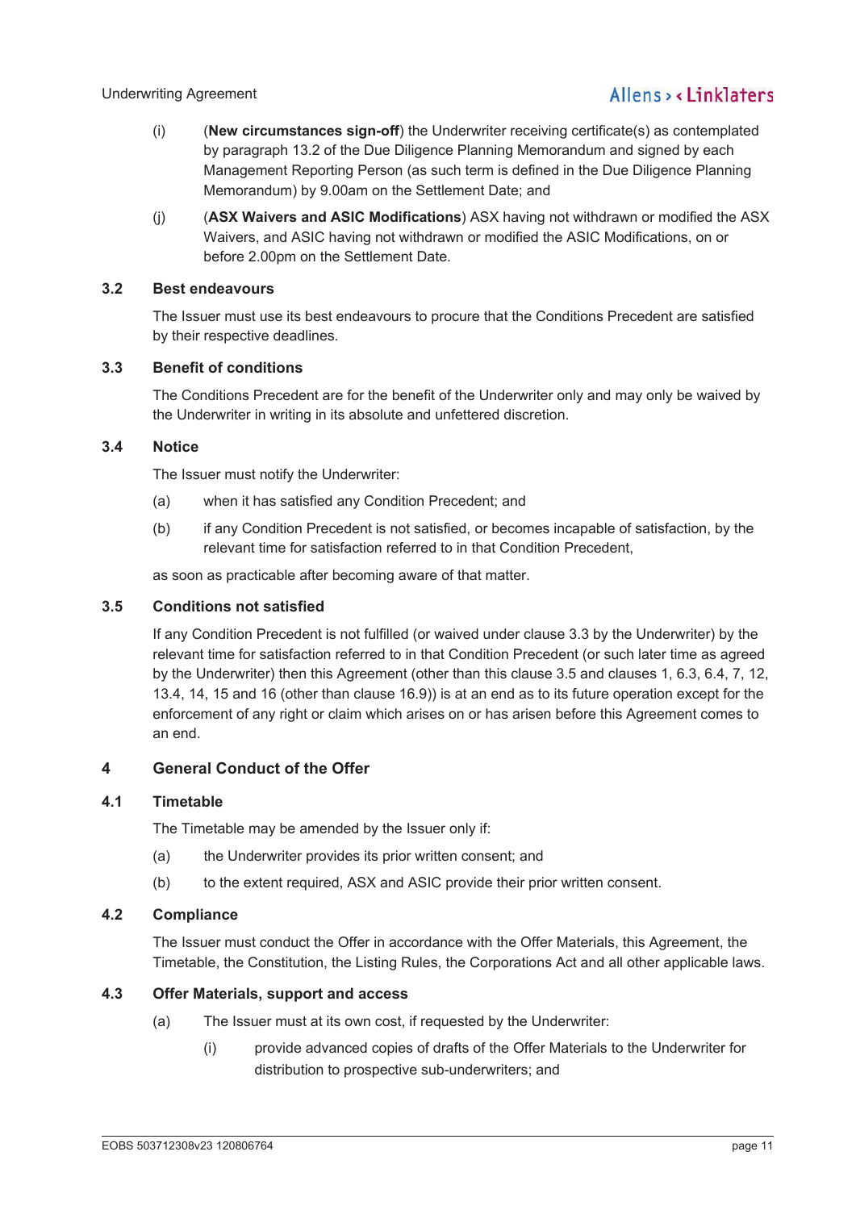(i) (**New circumstances sign-off**) the Underwriter receiving certificate(s) as contemplated by paragraph 13.2 of the Due Diligence Planning Memorandum and signed by each Management Reporting Person (as such term is defined in the Due Diligence Planning Memorandum) by 9.00am on the Settlement Date; and

(j) (**ASX Waivers and ASIC Modifications**) ASX having not withdrawn or modified the ASX Waivers, and ASIC having not withdrawn or modified the ASIC Modifications, on or before 2.00pm on the Settlement Date.

### 3.2 Best endeavours

The Issuer must use its best endeavours to procure that the Conditions Precedent are satisfied by their respective deadlines.

### 3.3 Benefit of conditions

The Conditions Precedent are for the benefit of the Underwriter only and may only be waived by the Underwriter in writing in its absolute and unfettered discretion.

### 3.4 Notice

The Issuer must notify the Underwriter:

(a) when it has satisfied any Condition Precedent; and

(b) if any Condition Precedent is not satisfied, or becomes incapable of satisfaction, by the relevant time for satisfaction referred to in that Condition Precedent,

as soon as practicable after becoming aware of that matter.

### 3.5 Conditions not satisfied

If any Condition Precedent is not fulfilled (or waived under clause 3.3 by the Underwriter) by the relevant time for satisfaction referred to in that Condition Precedent (or such later time as agreed by the Underwriter) then this Agreement (other than this clause 3.5 and clauses 1, 6.3, 6.4, 7, 12, 13.4, 14, 15 and 16 (other than clause 16.9)) is at an end as to its future operation except for the enforcement of any right or claim which arises on or has arisen before this Agreement comes to an end.

## 4 General Conduct of the Offer

### 4.1 Timetable

The Timetable may be amended by the Issuer only if:

(a) the Underwriter provides its prior written consent; and

(b) to the extent required, ASX and ASIC provide their prior written consent.

### 4.2 Compliance

The Issuer must conduct the Offer in accordance with the Offer Materials, this Agreement, the Timetable, the Constitution, the Listing Rules, the Corporations Act and all other applicable laws.

### 4.3 Offer Materials, support and access

(a) The Issuer must at its own cost, if requested by the Underwriter:

(i) provide advanced copies of drafts of the Offer Materials to the Underwriter for distribution to prospective sub-underwriters; and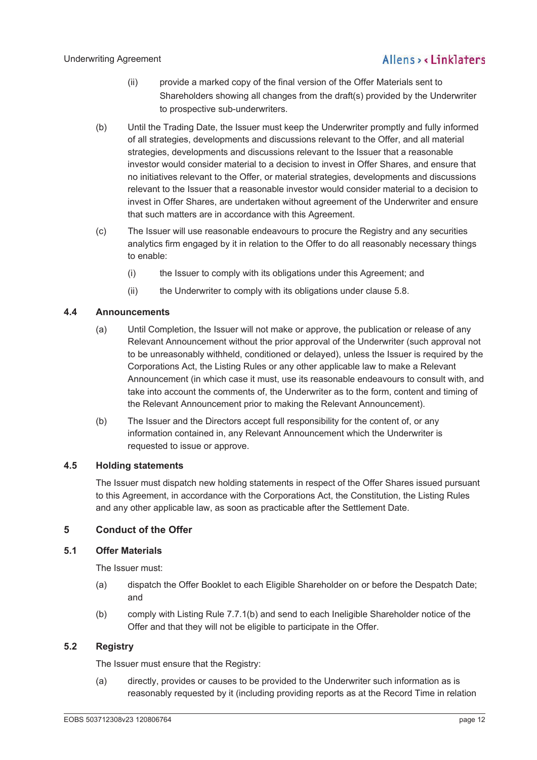(ii) provide a marked copy of the final version of the Offer Materials sent to Shareholders showing all changes from the draft(s) provided by the Underwriter to prospective sub-underwriters.

(b) Until the Trading Date, the Issuer must keep the Underwriter promptly and fully informed of all strategies, developments and discussions relevant to the Offer, and all material strategies, developments and discussions relevant to the Issuer that a reasonable investor would consider material to a decision to invest in Offer Shares, and ensure that no initiatives relevant to the Offer, or material strategies, developments and discussions relevant to the Issuer that a reasonable investor would consider material to a decision to invest in Offer Shares, are undertaken without agreement of the Underwriter and ensure that such matters are in accordance with this Agreement.

(c) The Issuer will use reasonable endeavours to procure the Registry and any securities analytics firm engaged by it in relation to the Offer to do all reasonably necessary things to enable:

(i) the Issuer to comply with its obligations under this Agreement; and

(ii) the Underwriter to comply with its obligations under clause 5.8.

### 4.4 Announcements

(a) Until Completion, the Issuer will not make or approve, the publication or release of any Relevant Announcement without the prior approval of the Underwriter (such approval not to be unreasonably withheld, conditioned or delayed), unless the Issuer is required by the Corporations Act, the Listing Rules or any other applicable law to make a Relevant Announcement (in which case it must, use its reasonable endeavours to consult with, and take into account the comments of, the Underwriter as to the form, content and timing of the Relevant Announcement prior to making the Relevant Announcement).

(b) The Issuer and the Directors accept full responsibility for the content of, or any information contained in, any Relevant Announcement which the Underwriter is requested to issue or approve.

### 4.5 Holding statements

The Issuer must dispatch new holding statements in respect of the Offer Shares issued pursuant to this Agreement, in accordance with the Corporations Act, the Constitution, the Listing Rules and any other applicable law, as soon as practicable after the Settlement Date.

## 5 Conduct of the Offer

### 5.1 Offer Materials

The Issuer must:

(a) dispatch the Offer Booklet to each Eligible Shareholder on or before the Despatch Date; and

(b) comply with Listing Rule 7.7.1(b) and send to each Ineligible Shareholder notice of the Offer and that they will not be eligible to participate in the Offer.

### 5.2 Registry

The Issuer must ensure that the Registry:

(a) directly, provides or causes to be provided to the Underwriter such information as is reasonably requested by it (including providing reports as at the Record Time in relation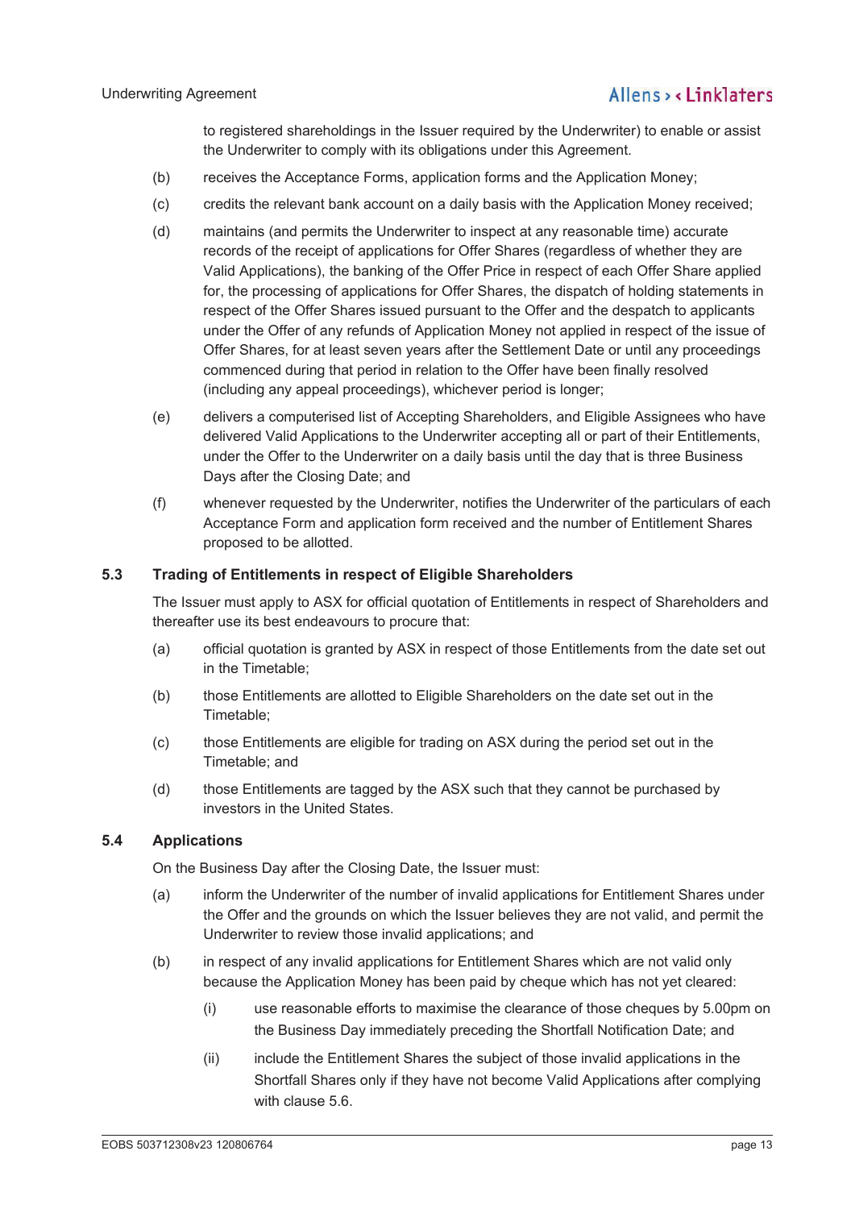to registered shareholdings in the Issuer required by the Underwriter) to enable or assist the Underwriter to comply with its obligations under this Agreement.

(b) receives the Acceptance Forms, application forms and the Application Money;

(c) credits the relevant bank account on a daily basis with the Application Money received;

(d) maintains (and permits the Underwriter to inspect at any reasonable time) accurate records of the receipt of applications for Offer Shares (regardless of whether they are Valid Applications), the banking of the Offer Price in respect of each Offer Share applied for, the processing of applications for Offer Shares, the dispatch of holding statements in respect of the Offer Shares issued pursuant to the Offer and the despatch to applicants under the Offer of any refunds of Application Money not applied in respect of the issue of Offer Shares, for at least seven years after the Settlement Date or until any proceedings commenced during that period in relation to the Offer have been finally resolved (including any appeal proceedings), whichever period is longer;

(e) delivers a computerised list of Accepting Shareholders, and Eligible Assignees who have delivered Valid Applications to the Underwriter accepting all or part of their Entitlements, under the Offer to the Underwriter on a daily basis until the day that is three Business Days after the Closing Date; and

(f) whenever requested by the Underwriter, notifies the Underwriter of the particulars of each Acceptance Form and application form received and the number of Entitlement Shares proposed to be allotted.

### 5.3 Trading of Entitlements in respect of Eligible Shareholders

The Issuer must apply to ASX for official quotation of Entitlements in respect of Shareholders and thereafter use its best endeavours to procure that:

(a) official quotation is granted by ASX in respect of those Entitlements from the date set out in the Timetable;

(b) those Entitlements are allotted to Eligible Shareholders on the date set out in the Timetable;

(c) those Entitlements are eligible for trading on ASX during the period set out in the Timetable; and

(d) those Entitlements are tagged by the ASX such that they cannot be purchased by investors in the United States.

### 5.4 Applications

On the Business Day after the Closing Date, the Issuer must:

(a) inform the Underwriter of the number of invalid applications for Entitlement Shares under the Offer and the grounds on which the Issuer believes they are not valid, and permit the Underwriter to review those invalid applications; and

(b) in respect of any invalid applications for Entitlement Shares which are not valid only because the Application Money has been paid by cheque which has not yet cleared:

   (i) use reasonable efforts to maximise the clearance of those cheques by 5.00pm on the Business Day immediately preceding the Shortfall Notification Date; and

   (ii) include the Entitlement Shares the subject of those invalid applications in the Shortfall Shares only if they have not become Valid Applications after complying with clause 5.6.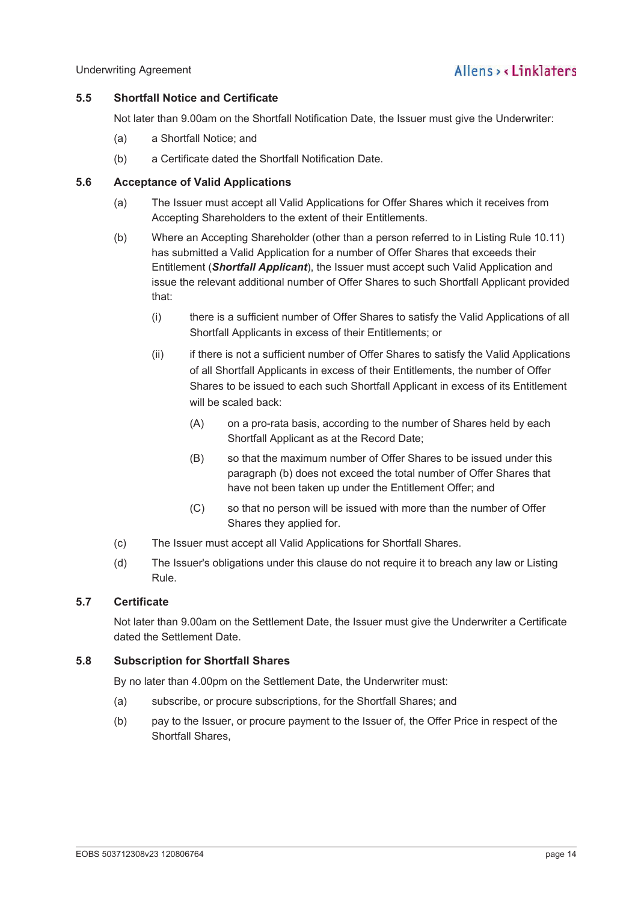### 5.5 Shortfall Notice and Certificate

Not later than 9.00am on the Shortfall Notification Date, the Issuer must give the Underwriter:

(a) a Shortfall Notice; and

(b) a Certificate dated the Shortfall Notification Date.

### 5.6 Acceptance of Valid Applications

(a) The Issuer must accept all Valid Applications for Offer Shares which it receives from Accepting Shareholders to the extent of their Entitlements.

(b) Where an Accepting Shareholder (other than a person referred to in Listing Rule 10.11) has submitted a Valid Application for a number of Offer Shares that exceeds their Entitlement (***Shortfall Applicant***), the Issuer must accept such Valid Application and issue the relevant additional number of Offer Shares to such Shortfall Applicant provided that:

(i) there is a sufficient number of Offer Shares to satisfy the Valid Applications of all Shortfall Applicants in excess of their Entitlements; or

(ii) if there is not a sufficient number of Offer Shares to satisfy the Valid Applications of all Shortfall Applicants in excess of their Entitlements, the number of Offer Shares to be issued to each such Shortfall Applicant in excess of its Entitlement will be scaled back:

(A) on a pro-rata basis, according to the number of Shares held by each Shortfall Applicant as at the Record Date;

(B) so that the maximum number of Offer Shares to be issued under this paragraph (b) does not exceed the total number of Offer Shares that have not been taken up under the Entitlement Offer; and

(C) so that no person will be issued with more than the number of Offer Shares they applied for.

(c) The Issuer must accept all Valid Applications for Shortfall Shares.

(d) The Issuer's obligations under this clause do not require it to breach any law or Listing Rule.

### 5.7 Certificate

Not later than 9.00am on the Settlement Date, the Issuer must give the Underwriter a Certificate dated the Settlement Date.

### 5.8 Subscription for Shortfall Shares

By no later than 4.00pm on the Settlement Date, the Underwriter must:

(a) subscribe, or procure subscriptions, for the Shortfall Shares; and

(b) pay to the Issuer, or procure payment to the Issuer of, the Offer Price in respect of the Shortfall Shares,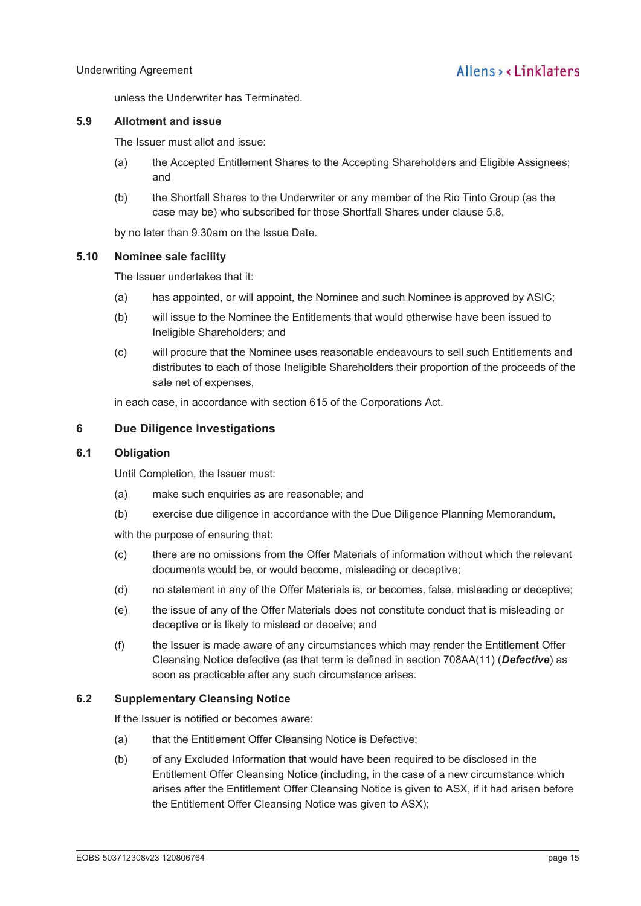unless the Underwriter has Terminated.

### 5.9 Allotment and issue

The Issuer must allot and issue:

(a) the Accepted Entitlement Shares to the Accepting Shareholders and Eligible Assignees; and

(b) the Shortfall Shares to the Underwriter or any member of the Rio Tinto Group (as the case may be) who subscribed for those Shortfall Shares under clause 5.8,

by no later than 9.30am on the Issue Date.

### 5.10 Nominee sale facility

The Issuer undertakes that it:

(a) has appointed, or will appoint, the Nominee and such Nominee is approved by ASIC;

(b) will issue to the Nominee the Entitlements that would otherwise have been issued to Ineligible Shareholders; and

(c) will procure that the Nominee uses reasonable endeavours to sell such Entitlements and distributes to each of those Ineligible Shareholders their proportion of the proceeds of the sale net of expenses,

in each case, in accordance with section 615 of the Corporations Act.

## 6 Due Diligence Investigations

### 6.1 Obligation

Until Completion, the Issuer must:

(a) make such enquiries as are reasonable; and

(b) exercise due diligence in accordance with the Due Diligence Planning Memorandum,

with the purpose of ensuring that:

(c) there are no omissions from the Offer Materials of information without which the relevant documents would be, or would become, misleading or deceptive;

(d) no statement in any of the Offer Materials is, or becomes, false, misleading or deceptive;

(e) the issue of any of the Offer Materials does not constitute conduct that is misleading or deceptive or is likely to mislead or deceive; and

(f) the Issuer is made aware of any circumstances which may render the Entitlement Offer Cleansing Notice defective (as that term is defined in section 708AA(11) (***Defective***) as soon as practicable after any such circumstance arises.

### 6.2 Supplementary Cleansing Notice

If the Issuer is notified or becomes aware:

(a) that the Entitlement Offer Cleansing Notice is Defective;

(b) of any Excluded Information that would have been required to be disclosed in the Entitlement Offer Cleansing Notice (including, in the case of a new circumstance which arises after the Entitlement Offer Cleansing Notice is given to ASX, if it had arisen before the Entitlement Offer Cleansing Notice was given to ASX);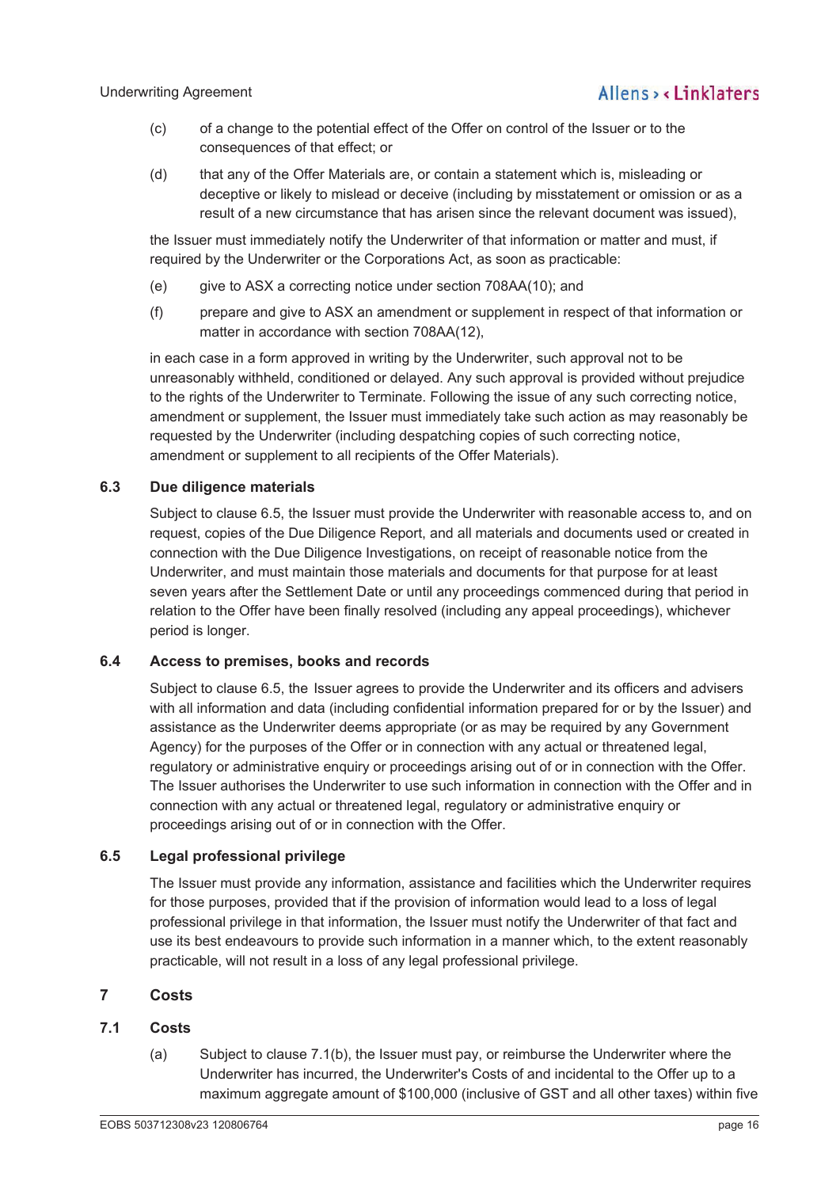(c) of a change to the potential effect of the Offer on control of the Issuer or to the consequences of that effect; or

(d) that any of the Offer Materials are, or contain a statement which is, misleading or deceptive or likely to mislead or deceive (including by misstatement or omission or as a result of a new circumstance that has arisen since the relevant document was issued),

the Issuer must immediately notify the Underwriter of that information or matter and must, if required by the Underwriter or the Corporations Act, as soon as practicable:

(e) give to ASX a correcting notice under section 708AA(10); and

(f) prepare and give to ASX an amendment or supplement in respect of that information or matter in accordance with section 708AA(12),

in each case in a form approved in writing by the Underwriter, such approval not to be unreasonably withheld, conditioned or delayed. Any such approval is provided without prejudice to the rights of the Underwriter to Terminate. Following the issue of any such correcting notice, amendment or supplement, the Issuer must immediately take such action as may reasonably be requested by the Underwriter (including despatching copies of such correcting notice, amendment or supplement to all recipients of the Offer Materials).

### 6.3 Due diligence materials

Subject to clause 6.5, the Issuer must provide the Underwriter with reasonable access to, and on request, copies of the Due Diligence Report, and all materials and documents used or created in connection with the Due Diligence Investigations, on receipt of reasonable notice from the Underwriter, and must maintain those materials and documents for that purpose for at least seven years after the Settlement Date or until any proceedings commenced during that period in relation to the Offer have been finally resolved (including any appeal proceedings), whichever period is longer.

### 6.4 Access to premises, books and records

Subject to clause 6.5, the Issuer agrees to provide the Underwriter and its officers and advisers with all information and data (including confidential information prepared for or by the Issuer) and assistance as the Underwriter deems appropriate (or as may be required by any Government Agency) for the purposes of the Offer or in connection with any actual or threatened legal, regulatory or administrative enquiry or proceedings arising out of or in connection with the Offer. The Issuer authorises the Underwriter to use such information in connection with the Offer and in connection with any actual or threatened legal, regulatory or administrative enquiry or proceedings arising out of or in connection with the Offer.

### 6.5 Legal professional privilege

The Issuer must provide any information, assistance and facilities which the Underwriter requires for those purposes, provided that if the provision of information would lead to a loss of legal professional privilege in that information, the Issuer must notify the Underwriter of that fact and use its best endeavours to provide such information in a manner which, to the extent reasonably practicable, will not result in a loss of any legal professional privilege.

## 7 Costs

### 7.1 Costs

(a) Subject to clause 7.1(b), the Issuer must pay, or reimburse the Underwriter where the Underwriter has incurred, the Underwriter's Costs of and incidental to the Offer up to a maximum aggregate amount of $100,000 (inclusive of GST and all other taxes) within five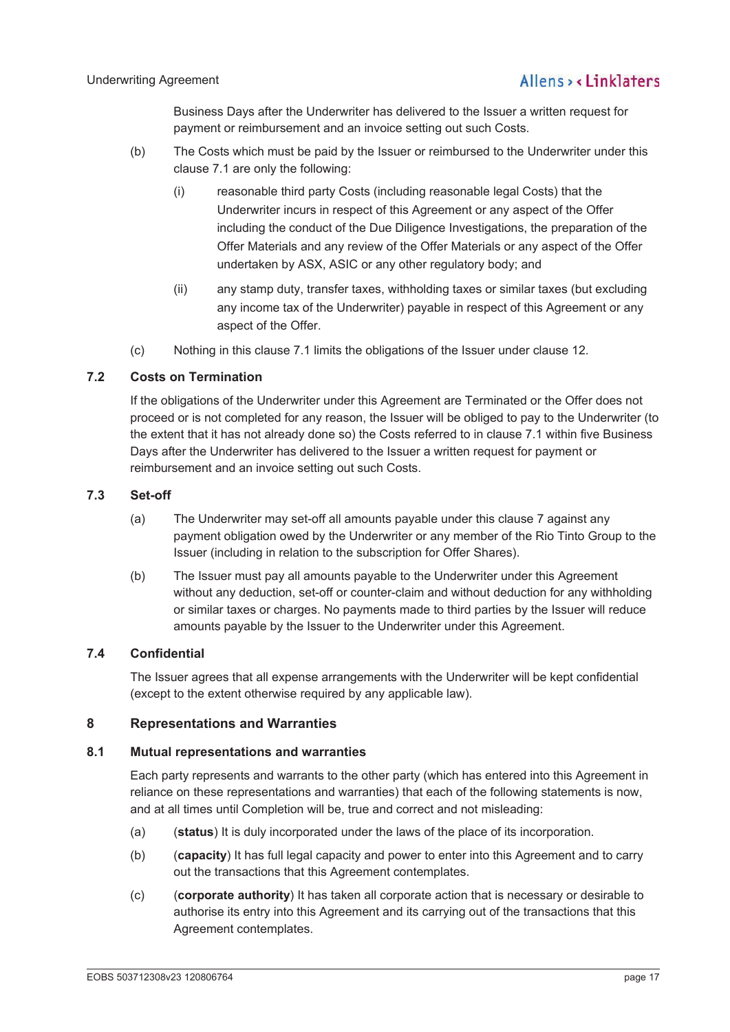Business Days after the Underwriter has delivered to the Issuer a written request for payment or reimbursement and an invoice setting out such Costs.

(b) The Costs which must be paid by the Issuer or reimbursed to the Underwriter under this clause 7.1 are only the following:

(i) reasonable third party Costs (including reasonable legal Costs) that the Underwriter incurs in respect of this Agreement or any aspect of the Offer including the conduct of the Due Diligence Investigations, the preparation of the Offer Materials and any review of the Offer Materials or any aspect of the Offer undertaken by ASX, ASIC or any other regulatory body; and

(ii) any stamp duty, transfer taxes, withholding taxes or similar taxes (but excluding any income tax of the Underwriter) payable in respect of this Agreement or any aspect of the Offer.

(c) Nothing in this clause 7.1 limits the obligations of the Issuer under clause 12.

### 7.2 Costs on Termination

If the obligations of the Underwriter under this Agreement are Terminated or the Offer does not proceed or is not completed for any reason, the Issuer will be obliged to pay to the Underwriter (to the extent that it has not already done so) the Costs referred to in clause 7.1 within five Business Days after the Underwriter has delivered to the Issuer a written request for payment or reimbursement and an invoice setting out such Costs.

### 7.3 Set-off

(a) The Underwriter may set-off all amounts payable under this clause 7 against any payment obligation owed by the Underwriter or any member of the Rio Tinto Group to the Issuer (including in relation to the subscription for Offer Shares).

(b) The Issuer must pay all amounts payable to the Underwriter under this Agreement without any deduction, set-off or counter-claim and without deduction for any withholding or similar taxes or charges. No payments made to third parties by the Issuer will reduce amounts payable by the Issuer to the Underwriter under this Agreement.

### 7.4 Confidential

The Issuer agrees that all expense arrangements with the Underwriter will be kept confidential (except to the extent otherwise required by any applicable law).

## 8 Representations and Warranties

### 8.1 Mutual representations and warranties

Each party represents and warrants to the other party (which has entered into this Agreement in reliance on these representations and warranties) that each of the following statements is now, and at all times until Completion will be, true and correct and not misleading:

(a) (**status**) It is duly incorporated under the laws of the place of its incorporation.

(b) (**capacity**) It has full legal capacity and power to enter into this Agreement and to carry out the transactions that this Agreement contemplates.

(c) (**corporate authority**) It has taken all corporate action that is necessary or desirable to authorise its entry into this Agreement and its carrying out of the transactions that this Agreement contemplates.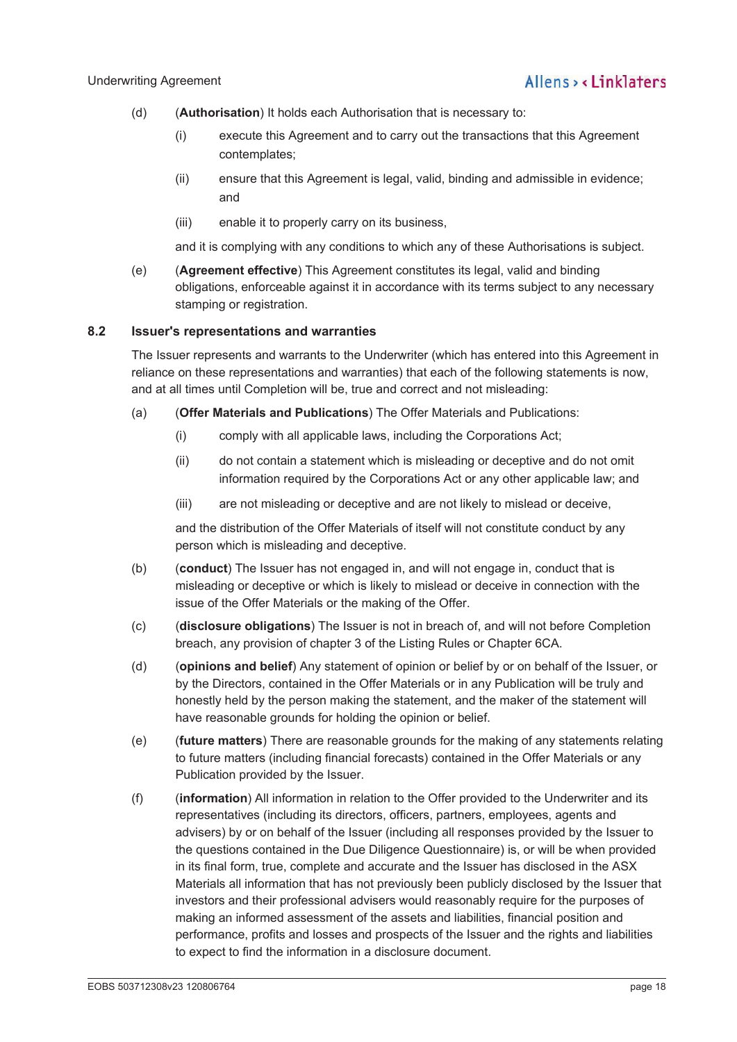(d) (**Authorisation**) It holds each Authorisation that is necessary to:

(i) execute this Agreement and to carry out the transactions that this Agreement contemplates;

(ii) ensure that this Agreement is legal, valid, binding and admissible in evidence; and

(iii) enable it to properly carry on its business,

and it is complying with any conditions to which any of these Authorisations is subject.

(e) (**Agreement effective**) This Agreement constitutes its legal, valid and binding obligations, enforceable against it in accordance with its terms subject to any necessary stamping or registration.

### 8.2 Issuer's representations and warranties

The Issuer represents and warrants to the Underwriter (which has entered into this Agreement in reliance on these representations and warranties) that each of the following statements is now, and at all times until Completion will be, true and correct and not misleading:

(a) (**Offer Materials and Publications**) The Offer Materials and Publications:

(i) comply with all applicable laws, including the Corporations Act;

(ii) do not contain a statement which is misleading or deceptive and do not omit information required by the Corporations Act or any other applicable law; and

(iii) are not misleading or deceptive and are not likely to mislead or deceive,

and the distribution of the Offer Materials of itself will not constitute conduct by any person which is misleading and deceptive.

(b) (**conduct**) The Issuer has not engaged in, and will not engage in, conduct that is misleading or deceptive or which is likely to mislead or deceive in connection with the issue of the Offer Materials or the making of the Offer.

(c) (**disclosure obligations**) The Issuer is not in breach of, and will not before Completion breach, any provision of chapter 3 of the Listing Rules or Chapter 6CA.

(d) (**opinions and belief**) Any statement of opinion or belief by or on behalf of the Issuer, or by the Directors, contained in the Offer Materials or in any Publication will be truly and honestly held by the person making the statement, and the maker of the statement will have reasonable grounds for holding the opinion or belief.

(e) (**future matters**) There are reasonable grounds for the making of any statements relating to future matters (including financial forecasts) contained in the Offer Materials or any Publication provided by the Issuer.

(f) (**information**) All information in relation to the Offer provided to the Underwriter and its representatives (including its directors, officers, partners, employees, agents and advisers) by or on behalf of the Issuer (including all responses provided by the Issuer to the questions contained in the Due Diligence Questionnaire) is, or will be when provided in its final form, true, complete and accurate and the Issuer has disclosed in the ASX Materials all information that has not previously been publicly disclosed by the Issuer that investors and their professional advisers would reasonably require for the purposes of making an informed assessment of the assets and liabilities, financial position and performance, profits and losses and prospects of the Issuer and the rights and liabilities to expect to find the information in a disclosure document.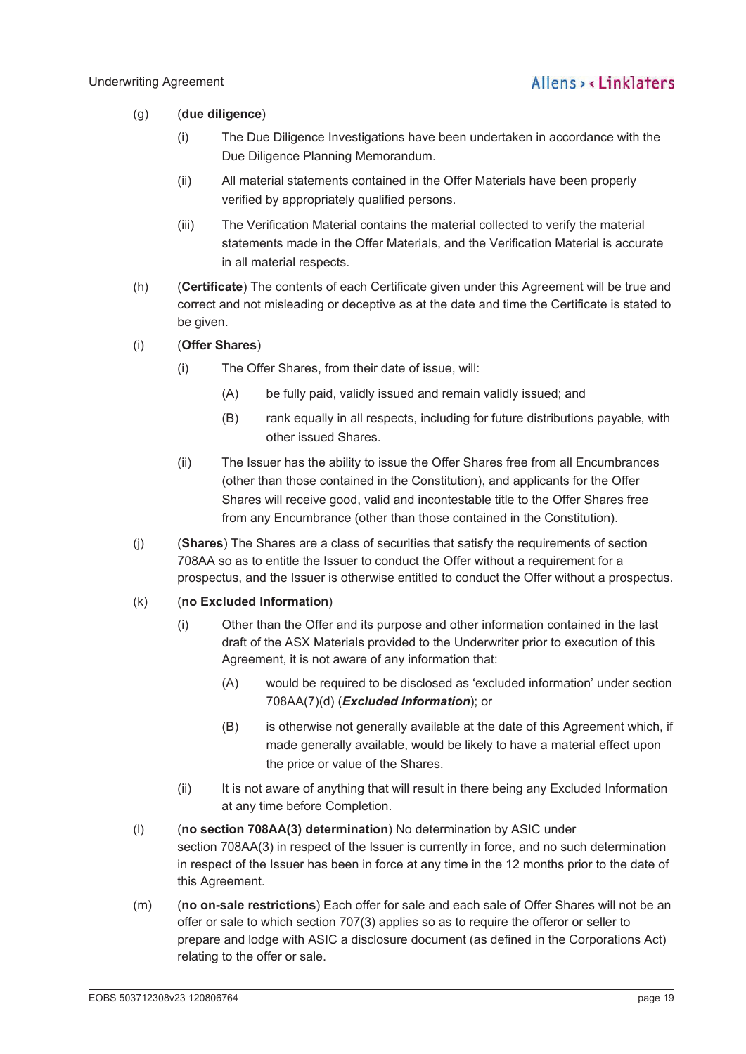(g) (**due diligence**)

(i) The Due Diligence Investigations have been undertaken in accordance with the Due Diligence Planning Memorandum.

(ii) All material statements contained in the Offer Materials have been properly verified by appropriately qualified persons.

(iii) The Verification Material contains the material collected to verify the material statements made in the Offer Materials, and the Verification Material is accurate in all material respects.

(h) (**Certificate**) The contents of each Certificate given under this Agreement will be true and correct and not misleading or deceptive as at the date and time the Certificate is stated to be given.

(i) (**Offer Shares**)

(i) The Offer Shares, from their date of issue, will:

(A) be fully paid, validly issued and remain validly issued; and

(B) rank equally in all respects, including for future distributions payable, with other issued Shares.

(ii) The Issuer has the ability to issue the Offer Shares free from all Encumbrances (other than those contained in the Constitution), and applicants for the Offer Shares will receive good, valid and incontestable title to the Offer Shares free from any Encumbrance (other than those contained in the Constitution).

(j) (**Shares**) The Shares are a class of securities that satisfy the requirements of section 708AA so as to entitle the Issuer to conduct the Offer without a requirement for a prospectus, and the Issuer is otherwise entitled to conduct the Offer without a prospectus.

(k) (**no Excluded Information**)

(i) Other than the Offer and its purpose and other information contained in the last draft of the ASX Materials provided to the Underwriter prior to execution of this Agreement, it is not aware of any information that:

(A) would be required to be disclosed as 'excluded information' under section 708AA(7)(d) (***Excluded Information***); or

(B) is otherwise not generally available at the date of this Agreement which, if made generally available, would be likely to have a material effect upon the price or value of the Shares.

(ii) It is not aware of anything that will result in there being any Excluded Information at any time before Completion.

(l) (**no section 708AA(3) determination**) No determination by ASIC under section 708AA(3) in respect of the Issuer is currently in force, and no such determination in respect of the Issuer has been in force at any time in the 12 months prior to the date of this Agreement.

(m) (**no on-sale restrictions**) Each offer for sale and each sale of Offer Shares will not be an offer or sale to which section 707(3) applies so as to require the offeror or seller to prepare and lodge with ASIC a disclosure document (as defined in the Corporations Act) relating to the offer or sale.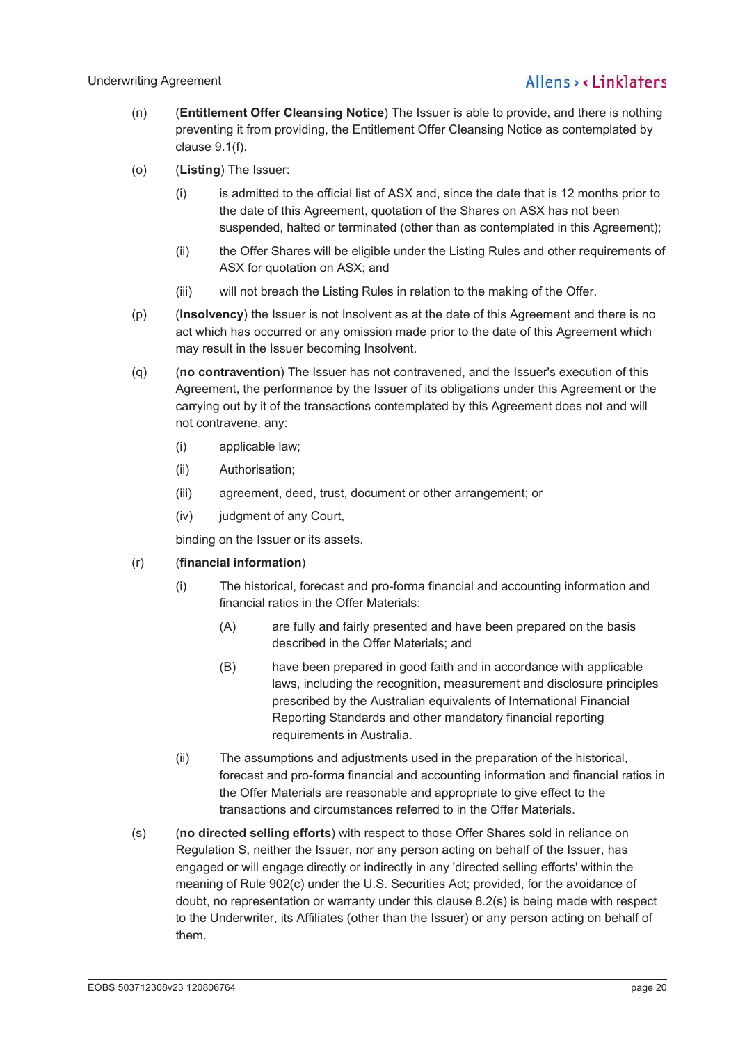(n) (**Entitlement Offer Cleansing Notice**) The Issuer is able to provide, and there is nothing preventing it from providing, the Entitlement Offer Cleansing Notice as contemplated by clause 9.1(f).

(o) (**Listing**) The Issuer:

  (i) is admitted to the official list of ASX and, since the date that is 12 months prior to the date of this Agreement, quotation of the Shares on ASX has not been suspended, halted or terminated (other than as contemplated in this Agreement);

  (ii) the Offer Shares will be eligible under the Listing Rules and other requirements of ASX for quotation on ASX; and

  (iii) will not breach the Listing Rules in relation to the making of the Offer.

(p) (**Insolvency**) the Issuer is not Insolvent as at the date of this Agreement and there is no act which has occurred or any omission made prior to the date of this Agreement which may result in the Issuer becoming Insolvent.

(q) (**no contravention**) The Issuer has not contravened, and the Issuer's execution of this Agreement, the performance by the Issuer of its obligations under this Agreement or the carrying out by it of the transactions contemplated by this Agreement does not and will not contravene, any:

  (i) applicable law;

  (ii) Authorisation;

  (iii) agreement, deed, trust, document or other arrangement; or

  (iv) judgment of any Court,

binding on the Issuer or its assets.

(r) (**financial information**)

  (i) The historical, forecast and pro-forma financial and accounting information and financial ratios in the Offer Materials:

    (A) are fully and fairly presented and have been prepared on the basis described in the Offer Materials; and

    (B) have been prepared in good faith and in accordance with applicable laws, including the recognition, measurement and disclosure principles prescribed by the Australian equivalents of International Financial Reporting Standards and other mandatory financial reporting requirements in Australia.

  (ii) The assumptions and adjustments used in the preparation of the historical, forecast and pro-forma financial and accounting information and financial ratios in the Offer Materials are reasonable and appropriate to give effect to the transactions and circumstances referred to in the Offer Materials.

(s) (**no directed selling efforts**) with respect to those Offer Shares sold in reliance on Regulation S, neither the Issuer, nor any person acting on behalf of the Issuer, has engaged or will engage directly or indirectly in any 'directed selling efforts' within the meaning of Rule 902(c) under the U.S. Securities Act; provided, for the avoidance of doubt, no representation or warranty under this clause 8.2(s) is being made with respect to the Underwriter, its Affiliates (other than the Issuer) or any person acting on behalf of them.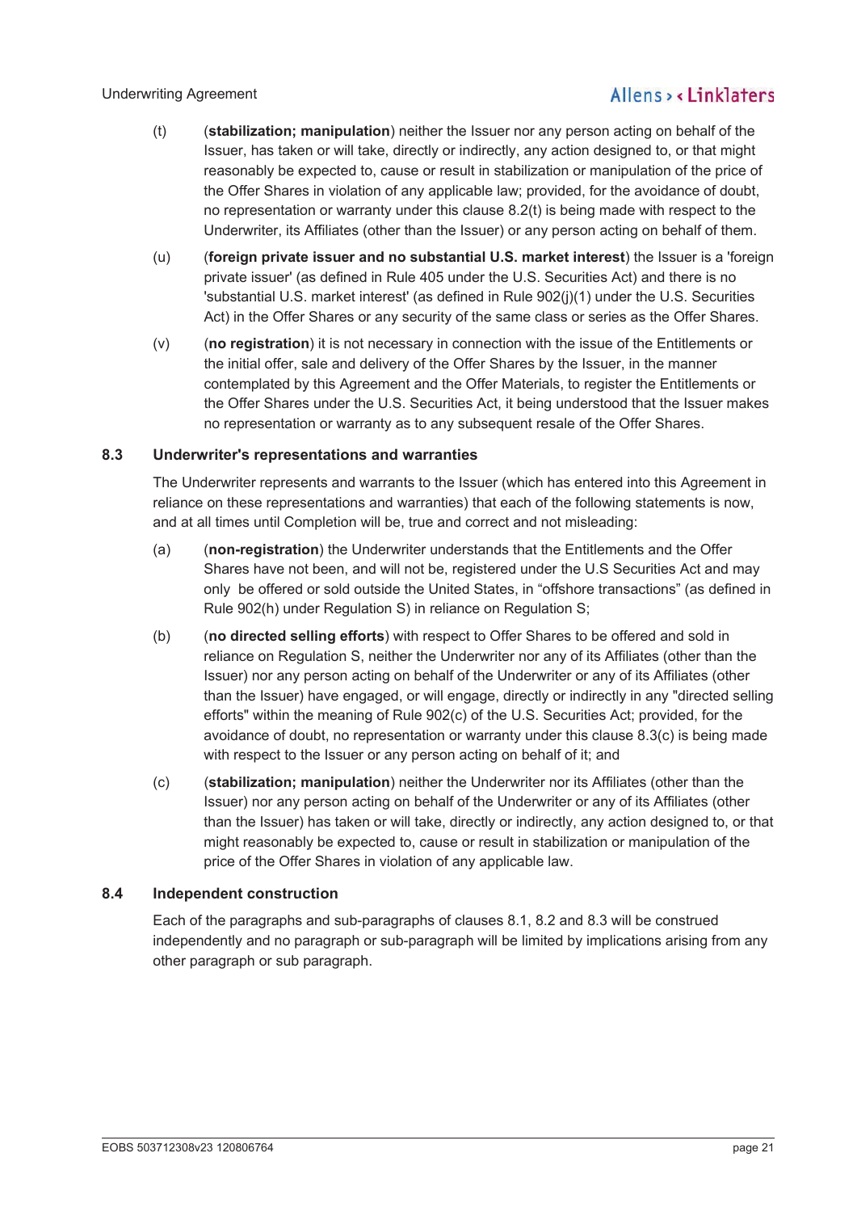(t) (**stabilization; manipulation**) neither the Issuer nor any person acting on behalf of the Issuer, has taken or will take, directly or indirectly, any action designed to, or that might reasonably be expected to, cause or result in stabilization or manipulation of the price of the Offer Shares in violation of any applicable law; provided, for the avoidance of doubt, no representation or warranty under this clause 8.2(t) is being made with respect to the Underwriter, its Affiliates (other than the Issuer) or any person acting on behalf of them.

(u) (**foreign private issuer and no substantial U.S. market interest**) the Issuer is a 'foreign private issuer' (as defined in Rule 405 under the U.S. Securities Act) and there is no 'substantial U.S. market interest' (as defined in Rule 902(j)(1) under the U.S. Securities Act) in the Offer Shares or any security of the same class or series as the Offer Shares.

(v) (**no registration**) it is not necessary in connection with the issue of the Entitlements or the initial offer, sale and delivery of the Offer Shares by the Issuer, in the manner contemplated by this Agreement and the Offer Materials, to register the Entitlements or the Offer Shares under the U.S. Securities Act, it being understood that the Issuer makes no representation or warranty as to any subsequent resale of the Offer Shares.

### 8.3 Underwriter's representations and warranties

The Underwriter represents and warrants to the Issuer (which has entered into this Agreement in reliance on these representations and warranties) that each of the following statements is now, and at all times until Completion will be, true and correct and not misleading:

(a) (**non-registration**) the Underwriter understands that the Entitlements and the Offer Shares have not been, and will not be, registered under the U.S Securities Act and may only be offered or sold outside the United States, in "offshore transactions" (as defined in Rule 902(h) under Regulation S) in reliance on Regulation S;

(b) (**no directed selling efforts**) with respect to Offer Shares to be offered and sold in reliance on Regulation S, neither the Underwriter nor any of its Affiliates (other than the Issuer) nor any person acting on behalf of the Underwriter or any of its Affiliates (other than the Issuer) have engaged, or will engage, directly or indirectly in any "directed selling efforts" within the meaning of Rule 902(c) of the U.S. Securities Act; provided, for the avoidance of doubt, no representation or warranty under this clause 8.3(c) is being made with respect to the Issuer or any person acting on behalf of it; and

(c) (**stabilization; manipulation**) neither the Underwriter nor its Affiliates (other than the Issuer) nor any person acting on behalf of the Underwriter or any of its Affiliates (other than the Issuer) has taken or will take, directly or indirectly, any action designed to, or that might reasonably be expected to, cause or result in stabilization or manipulation of the price of the Offer Shares in violation of any applicable law.

### 8.4 Independent construction

Each of the paragraphs and sub-paragraphs of clauses 8.1, 8.2 and 8.3 will be construed independently and no paragraph or sub-paragraph will be limited by implications arising from any other paragraph or sub paragraph.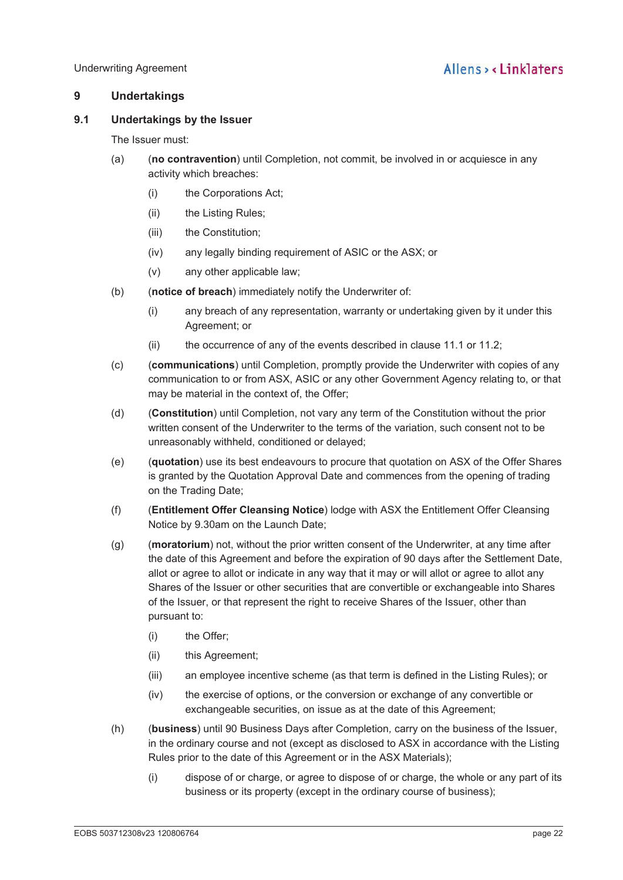## 9 Undertakings

### 9.1 Undertakings by the Issuer

The Issuer must:

(a) (**no contravention**) until Completion, not commit, be involved in or acquiesce in any activity which breaches:

(i) the Corporations Act;

(ii) the Listing Rules;

(iii) the Constitution;

(iv) any legally binding requirement of ASIC or the ASX; or

(v) any other applicable law;

(b) (**notice of breach**) immediately notify the Underwriter of:

(i) any breach of any representation, warranty or undertaking given by it under this Agreement; or

(ii) the occurrence of any of the events described in clause 11.1 or 11.2;

(c) (**communications**) until Completion, promptly provide the Underwriter with copies of any communication to or from ASX, ASIC or any other Government Agency relating to, or that may be material in the context of, the Offer;

(d) (**Constitution**) until Completion, not vary any term of the Constitution without the prior written consent of the Underwriter to the terms of the variation, such consent not to be unreasonably withheld, conditioned or delayed;

(e) (**quotation**) use its best endeavours to procure that quotation on ASX of the Offer Shares is granted by the Quotation Approval Date and commences from the opening of trading on the Trading Date;

(f) (**Entitlement Offer Cleansing Notice**) lodge with ASX the Entitlement Offer Cleansing Notice by 9.30am on the Launch Date;

(g) (**moratorium**) not, without the prior written consent of the Underwriter, at any time after the date of this Agreement and before the expiration of 90 days after the Settlement Date, allot or agree to allot or indicate in any way that it may or will allot or agree to allot any Shares of the Issuer or other securities that are convertible or exchangeable into Shares of the Issuer, or that represent the right to receive Shares of the Issuer, other than pursuant to:

(i) the Offer;

(ii) this Agreement;

(iii) an employee incentive scheme (as that term is defined in the Listing Rules); or

(iv) the exercise of options, or the conversion or exchange of any convertible or exchangeable securities, on issue as at the date of this Agreement;

(h) (**business**) until 90 Business Days after Completion, carry on the business of the Issuer, in the ordinary course and not (except as disclosed to ASX in accordance with the Listing Rules prior to the date of this Agreement or in the ASX Materials);

(i) dispose of or charge, or agree to dispose of or charge, the whole or any part of its business or its property (except in the ordinary course of business);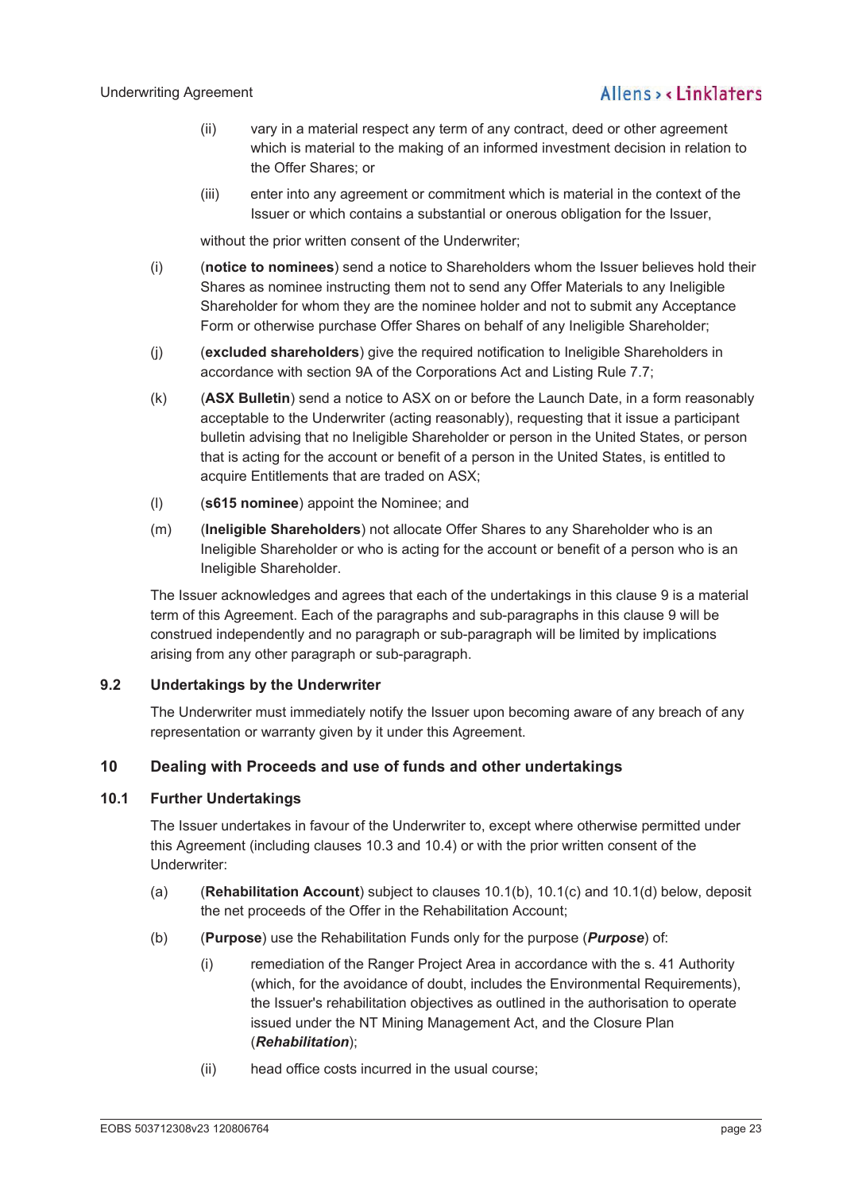(ii) vary in a material respect any term of any contract, deed or other agreement which is material to the making of an informed investment decision in relation to the Offer Shares; or

(iii) enter into any agreement or commitment which is material in the context of the Issuer or which contains a substantial or onerous obligation for the Issuer,

without the prior written consent of the Underwriter;

(i) (**notice to nominees**) send a notice to Shareholders whom the Issuer believes hold their Shares as nominee instructing them not to send any Offer Materials to any Ineligible Shareholder for whom they are the nominee holder and not to submit any Acceptance Form or otherwise purchase Offer Shares on behalf of any Ineligible Shareholder;

(j) (**excluded shareholders**) give the required notification to Ineligible Shareholders in accordance with section 9A of the Corporations Act and Listing Rule 7.7;

(k) (**ASX Bulletin**) send a notice to ASX on or before the Launch Date, in a form reasonably acceptable to the Underwriter (acting reasonably), requesting that it issue a participant bulletin advising that no Ineligible Shareholder or person in the United States, or person that is acting for the account or benefit of a person in the United States, is entitled to acquire Entitlements that are traded on ASX;

(l) (**s615 nominee**) appoint the Nominee; and

(m) (**Ineligible Shareholders**) not allocate Offer Shares to any Shareholder who is an Ineligible Shareholder or who is acting for the account or benefit of a person who is an Ineligible Shareholder.

The Issuer acknowledges and agrees that each of the undertakings in this clause 9 is a material term of this Agreement. Each of the paragraphs and sub-paragraphs in this clause 9 will be construed independently and no paragraph or sub-paragraph will be limited by implications arising from any other paragraph or sub-paragraph.

### 9.2 Undertakings by the Underwriter

The Underwriter must immediately notify the Issuer upon becoming aware of any breach of any representation or warranty given by it under this Agreement.

## 10 Dealing with Proceeds and use of funds and other undertakings

### 10.1 Further Undertakings

The Issuer undertakes in favour of the Underwriter to, except where otherwise permitted under this Agreement (including clauses 10.3 and 10.4) or with the prior written consent of the Underwriter:

(a) (**Rehabilitation Account**) subject to clauses 10.1(b), 10.1(c) and 10.1(d) below, deposit the net proceeds of the Offer in the Rehabilitation Account;

(b) (**Purpose**) use the Rehabilitation Funds only for the purpose (***Purpose***) of:

(i) remediation of the Ranger Project Area in accordance with the s. 41 Authority (which, for the avoidance of doubt, includes the Environmental Requirements), the Issuer's rehabilitation objectives as outlined in the authorisation to operate issued under the NT Mining Management Act, and the Closure Plan (***Rehabilitation***);

(ii) head office costs incurred in the usual course;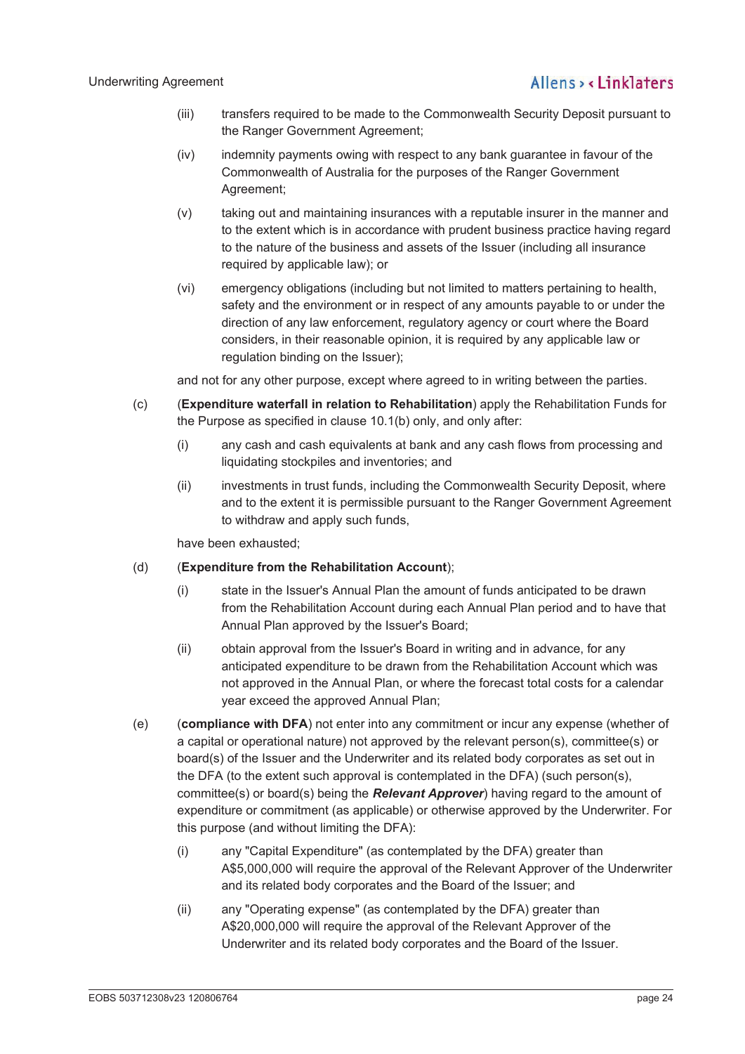(iii) transfers required to be made to the Commonwealth Security Deposit pursuant to the Ranger Government Agreement;

(iv) indemnity payments owing with respect to any bank guarantee in favour of the Commonwealth of Australia for the purposes of the Ranger Government Agreement;

(v) taking out and maintaining insurances with a reputable insurer in the manner and to the extent which is in accordance with prudent business practice having regard to the nature of the business and assets of the Issuer (including all insurance required by applicable law); or

(vi) emergency obligations (including but not limited to matters pertaining to health, safety and the environment or in respect of any amounts payable to or under the direction of any law enforcement, regulatory agency or court where the Board considers, in their reasonable opinion, it is required by any applicable law or regulation binding on the Issuer);

and not for any other purpose, except where agreed to in writing between the parties.

(c) (**Expenditure waterfall in relation to Rehabilitation**) apply the Rehabilitation Funds for the Purpose as specified in clause 10.1(b) only, and only after:

(i) any cash and cash equivalents at bank and any cash flows from processing and liquidating stockpiles and inventories; and

(ii) investments in trust funds, including the Commonwealth Security Deposit, where and to the extent it is permissible pursuant to the Ranger Government Agreement to withdraw and apply such funds,

have been exhausted;

(d) (**Expenditure from the Rehabilitation Account**);

(i) state in the Issuer's Annual Plan the amount of funds anticipated to be drawn from the Rehabilitation Account during each Annual Plan period and to have that Annual Plan approved by the Issuer's Board;

(ii) obtain approval from the Issuer's Board in writing and in advance, for any anticipated expenditure to be drawn from the Rehabilitation Account which was not approved in the Annual Plan, or where the forecast total costs for a calendar year exceed the approved Annual Plan;

(e) (**compliance with DFA**) not enter into any commitment or incur any expense (whether of a capital or operational nature) not approved by the relevant person(s), committee(s) or board(s) of the Issuer and the Underwriter and its related body corporates as set out in the DFA (to the extent such approval is contemplated in the DFA) (such person(s), committee(s) or board(s) being the ***Relevant Approver***) having regard to the amount of expenditure or commitment (as applicable) or otherwise approved by the Underwriter. For this purpose (and without limiting the DFA):

(i) any "Capital Expenditure" (as contemplated by the DFA) greater than A$5,000,000 will require the approval of the Relevant Approver of the Underwriter and its related body corporates and the Board of the Issuer; and

(ii) any "Operating expense" (as contemplated by the DFA) greater than A$20,000,000 will require the approval of the Relevant Approver of the Underwriter and its related body corporates and the Board of the Issuer.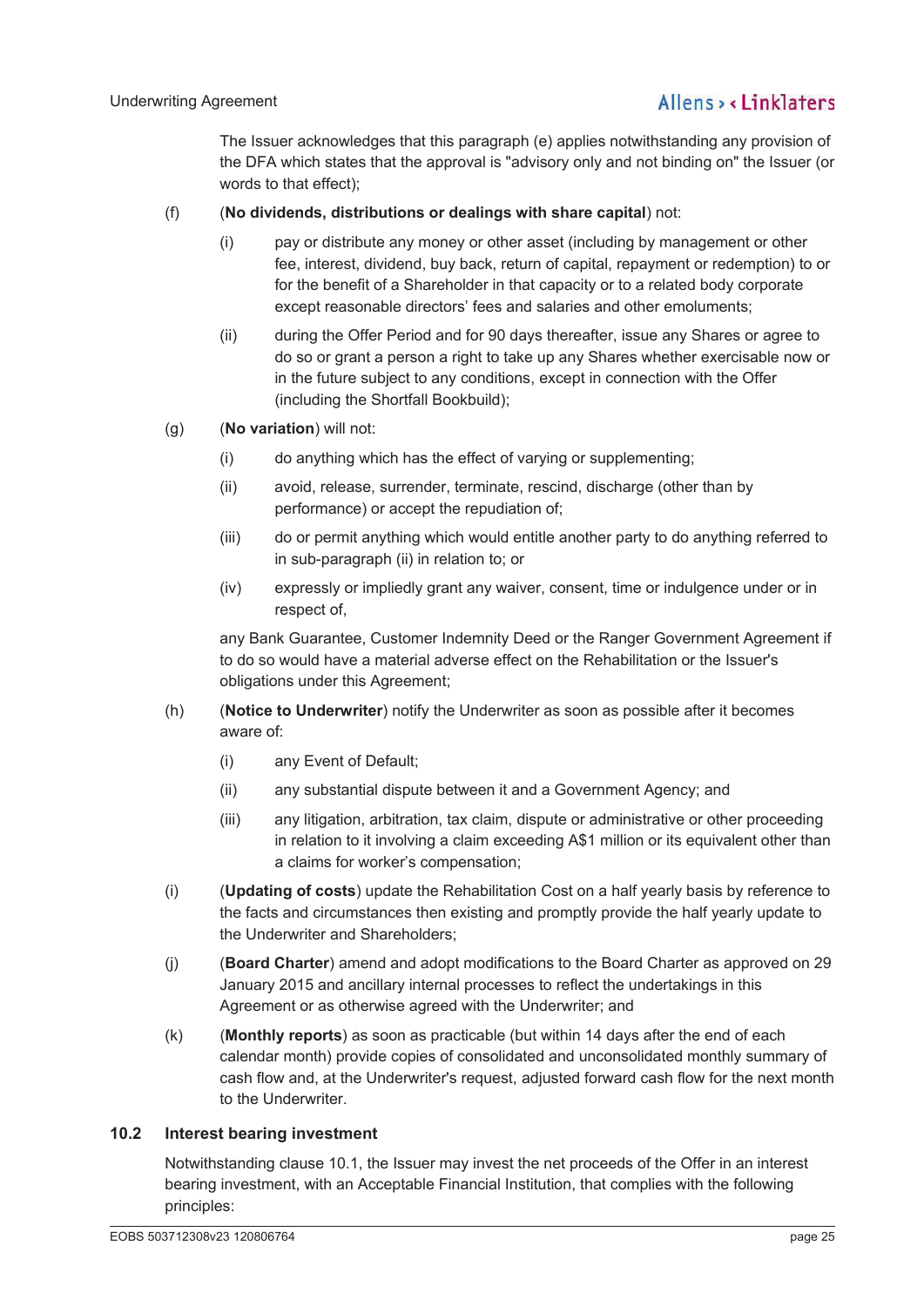The Issuer acknowledges that this paragraph (e) applies notwithstanding any provision of the DFA which states that the approval is "advisory only and not binding on" the Issuer (or words to that effect);

(f) (**No dividends, distributions or dealings with share capital**) not:

(i) pay or distribute any money or other asset (including by management or other fee, interest, dividend, buy back, return of capital, repayment or redemption) to or for the benefit of a Shareholder in that capacity or to a related body corporate except reasonable directors' fees and salaries and other emoluments;

(ii) during the Offer Period and for 90 days thereafter, issue any Shares or agree to do so or grant a person a right to take up any Shares whether exercisable now or in the future subject to any conditions, except in connection with the Offer (including the Shortfall Bookbuild);

(g) (**No variation**) will not:

(i) do anything which has the effect of varying or supplementing;

(ii) avoid, release, surrender, terminate, rescind, discharge (other than by performance) or accept the repudiation of;

(iii) do or permit anything which would entitle another party to do anything referred to in sub-paragraph (ii) in relation to; or

(iv) expressly or impliedly grant any waiver, consent, time or indulgence under or in respect of,

any Bank Guarantee, Customer Indemnity Deed or the Ranger Government Agreement if to do so would have a material adverse effect on the Rehabilitation or the Issuer's obligations under this Agreement;

(h) (**Notice to Underwriter**) notify the Underwriter as soon as possible after it becomes aware of:

(i) any Event of Default;

(ii) any substantial dispute between it and a Government Agency; and

(iii) any litigation, arbitration, tax claim, dispute or administrative or other proceeding in relation to it involving a claim exceeding A$1 million or its equivalent other than a claims for worker's compensation;

(i) (**Updating of costs**) update the Rehabilitation Cost on a half yearly basis by reference to the facts and circumstances then existing and promptly provide the half yearly update to the Underwriter and Shareholders;

(j) (**Board Charter**) amend and adopt modifications to the Board Charter as approved on 29 January 2015 and ancillary internal processes to reflect the undertakings in this Agreement or as otherwise agreed with the Underwriter; and

(k) (**Monthly reports**) as soon as practicable (but within 14 days after the end of each calendar month) provide copies of consolidated and unconsolidated monthly summary of cash flow and, at the Underwriter's request, adjusted forward cash flow for the next month to the Underwriter.

## 10.2 Interest bearing investment

Notwithstanding clause 10.1, the Issuer may invest the net proceeds of the Offer in an interest bearing investment, with an Acceptable Financial Institution, that complies with the following principles: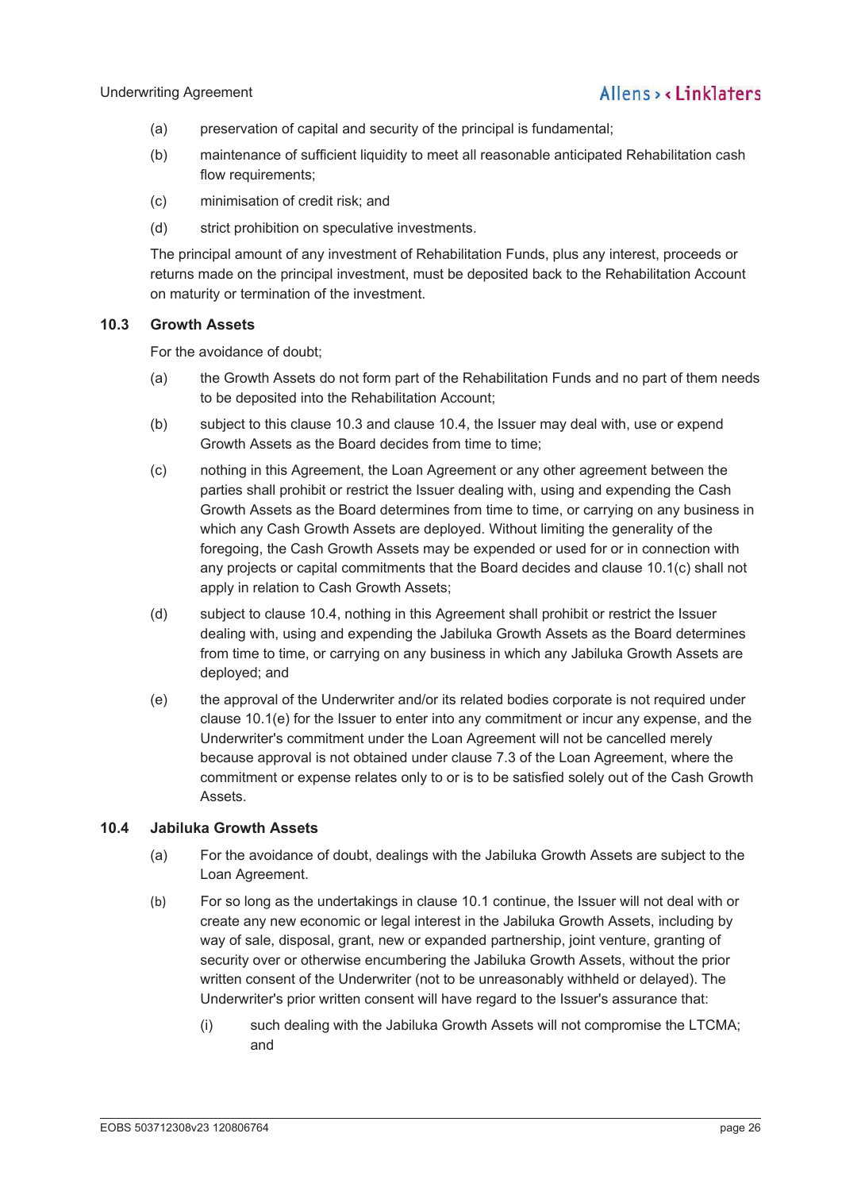(a) preservation of capital and security of the principal is fundamental;

(b) maintenance of sufficient liquidity to meet all reasonable anticipated Rehabilitation cash flow requirements;

(c) minimisation of credit risk; and

(d) strict prohibition on speculative investments.

The principal amount of any investment of Rehabilitation Funds, plus any interest, proceeds or returns made on the principal investment, must be deposited back to the Rehabilitation Account on maturity or termination of the investment.

### 10.3 Growth Assets

For the avoidance of doubt;

(a) the Growth Assets do not form part of the Rehabilitation Funds and no part of them needs to be deposited into the Rehabilitation Account;

(b) subject to this clause 10.3 and clause 10.4, the Issuer may deal with, use or expend Growth Assets as the Board decides from time to time;

(c) nothing in this Agreement, the Loan Agreement or any other agreement between the parties shall prohibit or restrict the Issuer dealing with, using and expending the Cash Growth Assets as the Board determines from time to time, or carrying on any business in which any Cash Growth Assets are deployed. Without limiting the generality of the foregoing, the Cash Growth Assets may be expended or used for or in connection with any projects or capital commitments that the Board decides and clause 10.1(c) shall not apply in relation to Cash Growth Assets;

(d) subject to clause 10.4, nothing in this Agreement shall prohibit or restrict the Issuer dealing with, using and expending the Jabiluka Growth Assets as the Board determines from time to time, or carrying on any business in which any Jabiluka Growth Assets are deployed; and

(e) the approval of the Underwriter and/or its related bodies corporate is not required under clause 10.1(e) for the Issuer to enter into any commitment or incur any expense, and the Underwriter's commitment under the Loan Agreement will not be cancelled merely because approval is not obtained under clause 7.3 of the Loan Agreement, where the commitment or expense relates only to or is to be satisfied solely out of the Cash Growth Assets.

### 10.4 Jabiluka Growth Assets

(a) For the avoidance of doubt, dealings with the Jabiluka Growth Assets are subject to the Loan Agreement.

(b) For so long as the undertakings in clause 10.1 continue, the Issuer will not deal with or create any new economic or legal interest in the Jabiluka Growth Assets, including by way of sale, disposal, grant, new or expanded partnership, joint venture, granting of security over or otherwise encumbering the Jabiluka Growth Assets, without the prior written consent of the Underwriter (not to be unreasonably withheld or delayed). The Underwriter's prior written consent will have regard to the Issuer's assurance that:

  (i) such dealing with the Jabiluka Growth Assets will not compromise the LTCMA; and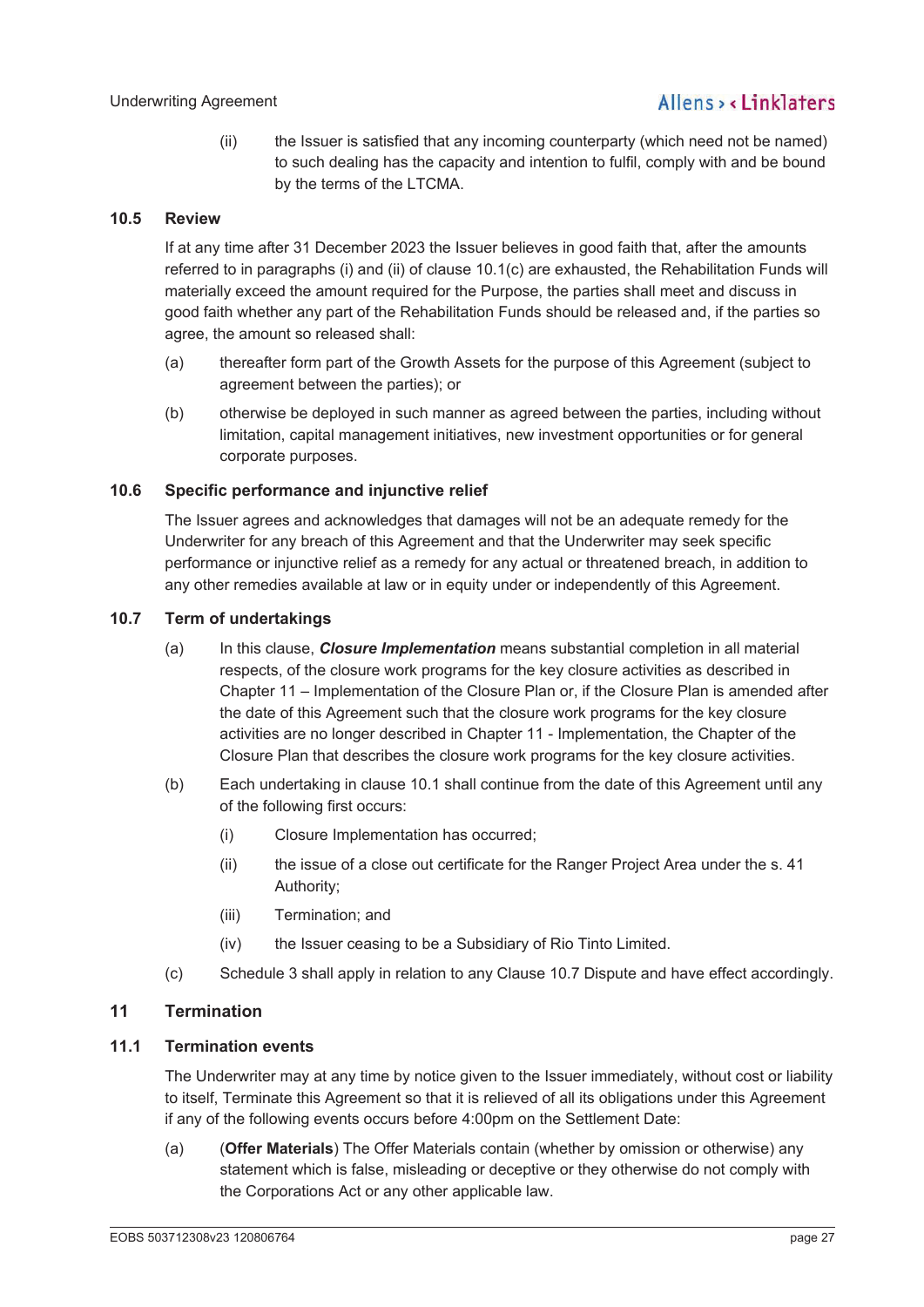(ii) the Issuer is satisfied that any incoming counterparty (which need not be named) to such dealing has the capacity and intention to fulfil, comply with and be bound by the terms of the LTCMA.

### 10.5 Review

If at any time after 31 December 2023 the Issuer believes in good faith that, after the amounts referred to in paragraphs (i) and (ii) of clause 10.1(c) are exhausted, the Rehabilitation Funds will materially exceed the amount required for the Purpose, the parties shall meet and discuss in good faith whether any part of the Rehabilitation Funds should be released and, if the parties so agree, the amount so released shall:

(a) thereafter form part of the Growth Assets for the purpose of this Agreement (subject to agreement between the parties); or

(b) otherwise be deployed in such manner as agreed between the parties, including without limitation, capital management initiatives, new investment opportunities or for general corporate purposes.

### 10.6 Specific performance and injunctive relief

The Issuer agrees and acknowledges that damages will not be an adequate remedy for the Underwriter for any breach of this Agreement and that the Underwriter may seek specific performance or injunctive relief as a remedy for any actual or threatened breach, in addition to any other remedies available at law or in equity under or independently of this Agreement.

### 10.7 Term of undertakings

(a) In this clause, ***Closure Implementation*** means substantial completion in all material respects, of the closure work programs for the key closure activities as described in Chapter 11 – Implementation of the Closure Plan or, if the Closure Plan is amended after the date of this Agreement such that the closure work programs for the key closure activities are no longer described in Chapter 11 - Implementation, the Chapter of the Closure Plan that describes the closure work programs for the key closure activities.

(b) Each undertaking in clause 10.1 shall continue from the date of this Agreement until any of the following first occurs:

(i) Closure Implementation has occurred;

(ii) the issue of a close out certificate for the Ranger Project Area under the s. 41 Authority;

(iii) Termination; and

(iv) the Issuer ceasing to be a Subsidiary of Rio Tinto Limited.

(c) Schedule 3 shall apply in relation to any Clause 10.7 Dispute and have effect accordingly.

## 11 Termination

### 11.1 Termination events

The Underwriter may at any time by notice given to the Issuer immediately, without cost or liability to itself, Terminate this Agreement so that it is relieved of all its obligations under this Agreement if any of the following events occurs before 4:00pm on the Settlement Date:

(a) (**Offer Materials**) The Offer Materials contain (whether by omission or otherwise) any statement which is false, misleading or deceptive or they otherwise do not comply with the Corporations Act or any other applicable law.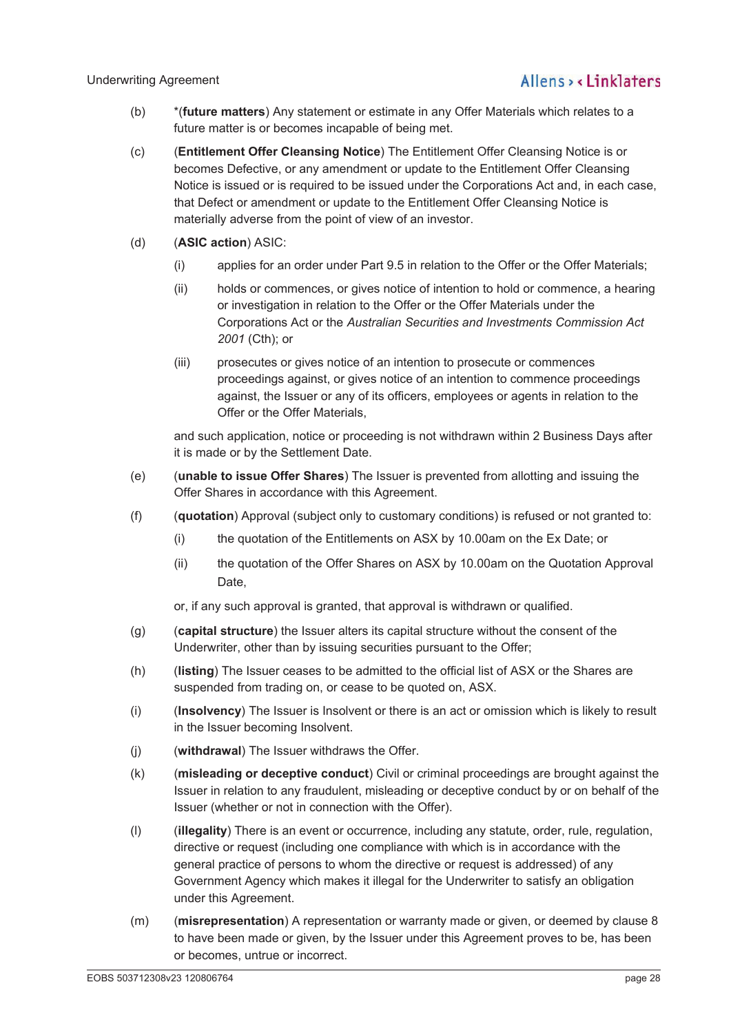(b) *(**future matters**) Any statement or estimate in any Offer Materials which relates to a future matter is or becomes incapable of being met.

(c) (**Entitlement Offer Cleansing Notice**) The Entitlement Offer Cleansing Notice is or becomes Defective, or any amendment or update to the Entitlement Offer Cleansing Notice is issued or is required to be issued under the Corporations Act and, in each case, that Defect or amendment or update to the Entitlement Offer Cleansing Notice is materially adverse from the point of view of an investor.

(d) (**ASIC action**) ASIC:

 (i) applies for an order under Part 9.5 in relation to the Offer or the Offer Materials;

 (ii) holds or commences, or gives notice of intention to hold or commence, a hearing or investigation in relation to the Offer or the Offer Materials under the Corporations Act or the *Australian Securities and Investments Commission Act 2001* (Cth); or

 (iii) prosecutes or gives notice of an intention to prosecute or commences proceedings against, or gives notice of an intention to commence proceedings against, the Issuer or any of its officers, employees or agents in relation to the Offer or the Offer Materials,

 and such application, notice or proceeding is not withdrawn within 2 Business Days after it is made or by the Settlement Date.

(e) (**unable to issue Offer Shares**) The Issuer is prevented from allotting and issuing the Offer Shares in accordance with this Agreement.

(f) (**quotation**) Approval (subject only to customary conditions) is refused or not granted to:

 (i) the quotation of the Entitlements on ASX by 10.00am on the Ex Date; or

 (ii) the quotation of the Offer Shares on ASX by 10.00am on the Quotation Approval Date,

 or, if any such approval is granted, that approval is withdrawn or qualified.

(g) (**capital structure**) the Issuer alters its capital structure without the consent of the Underwriter, other than by issuing securities pursuant to the Offer;

(h) (**listing**) The Issuer ceases to be admitted to the official list of ASX or the Shares are suspended from trading on, or cease to be quoted on, ASX.

(i) (**Insolvency**) The Issuer is Insolvent or there is an act or omission which is likely to result in the Issuer becoming Insolvent.

(j) (**withdrawal**) The Issuer withdraws the Offer.

(k) (**misleading or deceptive conduct**) Civil or criminal proceedings are brought against the Issuer in relation to any fraudulent, misleading or deceptive conduct by or on behalf of the Issuer (whether or not in connection with the Offer).

(l) (**illegality**) There is an event or occurrence, including any statute, order, rule, regulation, directive or request (including one compliance with which is in accordance with the general practice of persons to whom the directive or request is addressed) of any Government Agency which makes it illegal for the Underwriter to satisfy an obligation under this Agreement.

(m) (**misrepresentation**) A representation or warranty made or given, or deemed by clause 8 to have been made or given, by the Issuer under this Agreement proves to be, has been or becomes, untrue or incorrect.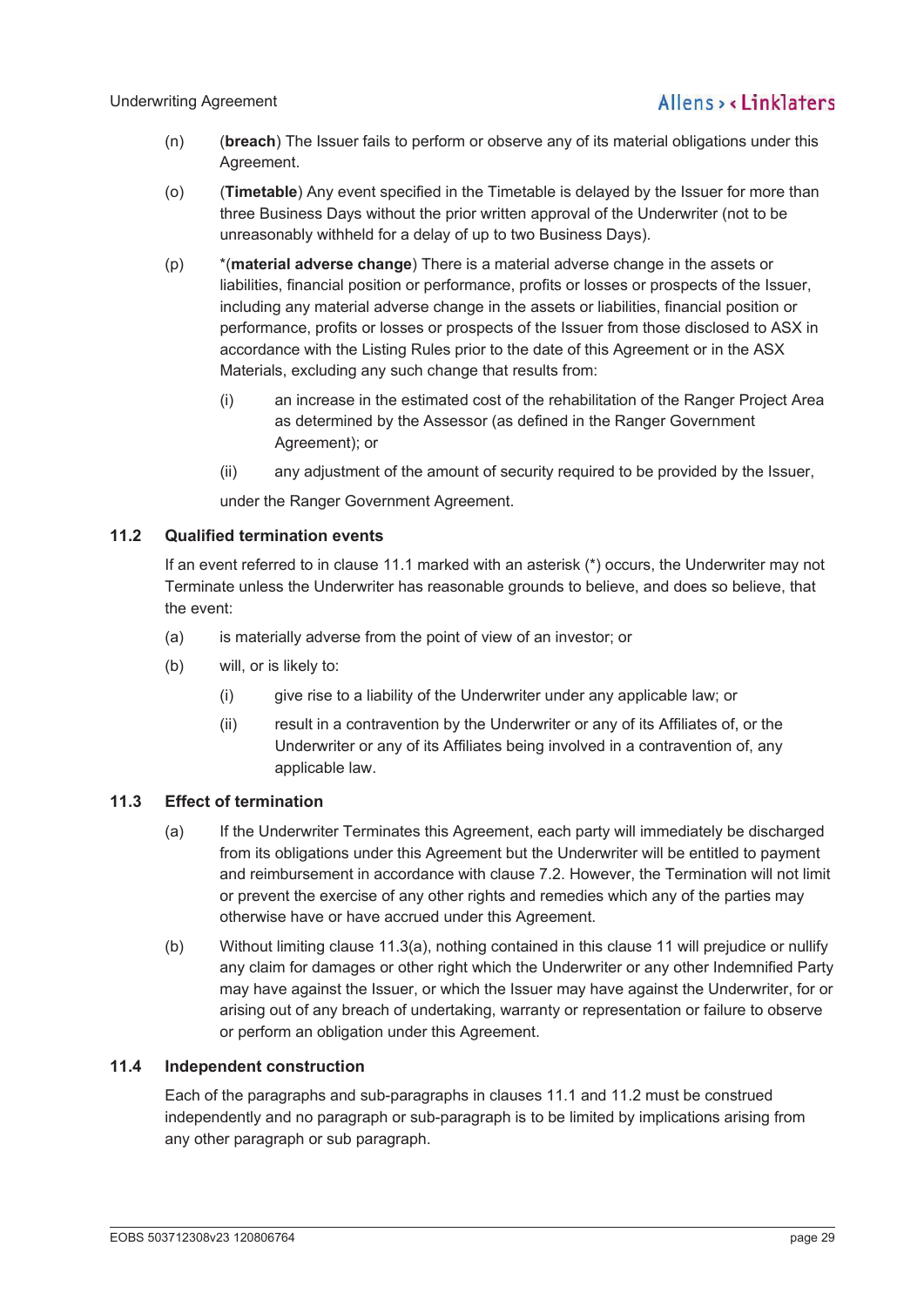(n) (**breach**) The Issuer fails to perform or observe any of its material obligations under this Agreement.

(o) (**Timetable**) Any event specified in the Timetable is delayed by the Issuer for more than three Business Days without the prior written approval of the Underwriter (not to be unreasonably withheld for a delay of up to two Business Days).

(p) *(**material adverse change**) There is a material adverse change in the assets or liabilities, financial position or performance, profits or losses or prospects of the Issuer, including any material adverse change in the assets or liabilities, financial position or performance, profits or losses or prospects of the Issuer from those disclosed to ASX in accordance with the Listing Rules prior to the date of this Agreement or in the ASX Materials, excluding any such change that results from:

   (i) an increase in the estimated cost of the rehabilitation of the Ranger Project Area as determined by the Assessor (as defined in the Ranger Government Agreement); or

   (ii) any adjustment of the amount of security required to be provided by the Issuer,

   under the Ranger Government Agreement.

### 11.2 Qualified termination events

If an event referred to in clause 11.1 marked with an asterisk (*) occurs, the Underwriter may not Terminate unless the Underwriter has reasonable grounds to believe, and does so believe, that the event:

(a) is materially adverse from the point of view of an investor; or

(b) will, or is likely to:

   (i) give rise to a liability of the Underwriter under any applicable law; or

   (ii) result in a contravention by the Underwriter or any of its Affiliates of, or the Underwriter or any of its Affiliates being involved in a contravention of, any applicable law.

### 11.3 Effect of termination

(a) If the Underwriter Terminates this Agreement, each party will immediately be discharged from its obligations under this Agreement but the Underwriter will be entitled to payment and reimbursement in accordance with clause 7.2. However, the Termination will not limit or prevent the exercise of any other rights and remedies which any of the parties may otherwise have or have accrued under this Agreement.

(b) Without limiting clause 11.3(a), nothing contained in this clause 11 will prejudice or nullify any claim for damages or other right which the Underwriter or any other Indemnified Party may have against the Issuer, or which the Issuer may have against the Underwriter, for or arising out of any breach of undertaking, warranty or representation or failure to observe or perform an obligation under this Agreement.

### 11.4 Independent construction

Each of the paragraphs and sub-paragraphs in clauses 11.1 and 11.2 must be construed independently and no paragraph or sub-paragraph is to be limited by implications arising from any other paragraph or sub paragraph.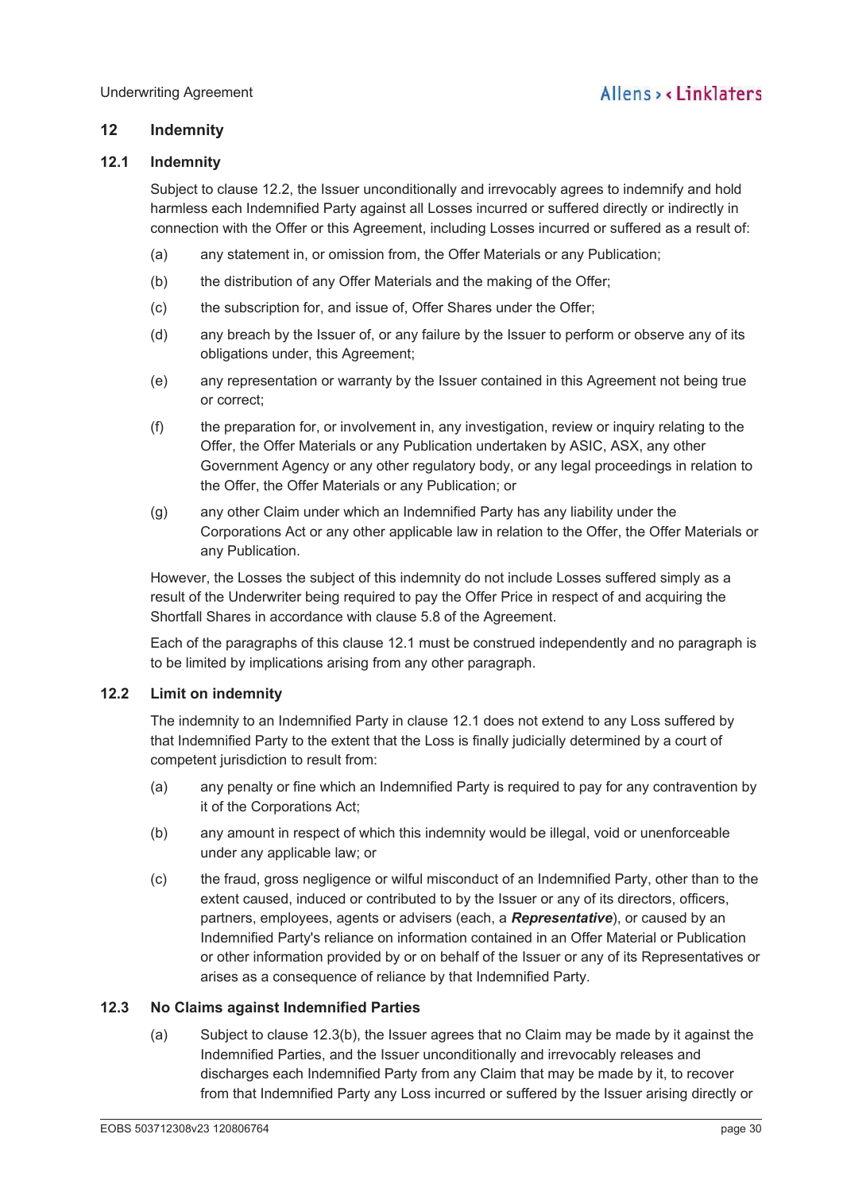## 12 Indemnity

### 12.1 Indemnity

Subject to clause 12.2, the Issuer unconditionally and irrevocably agrees to indemnify and hold harmless each Indemnified Party against all Losses incurred or suffered directly or indirectly in connection with the Offer or this Agreement, including Losses incurred or suffered as a result of:

(a) any statement in, or omission from, the Offer Materials or any Publication;

(b) the distribution of any Offer Materials and the making of the Offer;

(c) the subscription for, and issue of, Offer Shares under the Offer;

(d) any breach by the Issuer of, or any failure by the Issuer to perform or observe any of its obligations under, this Agreement;

(e) any representation or warranty by the Issuer contained in this Agreement not being true or correct;

(f) the preparation for, or involvement in, any investigation, review or inquiry relating to the Offer, the Offer Materials or any Publication undertaken by ASIC, ASX, any other Government Agency or any other regulatory body, or any legal proceedings in relation to the Offer, the Offer Materials or any Publication; or

(g) any other Claim under which an Indemnified Party has any liability under the Corporations Act or any other applicable law in relation to the Offer, the Offer Materials or any Publication.

However, the Losses the subject of this indemnity do not include Losses suffered simply as a result of the Underwriter being required to pay the Offer Price in respect of and acquiring the Shortfall Shares in accordance with clause 5.8 of the Agreement.

Each of the paragraphs of this clause 12.1 must be construed independently and no paragraph is to be limited by implications arising from any other paragraph.

### 12.2 Limit on indemnity

The indemnity to an Indemnified Party in clause 12.1 does not extend to any Loss suffered by that Indemnified Party to the extent that the Loss is finally judicially determined by a court of competent jurisdiction to result from:

(a) any penalty or fine which an Indemnified Party is required to pay for any contravention by it of the Corporations Act;

(b) any amount in respect of which this indemnity would be illegal, void or unenforceable under any applicable law; or

(c) the fraud, gross negligence or wilful misconduct of an Indemnified Party, other than to the extent caused, induced or contributed to by the Issuer or any of its directors, officers, partners, employees, agents or advisers (each, a ***Representative***), or caused by an Indemnified Party's reliance on information contained in an Offer Material or Publication or other information provided by or on behalf of the Issuer or any of its Representatives or arises as a consequence of reliance by that Indemnified Party.

### 12.3 No Claims against Indemnified Parties

(a) Subject to clause 12.3(b), the Issuer agrees that no Claim may be made by it against the Indemnified Parties, and the Issuer unconditionally and irrevocably releases and discharges each Indemnified Party from any Claim that may be made by it, to recover from that Indemnified Party any Loss incurred or suffered by the Issuer arising directly or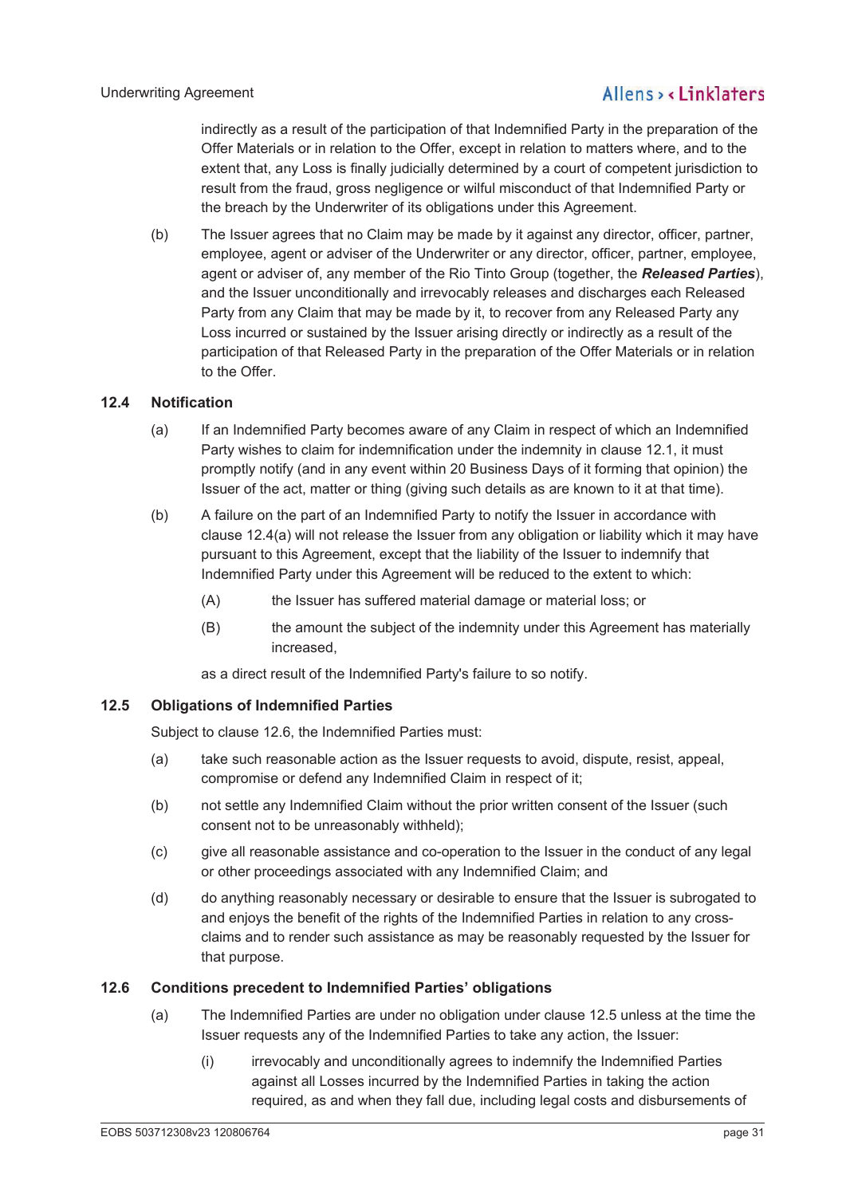indirectly as a result of the participation of that Indemnified Party in the preparation of the Offer Materials or in relation to the Offer, except in relation to matters where, and to the extent that, any Loss is finally judicially determined by a court of competent jurisdiction to result from the fraud, gross negligence or wilful misconduct of that Indemnified Party or the breach by the Underwriter of its obligations under this Agreement.

(b) The Issuer agrees that no Claim may be made by it against any director, officer, partner, employee, agent or adviser of the Underwriter or any director, officer, partner, employee, agent or adviser of, any member of the Rio Tinto Group (together, the ***Released Parties***), and the Issuer unconditionally and irrevocably releases and discharges each Released Party from any Claim that may be made by it, to recover from any Released Party any Loss incurred or sustained by the Issuer arising directly or indirectly as a result of the participation of that Released Party in the preparation of the Offer Materials or in relation to the Offer.

### 12.4 Notification

(a) If an Indemnified Party becomes aware of any Claim in respect of which an Indemnified Party wishes to claim for indemnification under the indemnity in clause 12.1, it must promptly notify (and in any event within 20 Business Days of it forming that opinion) the Issuer of the act, matter or thing (giving such details as are known to it at that time).

(b) A failure on the part of an Indemnified Party to notify the Issuer in accordance with clause 12.4(a) will not release the Issuer from any obligation or liability which it may have pursuant to this Agreement, except that the liability of the Issuer to indemnify that Indemnified Party under this Agreement will be reduced to the extent to which:

(A) the Issuer has suffered material damage or material loss; or

(B) the amount the subject of the indemnity under this Agreement has materially increased,

as a direct result of the Indemnified Party's failure to so notify.

### 12.5 Obligations of Indemnified Parties

Subject to clause 12.6, the Indemnified Parties must:

(a) take such reasonable action as the Issuer requests to avoid, dispute, resist, appeal, compromise or defend any Indemnified Claim in respect of it;

(b) not settle any Indemnified Claim without the prior written consent of the Issuer (such consent not to be unreasonably withheld);

(c) give all reasonable assistance and co-operation to the Issuer in the conduct of any legal or other proceedings associated with any Indemnified Claim; and

(d) do anything reasonably necessary or desirable to ensure that the Issuer is subrogated to and enjoys the benefit of the rights of the Indemnified Parties in relation to any cross-claims and to render such assistance as may be reasonably requested by the Issuer for that purpose.

### 12.6 Conditions precedent to Indemnified Parties' obligations

(a) The Indemnified Parties are under no obligation under clause 12.5 unless at the time the Issuer requests any of the Indemnified Parties to take any action, the Issuer:

(i) irrevocably and unconditionally agrees to indemnify the Indemnified Parties against all Losses incurred by the Indemnified Parties in taking the action required, as and when they fall due, including legal costs and disbursements of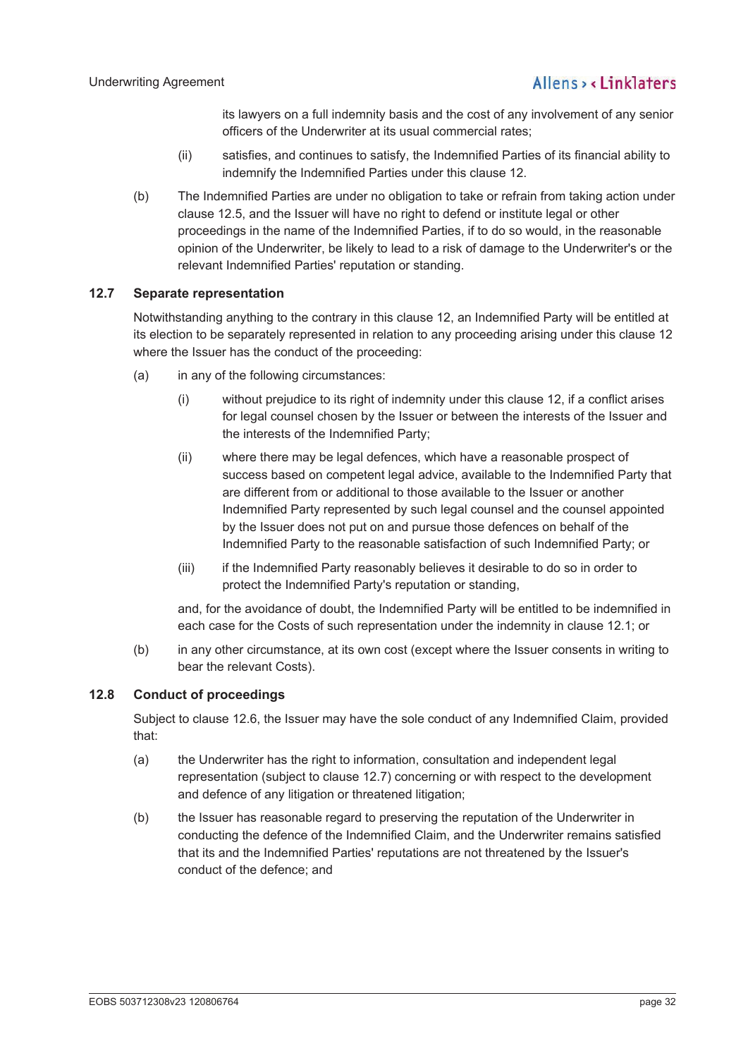its lawyers on a full indemnity basis and the cost of any involvement of any senior officers of the Underwriter at its usual commercial rates;

(ii) satisfies, and continues to satisfy, the Indemnified Parties of its financial ability to indemnify the Indemnified Parties under this clause 12.

(b) The Indemnified Parties are under no obligation to take or refrain from taking action under clause 12.5, and the Issuer will have no right to defend or institute legal or other proceedings in the name of the Indemnified Parties, if to do so would, in the reasonable opinion of the Underwriter, be likely to lead to a risk of damage to the Underwriter's or the relevant Indemnified Parties' reputation or standing.

### 12.7 Separate representation

Notwithstanding anything to the contrary in this clause 12, an Indemnified Party will be entitled at its election to be separately represented in relation to any proceeding arising under this clause 12 where the Issuer has the conduct of the proceeding:

(a) in any of the following circumstances:

(i) without prejudice to its right of indemnity under this clause 12, if a conflict arises for legal counsel chosen by the Issuer or between the interests of the Issuer and the interests of the Indemnified Party;

(ii) where there may be legal defences, which have a reasonable prospect of success based on competent legal advice, available to the Indemnified Party that are different from or additional to those available to the Issuer or another Indemnified Party represented by such legal counsel and the counsel appointed by the Issuer does not put on and pursue those defences on behalf of the Indemnified Party to the reasonable satisfaction of such Indemnified Party; or

(iii) if the Indemnified Party reasonably believes it desirable to do so in order to protect the Indemnified Party's reputation or standing,

and, for the avoidance of doubt, the Indemnified Party will be entitled to be indemnified in each case for the Costs of such representation under the indemnity in clause 12.1; or

(b) in any other circumstance, at its own cost (except where the Issuer consents in writing to bear the relevant Costs).

### 12.8 Conduct of proceedings

Subject to clause 12.6, the Issuer may have the sole conduct of any Indemnified Claim, provided that:

(a) the Underwriter has the right to information, consultation and independent legal representation (subject to clause 12.7) concerning or with respect to the development and defence of any litigation or threatened litigation;

(b) the Issuer has reasonable regard to preserving the reputation of the Underwriter in conducting the defence of the Indemnified Claim, and the Underwriter remains satisfied that its and the Indemnified Parties' reputations are not threatened by the Issuer's conduct of the defence; and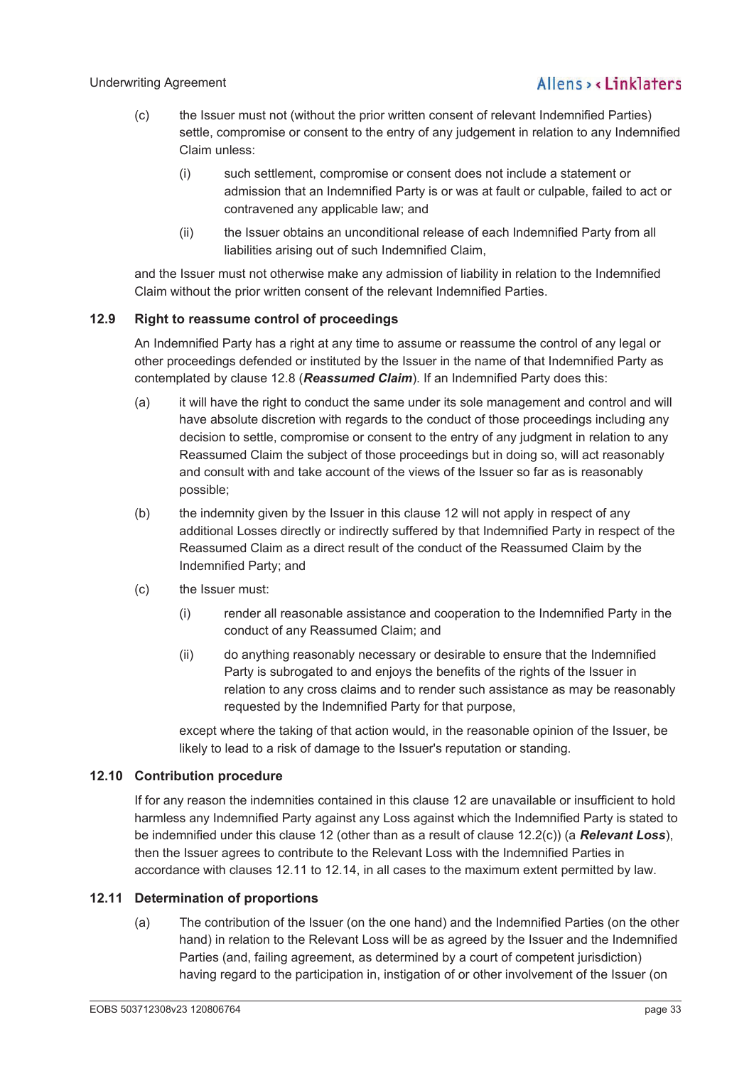(c) the Issuer must not (without the prior written consent of relevant Indemnified Parties) settle, compromise or consent to the entry of any judgement in relation to any Indemnified Claim unless:

(i) such settlement, compromise or consent does not include a statement or admission that an Indemnified Party is or was at fault or culpable, failed to act or contravened any applicable law; and

(ii) the Issuer obtains an unconditional release of each Indemnified Party from all liabilities arising out of such Indemnified Claim,

and the Issuer must not otherwise make any admission of liability in relation to the Indemnified Claim without the prior written consent of the relevant Indemnified Parties.

### 12.9 Right to reassume control of proceedings

An Indemnified Party has a right at any time to assume or reassume the control of any legal or other proceedings defended or instituted by the Issuer in the name of that Indemnified Party as contemplated by clause 12.8 (***Reassumed Claim***). If an Indemnified Party does this:

(a) it will have the right to conduct the same under its sole management and control and will have absolute discretion with regards to the conduct of those proceedings including any decision to settle, compromise or consent to the entry of any judgment in relation to any Reassumed Claim the subject of those proceedings but in doing so, will act reasonably and consult with and take account of the views of the Issuer so far as is reasonably possible;

(b) the indemnity given by the Issuer in this clause 12 will not apply in respect of any additional Losses directly or indirectly suffered by that Indemnified Party in respect of the Reassumed Claim as a direct result of the conduct of the Reassumed Claim by the Indemnified Party; and

(c) the Issuer must:

(i) render all reasonable assistance and cooperation to the Indemnified Party in the conduct of any Reassumed Claim; and

(ii) do anything reasonably necessary or desirable to ensure that the Indemnified Party is subrogated to and enjoys the benefits of the rights of the Issuer in relation to any cross claims and to render such assistance as may be reasonably requested by the Indemnified Party for that purpose,

except where the taking of that action would, in the reasonable opinion of the Issuer, be likely to lead to a risk of damage to the Issuer's reputation or standing.

### 12.10 Contribution procedure

If for any reason the indemnities contained in this clause 12 are unavailable or insufficient to hold harmless any Indemnified Party against any Loss against which the Indemnified Party is stated to be indemnified under this clause 12 (other than as a result of clause 12.2(c)) (a ***Relevant Loss***), then the Issuer agrees to contribute to the Relevant Loss with the Indemnified Parties in accordance with clauses 12.11 to 12.14, in all cases to the maximum extent permitted by law.

### 12.11 Determination of proportions

(a) The contribution of the Issuer (on the one hand) and the Indemnified Parties (on the other hand) in relation to the Relevant Loss will be as agreed by the Issuer and the Indemnified Parties (and, failing agreement, as determined by a court of competent jurisdiction) having regard to the participation in, instigation of or other involvement of the Issuer (on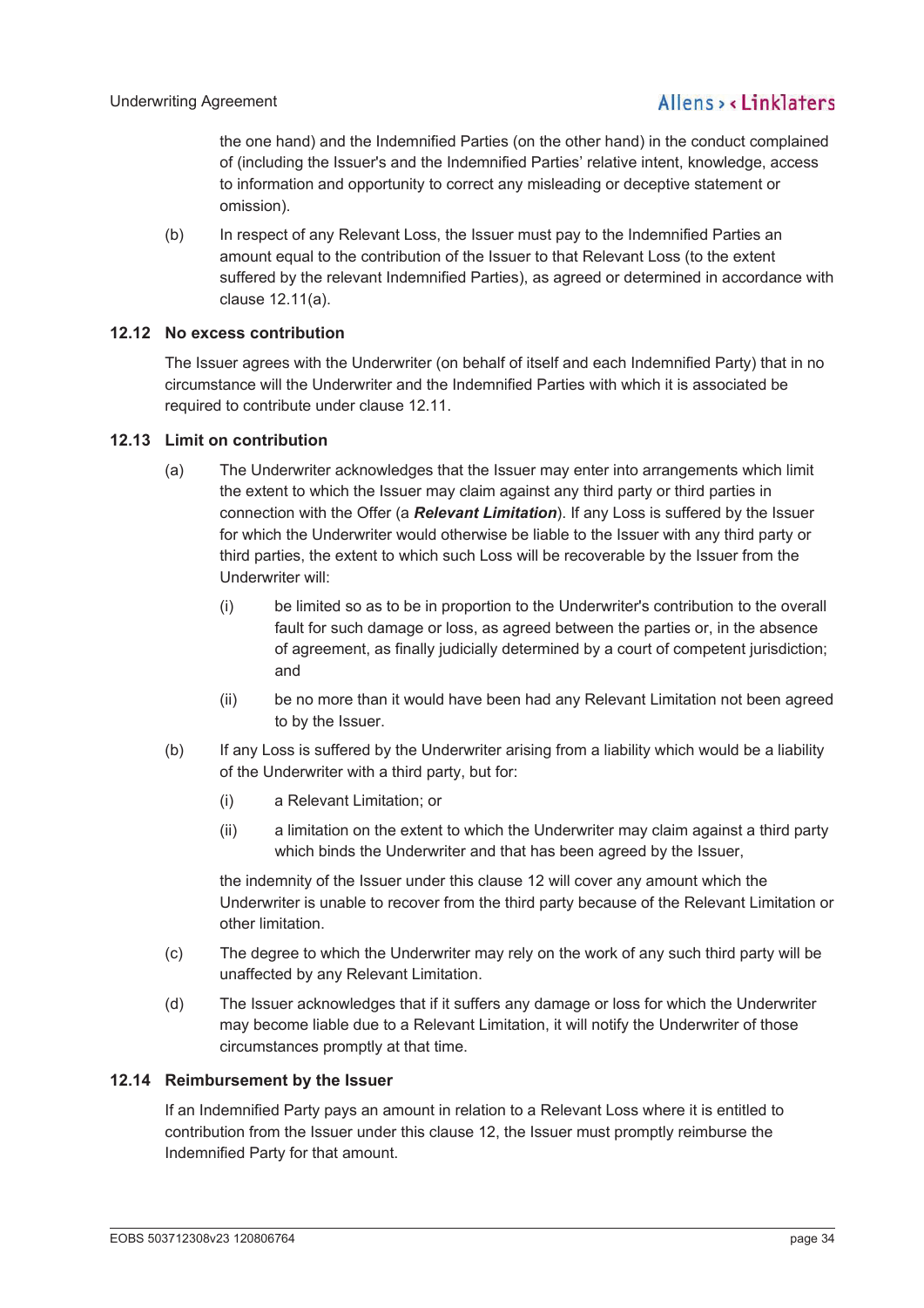the one hand) and the Indemnified Parties (on the other hand) in the conduct complained of (including the Issuer's and the Indemnified Parties' relative intent, knowledge, access to information and opportunity to correct any misleading or deceptive statement or omission).

(b) In respect of any Relevant Loss, the Issuer must pay to the Indemnified Parties an amount equal to the contribution of the Issuer to that Relevant Loss (to the extent suffered by the relevant Indemnified Parties), as agreed or determined in accordance with clause 12.11(a).

### 12.12 No excess contribution

The Issuer agrees with the Underwriter (on behalf of itself and each Indemnified Party) that in no circumstance will the Underwriter and the Indemnified Parties with which it is associated be required to contribute under clause 12.11.

### 12.13 Limit on contribution

(a) The Underwriter acknowledges that the Issuer may enter into arrangements which limit the extent to which the Issuer may claim against any third party or third parties in connection with the Offer (a ***Relevant Limitation***). If any Loss is suffered by the Issuer for which the Underwriter would otherwise be liable to the Issuer with any third party or third parties, the extent to which such Loss will be recoverable by the Issuer from the Underwriter will:

  (i) be limited so as to be in proportion to the Underwriter's contribution to the overall fault for such damage or loss, as agreed between the parties or, in the absence of agreement, as finally judicially determined by a court of competent jurisdiction; and

  (ii) be no more than it would have been had any Relevant Limitation not been agreed to by the Issuer.

(b) If any Loss is suffered by the Underwriter arising from a liability which would be a liability of the Underwriter with a third party, but for:

  (i) a Relevant Limitation; or

  (ii) a limitation on the extent to which the Underwriter may claim against a third party which binds the Underwriter and that has been agreed by the Issuer,

  the indemnity of the Issuer under this clause 12 will cover any amount which the Underwriter is unable to recover from the third party because of the Relevant Limitation or other limitation.

(c) The degree to which the Underwriter may rely on the work of any such third party will be unaffected by any Relevant Limitation.

(d) The Issuer acknowledges that if it suffers any damage or loss for which the Underwriter may become liable due to a Relevant Limitation, it will notify the Underwriter of those circumstances promptly at that time.

### 12.14 Reimbursement by the Issuer

If an Indemnified Party pays an amount in relation to a Relevant Loss where it is entitled to contribution from the Issuer under this clause 12, the Issuer must promptly reimburse the Indemnified Party for that amount.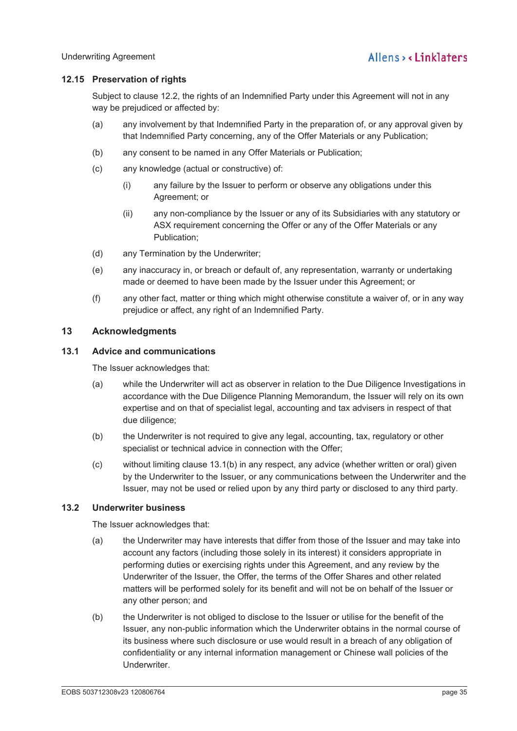### 12.15 Preservation of rights

Subject to clause 12.2, the rights of an Indemnified Party under this Agreement will not in any way be prejudiced or affected by:

(a) any involvement by that Indemnified Party in the preparation of, or any approval given by that Indemnified Party concerning, any of the Offer Materials or any Publication;

(b) any consent to be named in any Offer Materials or Publication;

(c) any knowledge (actual or constructive) of:

  (i) any failure by the Issuer to perform or observe any obligations under this Agreement; or

  (ii) any non-compliance by the Issuer or any of its Subsidiaries with any statutory or ASX requirement concerning the Offer or any of the Offer Materials or any Publication;

(d) any Termination by the Underwriter;

(e) any inaccuracy in, or breach or default of, any representation, warranty or undertaking made or deemed to have been made by the Issuer under this Agreement; or

(f) any other fact, matter or thing which might otherwise constitute a waiver of, or in any way prejudice or affect, any right of an Indemnified Party.

## 13 Acknowledgments

### 13.1 Advice and communications

The Issuer acknowledges that:

(a) while the Underwriter will act as observer in relation to the Due Diligence Investigations in accordance with the Due Diligence Planning Memorandum, the Issuer will rely on its own expertise and on that of specialist legal, accounting and tax advisers in respect of that due diligence;

(b) the Underwriter is not required to give any legal, accounting, tax, regulatory or other specialist or technical advice in connection with the Offer;

(c) without limiting clause 13.1(b) in any respect, any advice (whether written or oral) given by the Underwriter to the Issuer, or any communications between the Underwriter and the Issuer, may not be used or relied upon by any third party or disclosed to any third party.

### 13.2 Underwriter business

The Issuer acknowledges that:

(a) the Underwriter may have interests that differ from those of the Issuer and may take into account any factors (including those solely in its interest) it considers appropriate in performing duties or exercising rights under this Agreement, and any review by the Underwriter of the Issuer, the Offer, the terms of the Offer Shares and other related matters will be performed solely for its benefit and will not be on behalf of the Issuer or any other person; and

(b) the Underwriter is not obliged to disclose to the Issuer or utilise for the benefit of the Issuer, any non-public information which the Underwriter obtains in the normal course of its business where such disclosure or use would result in a breach of any obligation of confidentiality or any internal information management or Chinese wall policies of the Underwriter.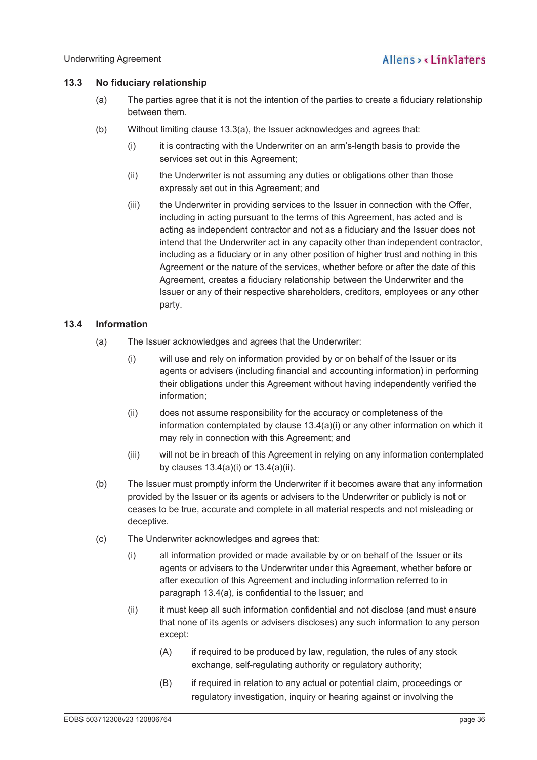### 13.3 No fiduciary relationship

(a) The parties agree that it is not the intention of the parties to create a fiduciary relationship between them.

(b) Without limiting clause 13.3(a), the Issuer acknowledges and agrees that:

(i) it is contracting with the Underwriter on an arm's-length basis to provide the services set out in this Agreement;

(ii) the Underwriter is not assuming any duties or obligations other than those expressly set out in this Agreement; and

(iii) the Underwriter in providing services to the Issuer in connection with the Offer, including in acting pursuant to the terms of this Agreement, has acted and is acting as independent contractor and not as a fiduciary and the Issuer does not intend that the Underwriter act in any capacity other than independent contractor, including as a fiduciary or in any other position of higher trust and nothing in this Agreement or the nature of the services, whether before or after the date of this Agreement, creates a fiduciary relationship between the Underwriter and the Issuer or any of their respective shareholders, creditors, employees or any other party.

### 13.4 Information

(a) The Issuer acknowledges and agrees that the Underwriter:

(i) will use and rely on information provided by or on behalf of the Issuer or its agents or advisers (including financial and accounting information) in performing their obligations under this Agreement without having independently verified the information;

(ii) does not assume responsibility for the accuracy or completeness of the information contemplated by clause 13.4(a)(i) or any other information on which it may rely in connection with this Agreement; and

(iii) will not be in breach of this Agreement in relying on any information contemplated by clauses 13.4(a)(i) or 13.4(a)(ii).

(b) The Issuer must promptly inform the Underwriter if it becomes aware that any information provided by the Issuer or its agents or advisers to the Underwriter or publicly is not or ceases to be true, accurate and complete in all material respects and not misleading or deceptive.

(c) The Underwriter acknowledges and agrees that:

(i) all information provided or made available by or on behalf of the Issuer or its agents or advisers to the Underwriter under this Agreement, whether before or after execution of this Agreement and including information referred to in paragraph 13.4(a), is confidential to the Issuer; and

(ii) it must keep all such information confidential and not disclose (and must ensure that none of its agents or advisers discloses) any such information to any person except:

(A) if required to be produced by law, regulation, the rules of any stock exchange, self-regulating authority or regulatory authority;

(B) if required in relation to any actual or potential claim, proceedings or regulatory investigation, inquiry or hearing against or involving the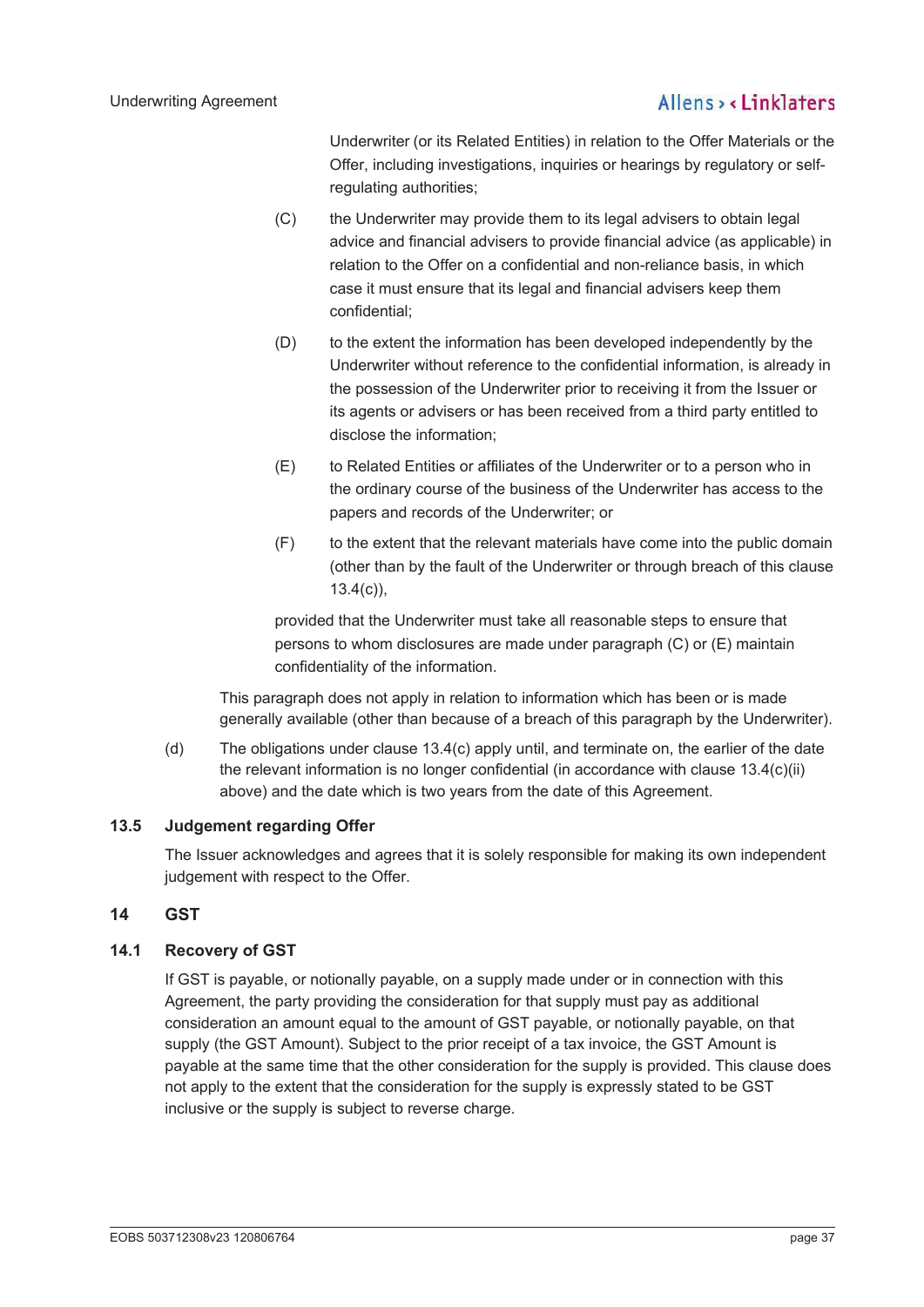Underwriter (or its Related Entities) in relation to the Offer Materials or the Offer, including investigations, inquiries or hearings by regulatory or self-regulating authorities;

(C) the Underwriter may provide them to its legal advisers to obtain legal advice and financial advisers to provide financial advice (as applicable) in relation to the Offer on a confidential and non-reliance basis, in which case it must ensure that its legal and financial advisers keep them confidential;

(D) to the extent the information has been developed independently by the Underwriter without reference to the confidential information, is already in the possession of the Underwriter prior to receiving it from the Issuer or its agents or advisers or has been received from a third party entitled to disclose the information;

(E) to Related Entities or affiliates of the Underwriter or to a person who in the ordinary course of the business of the Underwriter has access to the papers and records of the Underwriter; or

(F) to the extent that the relevant materials have come into the public domain (other than by the fault of the Underwriter or through breach of this clause 13.4(c)),

provided that the Underwriter must take all reasonable steps to ensure that persons to whom disclosures are made under paragraph (C) or (E) maintain confidentiality of the information.

This paragraph does not apply in relation to information which has been or is made generally available (other than because of a breach of this paragraph by the Underwriter).

(d) The obligations under clause 13.4(c) apply until, and terminate on, the earlier of the date the relevant information is no longer confidential (in accordance with clause 13.4(c)(ii) above) and the date which is two years from the date of this Agreement.

### 13.5 Judgement regarding Offer

The Issuer acknowledges and agrees that it is solely responsible for making its own independent judgement with respect to the Offer.

## 14 GST

### 14.1 Recovery of GST

If GST is payable, or notionally payable, on a supply made under or in connection with this Agreement, the party providing the consideration for that supply must pay as additional consideration an amount equal to the amount of GST payable, or notionally payable, on that supply (the GST Amount). Subject to the prior receipt of a tax invoice, the GST Amount is payable at the same time that the other consideration for the supply is provided. This clause does not apply to the extent that the consideration for the supply is expressly stated to be GST inclusive or the supply is subject to reverse charge.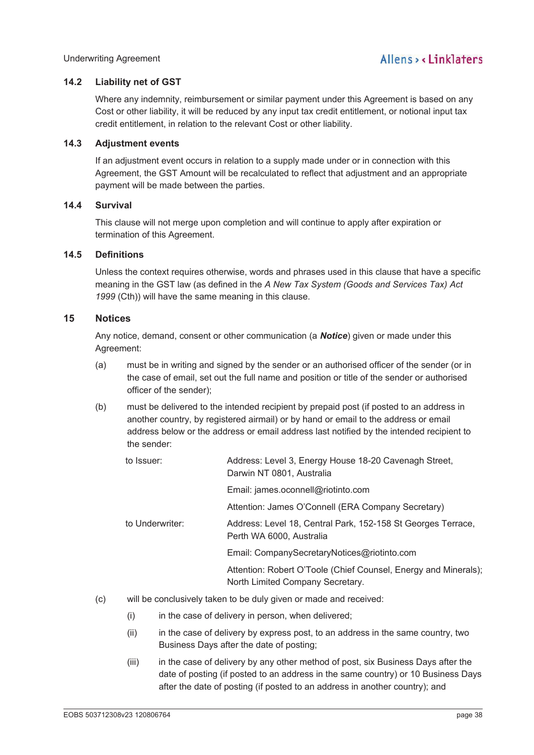### 14.2 Liability net of GST

Where any indemnity, reimbursement or similar payment under this Agreement is based on any Cost or other liability, it will be reduced by any input tax credit entitlement, or notional input tax credit entitlement, in relation to the relevant Cost or other liability.

### 14.3 Adjustment events

If an adjustment event occurs in relation to a supply made under or in connection with this Agreement, the GST Amount will be recalculated to reflect that adjustment and an appropriate payment will be made between the parties.

### 14.4 Survival

This clause will not merge upon completion and will continue to apply after expiration or termination of this Agreement.

### 14.5 Definitions

Unless the context requires otherwise, words and phrases used in this clause that have a specific meaning in the GST law (as defined in the *A New Tax System (Goods and Services Tax) Act 1999* (Cth)) will have the same meaning in this clause.

## 15 Notices

Any notice, demand, consent or other communication (a ***Notice***) given or made under this Agreement:

(a) must be in writing and signed by the sender or an authorised officer of the sender (or in the case of email, set out the full name and position or title of the sender or authorised officer of the sender);

(b) must be delivered to the intended recipient by prepaid post (if posted to an address in another country, by registered airmail) or by hand or email to the address or email address below or the address or email address last notified by the intended recipient to the sender:

| | |
|---|---|
| to Issuer: | Address: Level 3, Energy House 18-20 Cavenagh Street, Darwin NT 0801, Australia |
| | Email: james.oconnell@riotinto.com |
| | Attention: James O'Connell (ERA Company Secretary) |
| to Underwriter: | Address: Level 18, Central Park, 152-158 St Georges Terrace, Perth WA 6000, Australia |
| | Email: CompanySecretaryNotices@riotinto.com |
| | Attention: Robert O'Toole (Chief Counsel, Energy and Minerals); North Limited Company Secretary. |

(c) will be conclusively taken to be duly given or made and received:

(i) in the case of delivery in person, when delivered;

(ii) in the case of delivery by express post, to an address in the same country, two Business Days after the date of posting;

(iii) in the case of delivery by any other method of post, six Business Days after the date of posting (if posted to an address in the same country) or 10 Business Days after the date of posting (if posted to an address in another country); and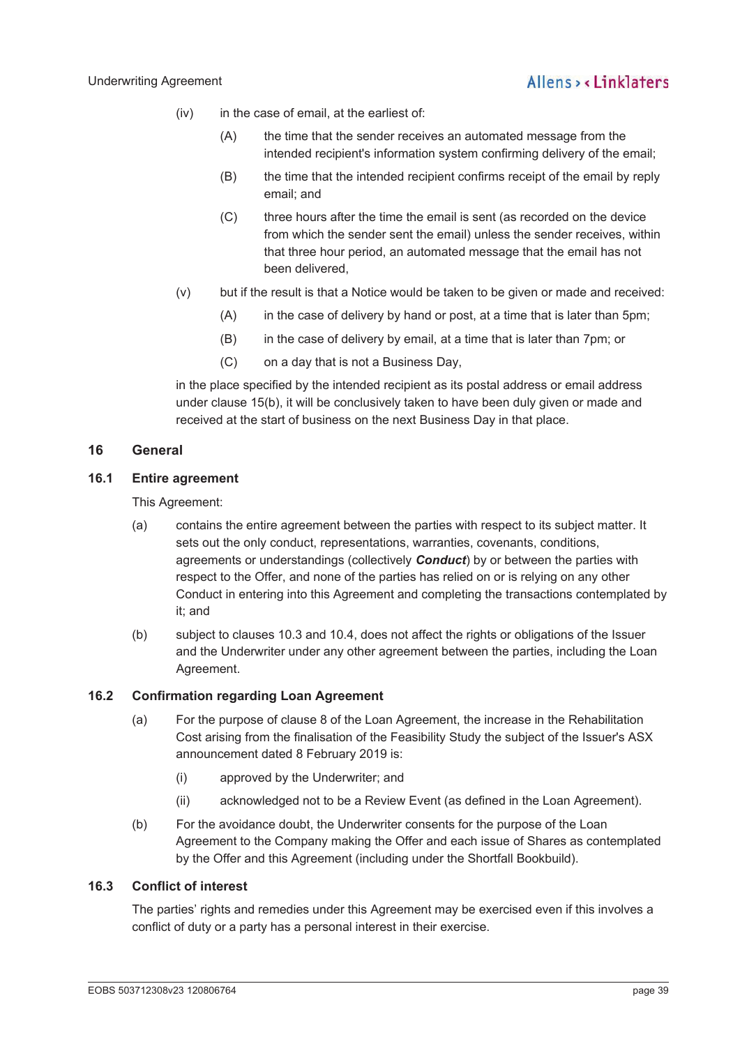(iv) in the case of email, at the earliest of:

(A) the time that the sender receives an automated message from the intended recipient's information system confirming delivery of the email;

(B) the time that the intended recipient confirms receipt of the email by reply email; and

(C) three hours after the time the email is sent (as recorded on the device from which the sender sent the email) unless the sender receives, within that three hour period, an automated message that the email has not been delivered,

(v) but if the result is that a Notice would be taken to be given or made and received:

(A) in the case of delivery by hand or post, at a time that is later than 5pm;

(B) in the case of delivery by email, at a time that is later than 7pm; or

(C) on a day that is not a Business Day,

in the place specified by the intended recipient as its postal address or email address under clause 15(b), it will be conclusively taken to have been duly given or made and received at the start of business on the next Business Day in that place.

## 16 General

### 16.1 Entire agreement

This Agreement:

(a) contains the entire agreement between the parties with respect to its subject matter. It sets out the only conduct, representations, warranties, covenants, conditions, agreements or understandings (collectively ***Conduct***) by or between the parties with respect to the Offer, and none of the parties has relied on or is relying on any other Conduct in entering into this Agreement and completing the transactions contemplated by it; and

(b) subject to clauses 10.3 and 10.4, does not affect the rights or obligations of the Issuer and the Underwriter under any other agreement between the parties, including the Loan Agreement.

### 16.2 Confirmation regarding Loan Agreement

(a) For the purpose of clause 8 of the Loan Agreement, the increase in the Rehabilitation Cost arising from the finalisation of the Feasibility Study the subject of the Issuer's ASX announcement dated 8 February 2019 is:

(i) approved by the Underwriter; and

(ii) acknowledged not to be a Review Event (as defined in the Loan Agreement).

(b) For the avoidance doubt, the Underwriter consents for the purpose of the Loan Agreement to the Company making the Offer and each issue of Shares as contemplated by the Offer and this Agreement (including under the Shortfall Bookbuild).

### 16.3 Conflict of interest

The parties' rights and remedies under this Agreement may be exercised even if this involves a conflict of duty or a party has a personal interest in their exercise.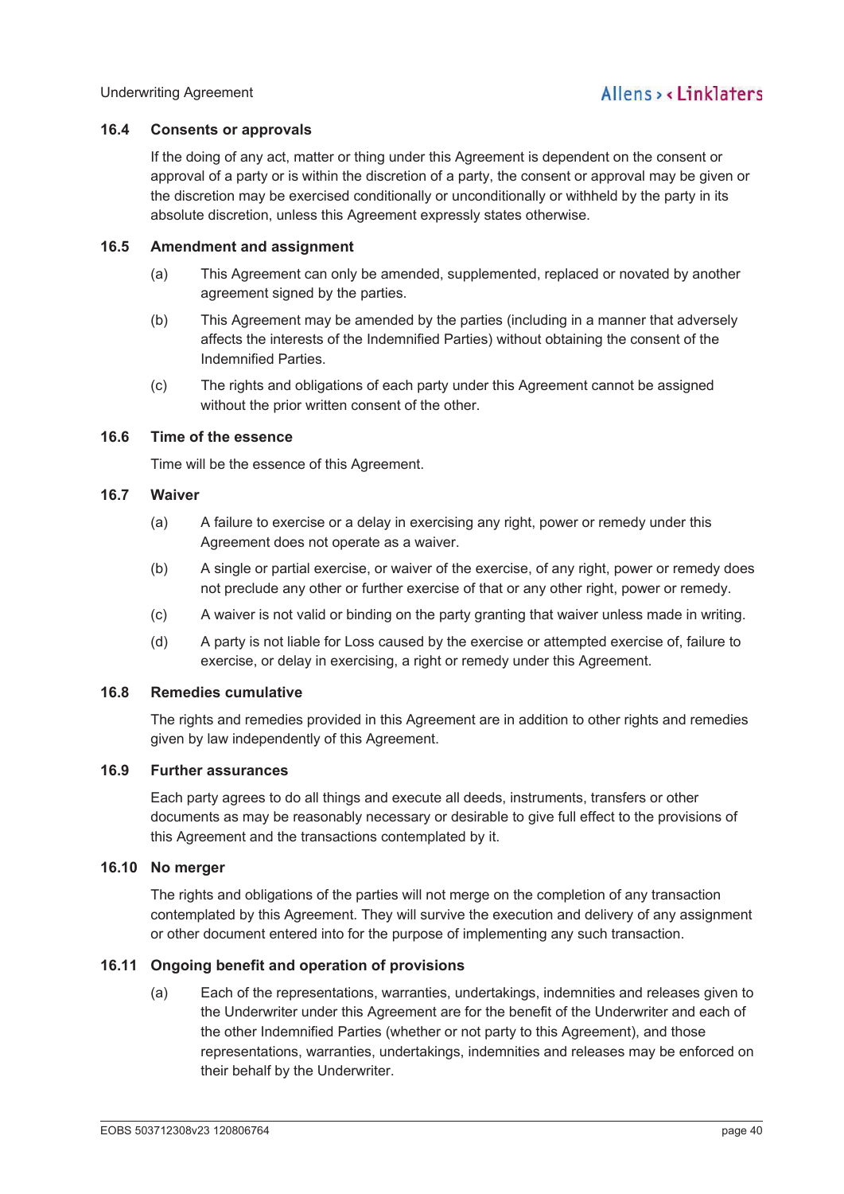### 16.4 Consents or approvals

If the doing of any act, matter or thing under this Agreement is dependent on the consent or approval of a party or is within the discretion of a party, the consent or approval may be given or the discretion may be exercised conditionally or unconditionally or withheld by the party in its absolute discretion, unless this Agreement expressly states otherwise.

### 16.5 Amendment and assignment

(a) This Agreement can only be amended, supplemented, replaced or novated by another agreement signed by the parties.

(b) This Agreement may be amended by the parties (including in a manner that adversely affects the interests of the Indemnified Parties) without obtaining the consent of the Indemnified Parties.

(c) The rights and obligations of each party under this Agreement cannot be assigned without the prior written consent of the other.

### 16.6 Time of the essence

Time will be the essence of this Agreement.

### 16.7 Waiver

(a) A failure to exercise or a delay in exercising any right, power or remedy under this Agreement does not operate as a waiver.

(b) A single or partial exercise, or waiver of the exercise, of any right, power or remedy does not preclude any other or further exercise of that or any other right, power or remedy.

(c) A waiver is not valid or binding on the party granting that waiver unless made in writing.

(d) A party is not liable for Loss caused by the exercise or attempted exercise of, failure to exercise, or delay in exercising, a right or remedy under this Agreement.

### 16.8 Remedies cumulative

The rights and remedies provided in this Agreement are in addition to other rights and remedies given by law independently of this Agreement.

### 16.9 Further assurances

Each party agrees to do all things and execute all deeds, instruments, transfers or other documents as may be reasonably necessary or desirable to give full effect to the provisions of this Agreement and the transactions contemplated by it.

### 16.10 No merger

The rights and obligations of the parties will not merge on the completion of any transaction contemplated by this Agreement. They will survive the execution and delivery of any assignment or other document entered into for the purpose of implementing any such transaction.

### 16.11 Ongoing benefit and operation of provisions

(a) Each of the representations, warranties, undertakings, indemnities and releases given to the Underwriter under this Agreement are for the benefit of the Underwriter and each of the other Indemnified Parties (whether or not party to this Agreement), and those representations, warranties, undertakings, indemnities and releases may be enforced on their behalf by the Underwriter.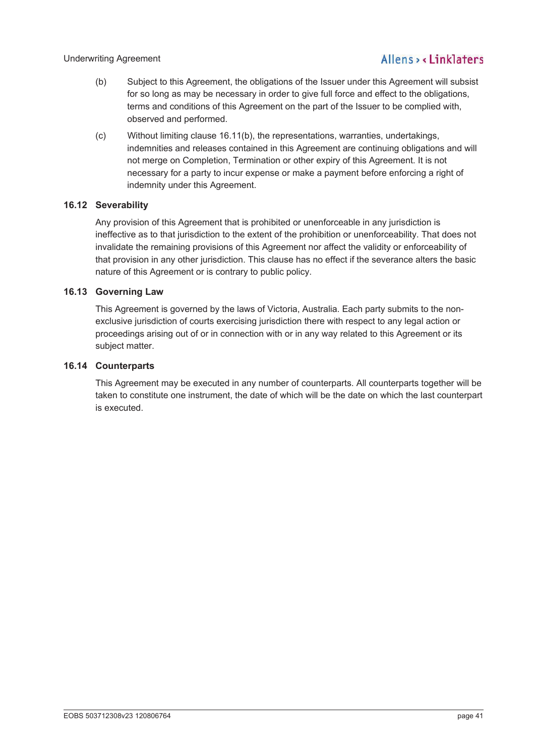(b) Subject to this Agreement, the obligations of the Issuer under this Agreement will subsist for so long as may be necessary in order to give full force and effect to the obligations, terms and conditions of this Agreement on the part of the Issuer to be complied with, observed and performed.

(c) Without limiting clause 16.11(b), the representations, warranties, undertakings, indemnities and releases contained in this Agreement are continuing obligations and will not merge on Completion, Termination or other expiry of this Agreement. It is not necessary for a party to incur expense or make a payment before enforcing a right of indemnity under this Agreement.

### 16.12 Severability

Any provision of this Agreement that is prohibited or unenforceable in any jurisdiction is ineffective as to that jurisdiction to the extent of the prohibition or unenforceability. That does not invalidate the remaining provisions of this Agreement nor affect the validity or enforceability of that provision in any other jurisdiction. This clause has no effect if the severance alters the basic nature of this Agreement or is contrary to public policy.

### 16.13 Governing Law

This Agreement is governed by the laws of Victoria, Australia. Each party submits to the non-exclusive jurisdiction of courts exercising jurisdiction there with respect to any legal action or proceedings arising out of or in connection with or in any way related to this Agreement or its subject matter.

### 16.14 Counterparts

This Agreement may be executed in any number of counterparts. All counterparts together will be taken to constitute one instrument, the date of which will be the date on which the last counterpart is executed.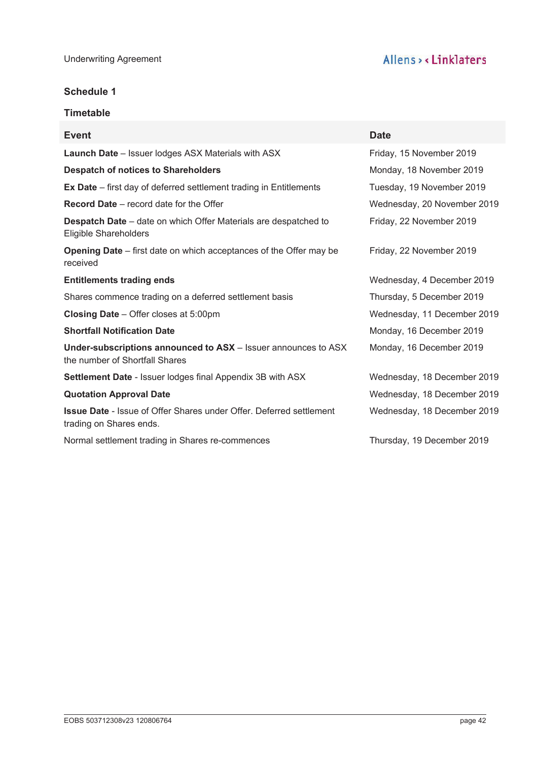## Schedule 1

### Timetable

| Event | Date |
| --- | --- |
| **Launch Date** – Issuer lodges ASX Materials with ASX | Friday, 15 November 2019 |
| **Despatch of notices to Shareholders** | Monday, 18 November 2019 |
| **Ex Date** – first day of deferred settlement trading in Entitlements | Tuesday, 19 November 2019 |
| **Record Date** – record date for the Offer | Wednesday, 20 November 2019 |
| **Despatch Date** – date on which Offer Materials are despatched to Eligible Shareholders | Friday, 22 November 2019 |
| **Opening Date** – first date on which acceptances of the Offer may be received | Friday, 22 November 2019 |
| **Entitlements trading ends** | Wednesday, 4 December 2019 |
| Shares commence trading on a deferred settlement basis | Thursday, 5 December 2019 |
| **Closing Date** – Offer closes at 5:00pm | Wednesday, 11 December 2019 |
| **Shortfall Notification Date** | Monday, 16 December 2019 |
| **Under-subscriptions announced to ASX** – Issuer announces to ASX the number of Shortfall Shares | Monday, 16 December 2019 |
| **Settlement Date** - Issuer lodges final Appendix 3B with ASX | Wednesday, 18 December 2019 |
| **Quotation Approval Date** | Wednesday, 18 December 2019 |
| **Issue Date** - Issue of Offer Shares under Offer. Deferred settlement trading on Shares ends. | Wednesday, 18 December 2019 |
| Normal settlement trading in Shares re-commences | Thursday, 19 December 2019 |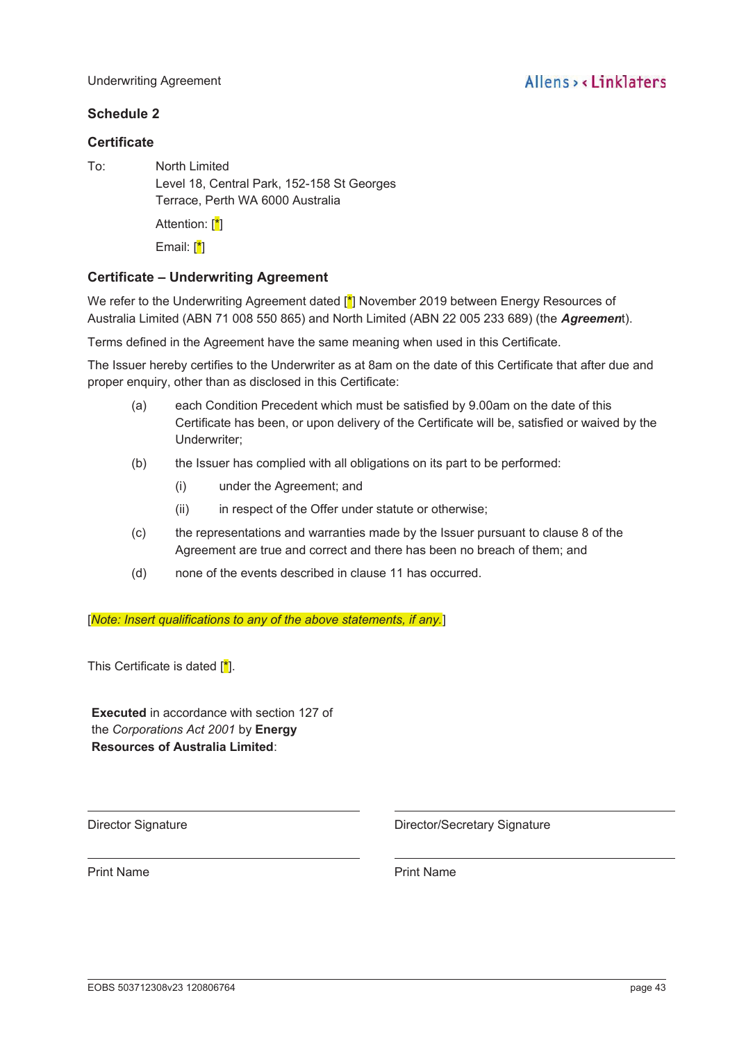## Schedule 2

### Certificate

To: North Limited
Level 18, Central Park, 152-158 St Georges Terrace, Perth WA 6000 Australia

Attention: [*]

Email: [*]

### Certificate – Underwriting Agreement

We refer to the Underwriting Agreement dated [*] November 2019 between Energy Resources of Australia Limited (ABN 71 008 550 865) and North Limited (ABN 22 005 233 689) (the ***Agreement***).

Terms defined in the Agreement have the same meaning when used in this Certificate.

The Issuer hereby certifies to the Underwriter as at 8am on the date of this Certificate that after due and proper enquiry, other than as disclosed in this Certificate:

(a) each Condition Precedent which must be satisfied by 9.00am on the date of this Certificate has been, or upon delivery of the Certificate will be, satisfied or waived by the Underwriter;

(b) the Issuer has complied with all obligations on its part to be performed:

   (i) under the Agreement; and

   (ii) in respect of the Offer under statute or otherwise;

(c) the representations and warranties made by the Issuer pursuant to clause 8 of the Agreement are true and correct and there has been no breach of them; and

(d) none of the events described in clause 11 has occurred.

[*Note: Insert qualifications to any of the above statements, if any.*]

This Certificate is dated [*].

**Executed** in accordance with section 127 of the *Corporations Act 2001* by **Energy Resources of Australia Limited**:

| | |
|---|---|
| Director Signature | Director/Secretary Signature |
| Print Name | Print Name |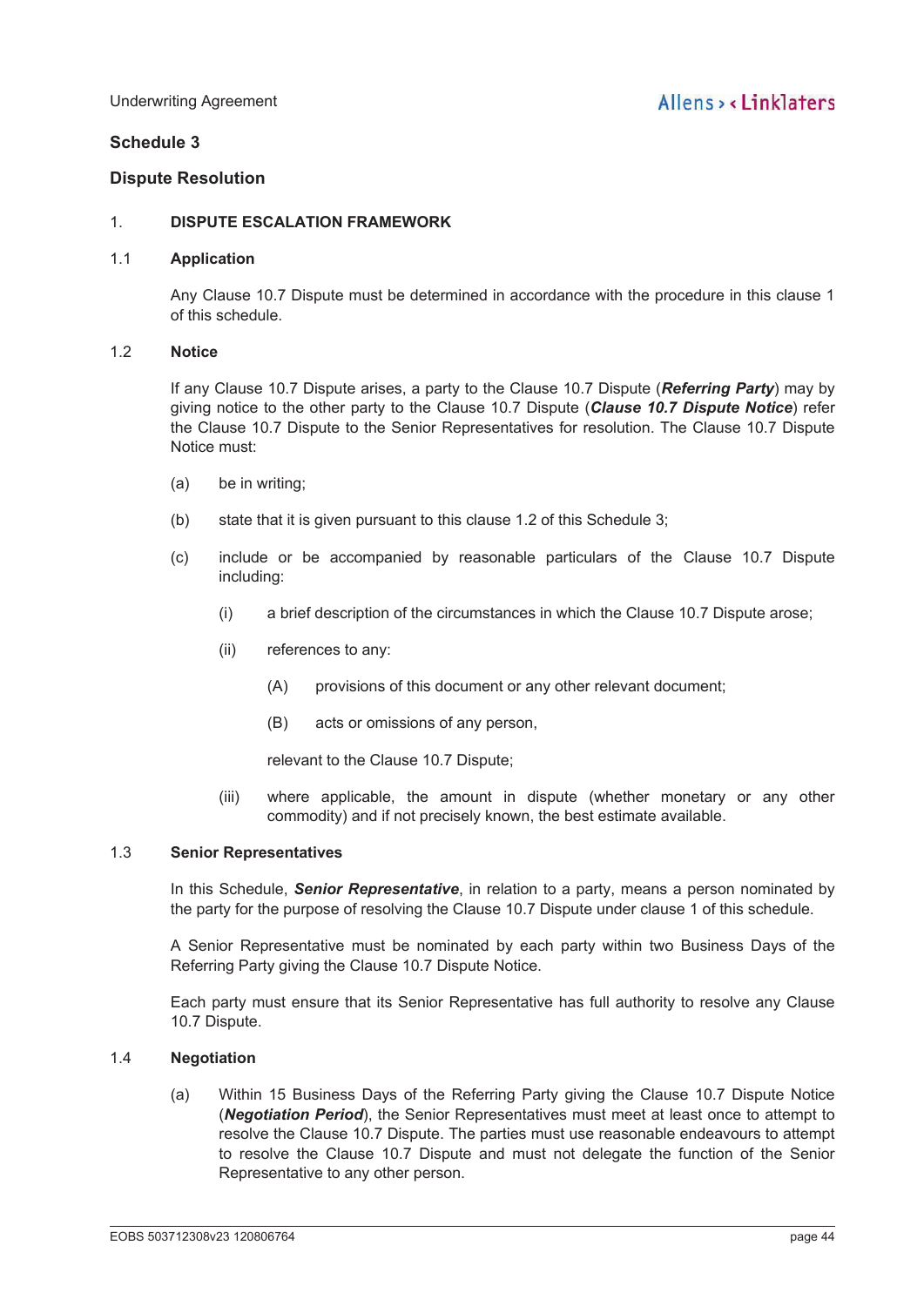## Schedule 3

## Dispute Resolution

### 1. DISPUTE ESCALATION FRAMEWORK

#### 1.1 Application

Any Clause 10.7 Dispute must be determined in accordance with the procedure in this clause 1 of this schedule.

#### 1.2 Notice

If any Clause 10.7 Dispute arises, a party to the Clause 10.7 Dispute (***Referring Party***) may by giving notice to the other party to the Clause 10.7 Dispute (***Clause 10.7 Dispute Notice***) refer the Clause 10.7 Dispute to the Senior Representatives for resolution. The Clause 10.7 Dispute Notice must:

(a) be in writing;

(b) state that it is given pursuant to this clause 1.2 of this Schedule 3;

(c) include or be accompanied by reasonable particulars of the Clause 10.7 Dispute including:

  (i) a brief description of the circumstances in which the Clause 10.7 Dispute arose;

  (ii) references to any:

    (A) provisions of this document or any other relevant document;

    (B) acts or omissions of any person,

  relevant to the Clause 10.7 Dispute;

  (iii) where applicable, the amount in dispute (whether monetary or any other commodity) and if not precisely known, the best estimate available.

#### 1.3 Senior Representatives

In this Schedule, ***Senior Representative***, in relation to a party, means a person nominated by the party for the purpose of resolving the Clause 10.7 Dispute under clause 1 of this schedule.

A Senior Representative must be nominated by each party within two Business Days of the Referring Party giving the Clause 10.7 Dispute Notice.

Each party must ensure that its Senior Representative has full authority to resolve any Clause 10.7 Dispute.

#### 1.4 Negotiation

(a) Within 15 Business Days of the Referring Party giving the Clause 10.7 Dispute Notice (***Negotiation Period***), the Senior Representatives must meet at least once to attempt to resolve the Clause 10.7 Dispute. The parties must use reasonable endeavours to attempt to resolve the Clause 10.7 Dispute and must not delegate the function of the Senior Representative to any other person.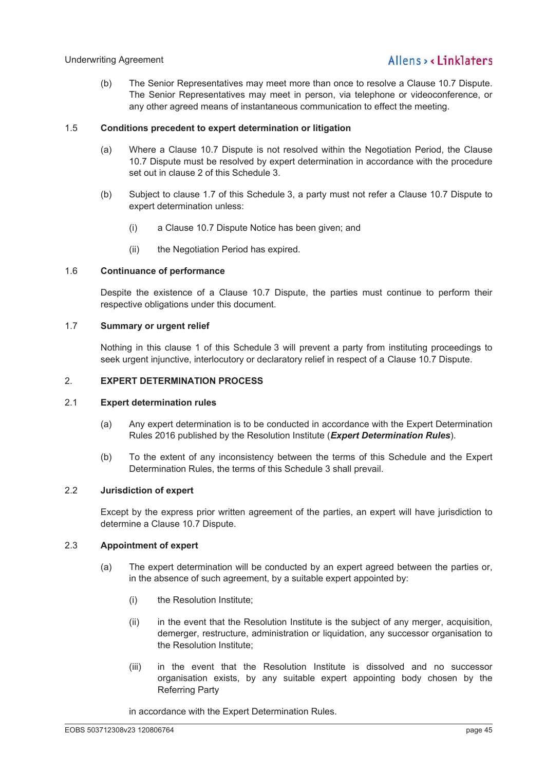(b) The Senior Representatives may meet more than once to resolve a Clause 10.7 Dispute. The Senior Representatives may meet in person, via telephone or videoconference, or any other agreed means of instantaneous communication to effect the meeting.

### 1.5 Conditions precedent to expert determination or litigation

(a) Where a Clause 10.7 Dispute is not resolved within the Negotiation Period, the Clause 10.7 Dispute must be resolved by expert determination in accordance with the procedure set out in clause 2 of this Schedule 3.

(b) Subject to clause 1.7 of this Schedule 3, a party must not refer a Clause 10.7 Dispute to expert determination unless:

(i) a Clause 10.7 Dispute Notice has been given; and

(ii) the Negotiation Period has expired.

### 1.6 Continuance of performance

Despite the existence of a Clause 10.7 Dispute, the parties must continue to perform their respective obligations under this document.

### 1.7 Summary or urgent relief

Nothing in this clause 1 of this Schedule 3 will prevent a party from instituting proceedings to seek urgent injunctive, interlocutory or declaratory relief in respect of a Clause 10.7 Dispute.

## 2. EXPERT DETERMINATION PROCESS

### 2.1 Expert determination rules

(a) Any expert determination is to be conducted in accordance with the Expert Determination Rules 2016 published by the Resolution Institute (***Expert Determination Rules***).

(b) To the extent of any inconsistency between the terms of this Schedule and the Expert Determination Rules, the terms of this Schedule 3 shall prevail.

### 2.2 Jurisdiction of expert

Except by the express prior written agreement of the parties, an expert will have jurisdiction to determine a Clause 10.7 Dispute.

### 2.3 Appointment of expert

(a) The expert determination will be conducted by an expert agreed between the parties or, in the absence of such agreement, by a suitable expert appointed by:

(i) the Resolution Institute;

(ii) in the event that the Resolution Institute is the subject of any merger, acquisition, demerger, restructure, administration or liquidation, any successor organisation to the Resolution Institute;

(iii) in the event that the Resolution Institute is dissolved and no successor organisation exists, by any suitable expert appointing body chosen by the Referring Party

in accordance with the Expert Determination Rules.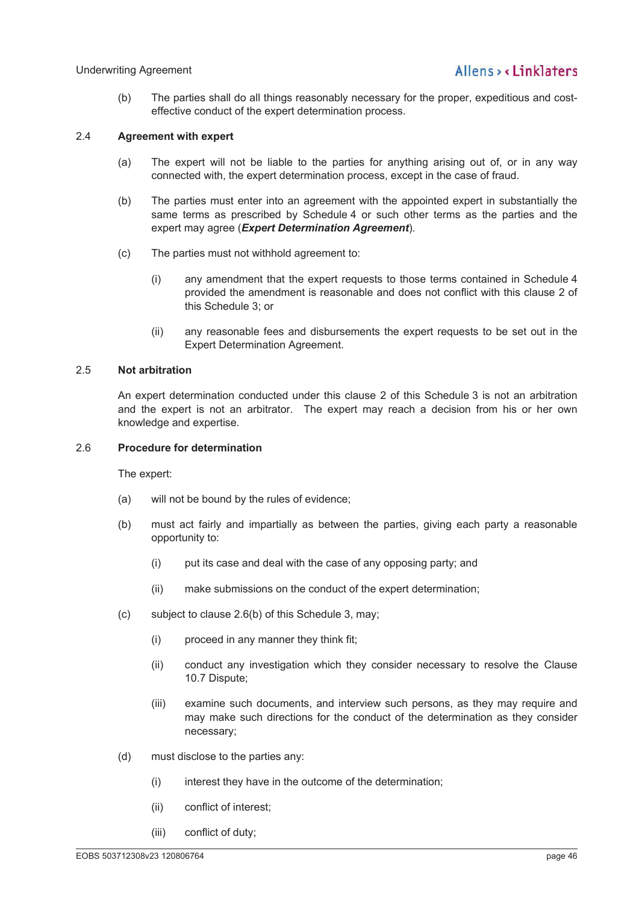(b) The parties shall do all things reasonably necessary for the proper, expeditious and cost-effective conduct of the expert determination process.

### 2.4 Agreement with expert

(a) The expert will not be liable to the parties for anything arising out of, or in any way connected with, the expert determination process, except in the case of fraud.

(b) The parties must enter into an agreement with the appointed expert in substantially the same terms as prescribed by Schedule 4 or such other terms as the parties and the expert may agree (***Expert Determination Agreement***).

(c) The parties must not withhold agreement to:

(i) any amendment that the expert requests to those terms contained in Schedule 4 provided the amendment is reasonable and does not conflict with this clause 2 of this Schedule 3; or

(ii) any reasonable fees and disbursements the expert requests to be set out in the Expert Determination Agreement.

### 2.5 Not arbitration

An expert determination conducted under this clause 2 of this Schedule 3 is not an arbitration and the expert is not an arbitrator. The expert may reach a decision from his or her own knowledge and expertise.

### 2.6 Procedure for determination

The expert:

(a) will not be bound by the rules of evidence;

(b) must act fairly and impartially as between the parties, giving each party a reasonable opportunity to:

(i) put its case and deal with the case of any opposing party; and

(ii) make submissions on the conduct of the expert determination;

(c) subject to clause 2.6(b) of this Schedule 3, may;

(i) proceed in any manner they think fit;

(ii) conduct any investigation which they consider necessary to resolve the Clause 10.7 Dispute;

(iii) examine such documents, and interview such persons, as they may require and may make such directions for the conduct of the determination as they consider necessary;

(d) must disclose to the parties any:

(i) interest they have in the outcome of the determination;

(ii) conflict of interest;

(iii) conflict of duty;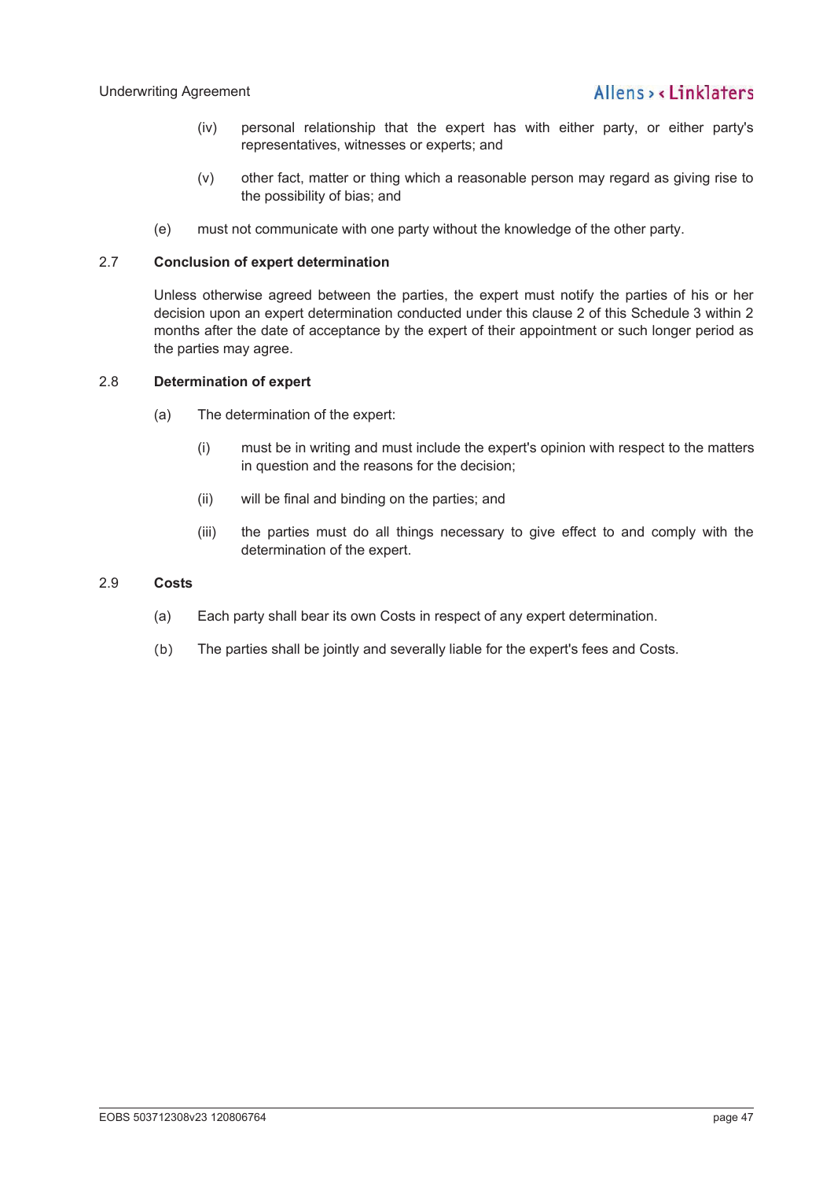(iv) personal relationship that the expert has with either party, or either party's representatives, witnesses or experts; and

(v) other fact, matter or thing which a reasonable person may regard as giving rise to the possibility of bias; and

(e) must not communicate with one party without the knowledge of the other party.

### 2.7 Conclusion of expert determination

Unless otherwise agreed between the parties, the expert must notify the parties of his or her decision upon an expert determination conducted under this clause 2 of this Schedule 3 within 2 months after the date of acceptance by the expert of their appointment or such longer period as the parties may agree.

### 2.8 Determination of expert

(a) The determination of the expert:

(i) must be in writing and must include the expert's opinion with respect to the matters in question and the reasons for the decision;

(ii) will be final and binding on the parties; and

(iii) the parties must do all things necessary to give effect to and comply with the determination of the expert.

### 2.9 Costs

(a) Each party shall bear its own Costs in respect of any expert determination.

(b) The parties shall be jointly and severally liable for the expert's fees and Costs.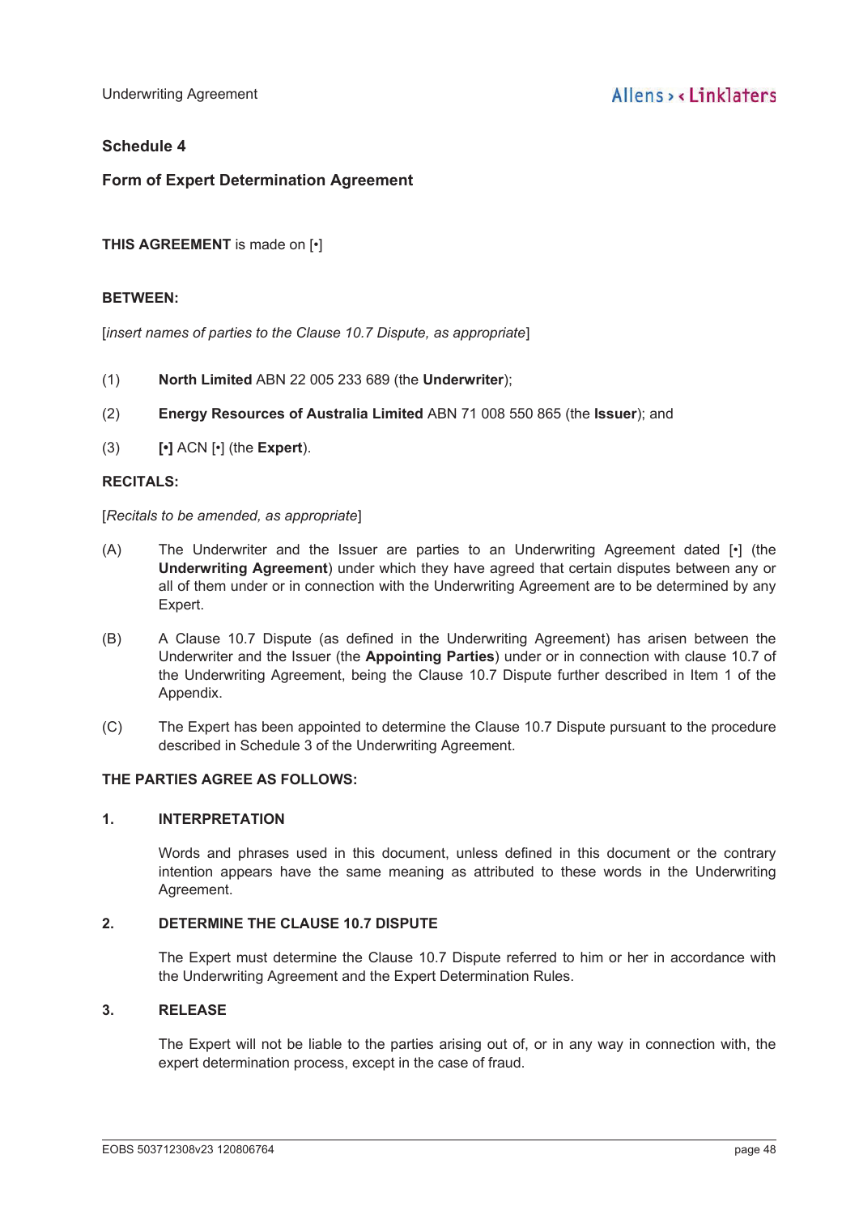## Schedule 4

### Form of Expert Determination Agreement

**THIS AGREEMENT** is made on [•]

**BETWEEN:**

[*insert names of parties to the Clause 10.7 Dispute, as appropriate*]

(1) **North Limited** ABN 22 005 233 689 (the **Underwriter**);

(2) **Energy Resources of Australia Limited** ABN 71 008 550 865 (the **Issuer**); and

(3) **[•]** ACN [•] (the **Expert**).

**RECITALS:**

[*Recitals to be amended, as appropriate*]

(A) The Underwriter and the Issuer are parties to an Underwriting Agreement dated [•] (the **Underwriting Agreement**) under which they have agreed that certain disputes between any or all of them under or in connection with the Underwriting Agreement are to be determined by any Expert.

(B) A Clause 10.7 Dispute (as defined in the Underwriting Agreement) has arisen between the Underwriter and the Issuer (the **Appointing Parties**) under or in connection with clause 10.7 of the Underwriting Agreement, being the Clause 10.7 Dispute further described in Item 1 of the Appendix.

(C) The Expert has been appointed to determine the Clause 10.7 Dispute pursuant to the procedure described in Schedule 3 of the Underwriting Agreement.

**THE PARTIES AGREE AS FOLLOWS:**

**1. INTERPRETATION**

Words and phrases used in this document, unless defined in this document or the contrary intention appears have the same meaning as attributed to these words in the Underwriting Agreement.

**2. DETERMINE THE CLAUSE 10.7 DISPUTE**

The Expert must determine the Clause 10.7 Dispute referred to him or her in accordance with the Underwriting Agreement and the Expert Determination Rules.

**3. RELEASE**

The Expert will not be liable to the parties arising out of, or in any way in connection with, the expert determination process, except in the case of fraud.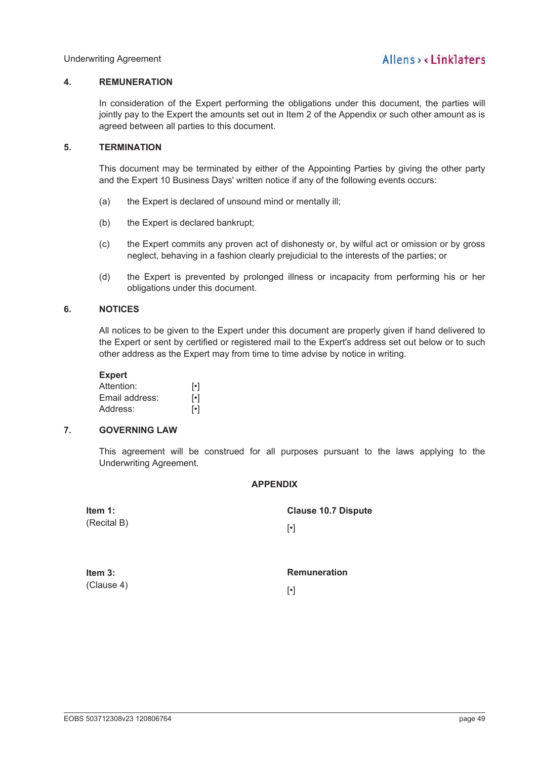## 4. REMUNERATION

In consideration of the Expert performing the obligations under this document, the parties will jointly pay to the Expert the amounts set out in Item 2 of the Appendix or such other amount as is agreed between all parties to this document.

## 5. TERMINATION

This document may be terminated by either of the Appointing Parties by giving the other party and the Expert 10 Business Days' written notice if any of the following events occurs:

(a) the Expert is declared of unsound mind or mentally ill;

(b) the Expert is declared bankrupt;

(c) the Expert commits any proven act of dishonesty or, by wilful act or omission or by gross neglect, behaving in a fashion clearly prejudicial to the interests of the parties; or

(d) the Expert is prevented by prolonged illness or incapacity from performing his or her obligations under this document.

## 6. NOTICES

All notices to be given to the Expert under this document are properly given if hand delivered to the Expert or sent by certified or registered mail to the Expert's address set out below or to such other address as the Expert may from time to time advise by notice in writing.

**Expert**

Attention: [•]
Email address: [•]
Address: [•]

## 7. GOVERNING LAW

This agreement will be construed for all purposes pursuant to the laws applying to the Underwriting Agreement.

### APPENDIX

| | |
|---|---|
| **Item 1:** (Recital B) | **Clause 10.7 Dispute** [•] |
| **Item 3:** (Clause 4) | **Remuneration** [•] |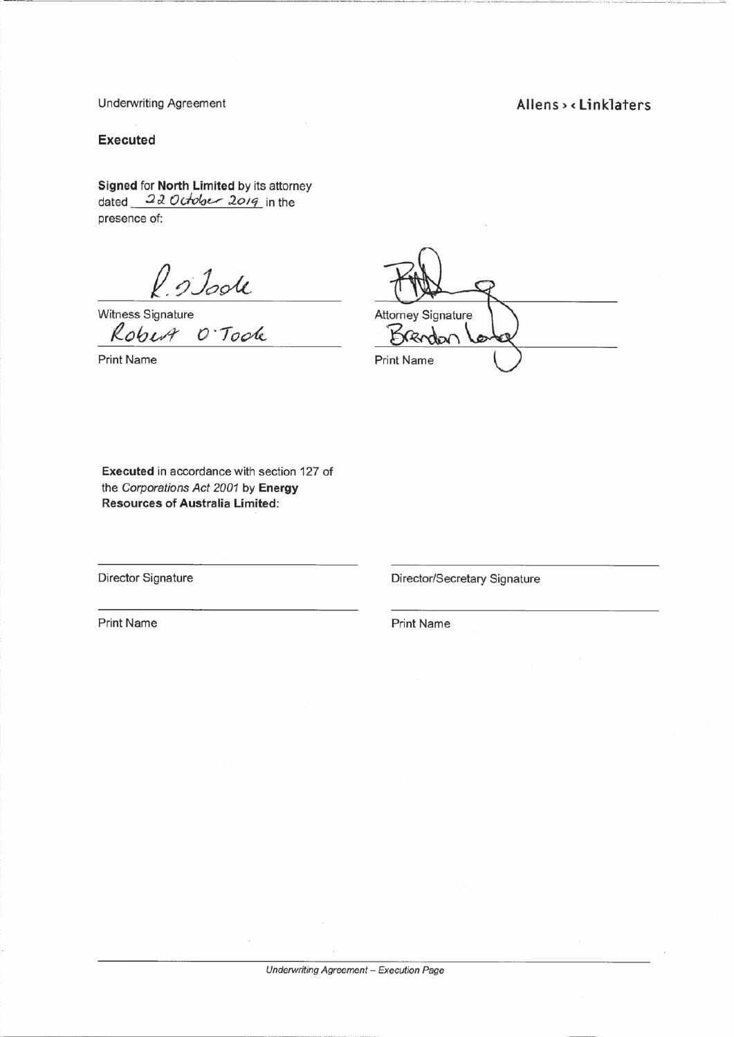**Executed**

**Signed** for **North Limited** by its attorney dated 22 October 2019 in the presence of:

| | |
|---|---|
| *[signature]* | *[signature]* |
| Witness Signature | Attorney Signature |
| Robert O'Toole | Brendon Lee |
| Print Name | Print Name |

**Executed** in accordance with section 127 of the *Corporations Act 2001* by **Energy Resources of Australia Limited**:

| | |
|---|---|
| Director Signature | Director/Secretary Signature |
| Print Name | Print Name |

*Underwriting Agreement – Execution Page*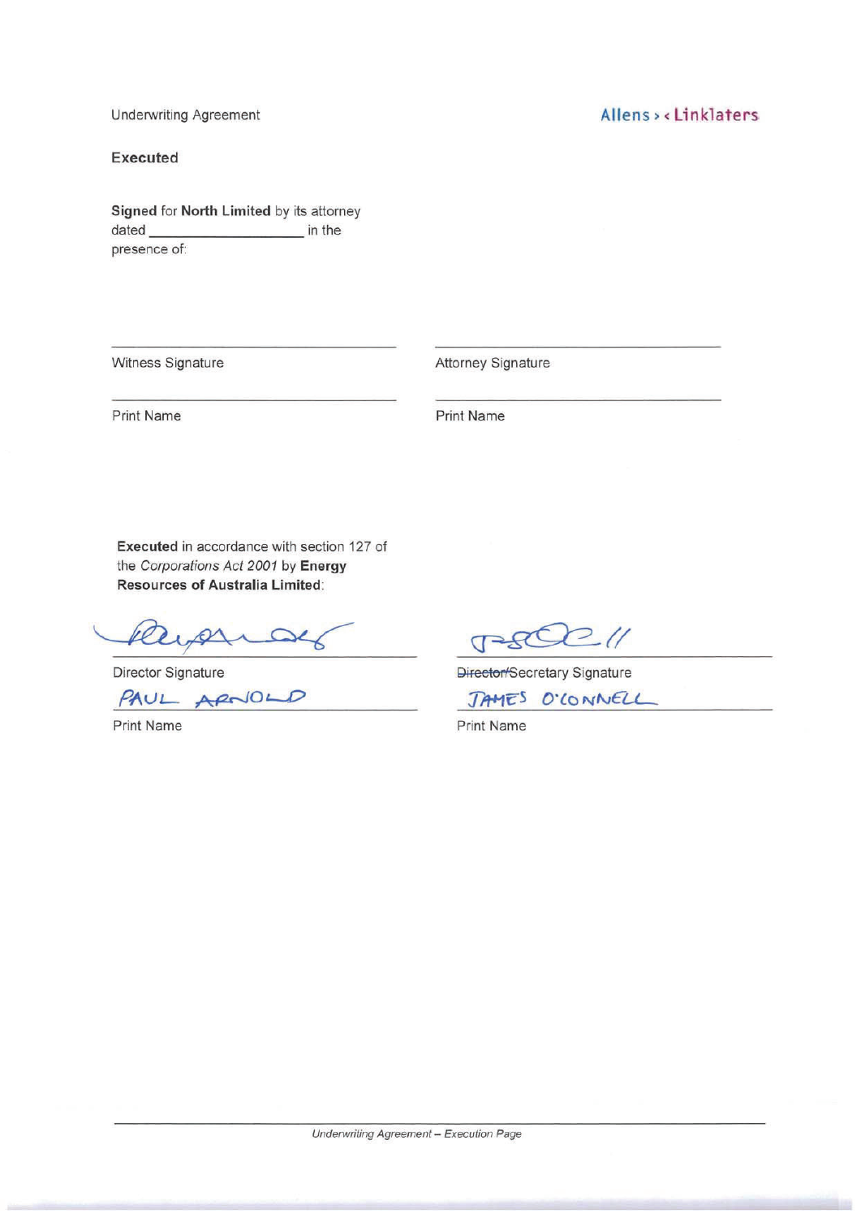**Executed**

**Signed** for **North Limited** by its attorney dated ____________________ in the presence of:

| | |
|---|---|
| ______________________________ | ______________________________ |
| Witness Signature | Attorney Signature |
| ______________________________ | ______________________________ |
| Print Name | Print Name |

**Executed** in accordance with section 127 of the *Corporations Act 2001* by **Energy Resources of Australia Limited**:

| | |
|---|---|
| [signature] | [signature] |
| Director Signature | ~~Director/~~Secretary Signature |
| PAUL ARNOLD | JAMES O'CONNELL |
| Print Name | Print Name |